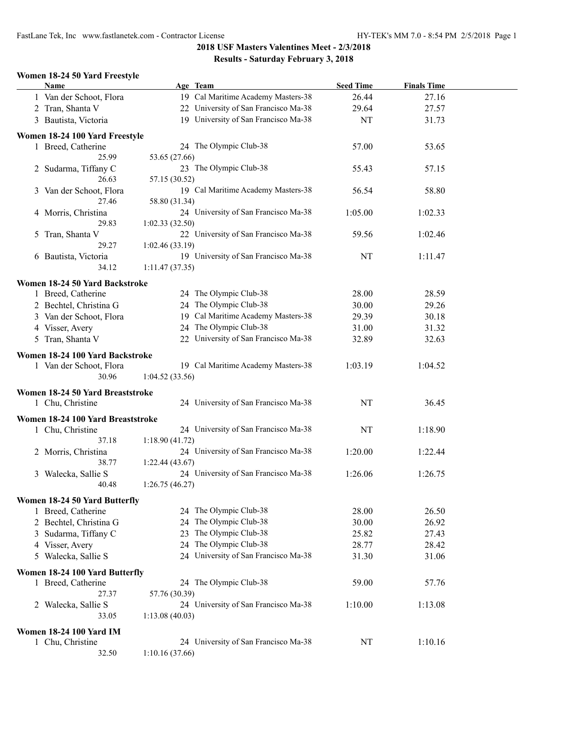# 2018 USF Masters Valentines Meet - 2/3/2018

## Results - Saturday February 3, 2018

### Women 18-24 50 Yard Freestyle

| | Name | Age | Team | Seed Time | Finals Time |
|---|---|---|---|---|---|
| 1 | Van der Schoot, Flora | 19 | Cal Maritime Academy Masters-38 | 26.44 | 27.16 |
| 2 | Tran, Shanta V | 22 | University of San Francisco Ma-38 | 29.64 | 27.57 |
| 3 | Bautista, Victoria | 19 | University of San Francisco Ma-38 | NT | 31.73 |

### Women 18-24 100 Yard Freestyle

| | Name | Age | Team | Seed Time | Finals Time |
|---|---|---|---|---|---|
| 1 | Breed, Catherine | 24 | The Olympic Club-38 | 57.00 | 53.65 |
| | 25.99 | 53.65 (27.66) | | | |
| 2 | Sudarma, Tiffany C | 23 | The Olympic Club-38 | 55.43 | 57.15 |
| | 26.63 | 57.15 (30.52) | | | |
| 3 | Van der Schoot, Flora | 19 | Cal Maritime Academy Masters-38 | 56.54 | 58.80 |
| | 27.46 | 58.80 (31.34) | | | |
| 4 | Morris, Christina | 24 | University of San Francisco Ma-38 | 1:05.00 | 1:02.33 |
| | 29.83 | 1:02.33 (32.50) | | | |
| 5 | Tran, Shanta V | 22 | University of San Francisco Ma-38 | 59.56 | 1:02.46 |
| | 29.27 | 1:02.46 (33.19) | | | |
| 6 | Bautista, Victoria | 19 | University of San Francisco Ma-38 | NT | 1:11.47 |
| | 34.12 | 1:11.47 (37.35) | | | |

### Women 18-24 50 Yard Backstroke

| | Name | Age | Team | Seed Time | Finals Time |
|---|---|---|---|---|---|
| 1 | Breed, Catherine | 24 | The Olympic Club-38 | 28.00 | 28.59 |
| 2 | Bechtel, Christina G | 24 | The Olympic Club-38 | 30.00 | 29.26 |
| 3 | Van der Schoot, Flora | 19 | Cal Maritime Academy Masters-38 | 29.39 | 30.18 |
| 4 | Visser, Avery | 24 | The Olympic Club-38 | 31.00 | 31.32 |
| 5 | Tran, Shanta V | 22 | University of San Francisco Ma-38 | 32.89 | 32.63 |

### Women 18-24 100 Yard Backstroke

| | Name | Age | Team | Seed Time | Finals Time |
|---|---|---|---|---|---|
| 1 | Van der Schoot, Flora | 19 | Cal Maritime Academy Masters-38 | 1:03.19 | 1:04.52 |
| | 30.96 | 1:04.52 (33.56) | | | |

### Women 18-24 50 Yard Breaststroke

| | Name | Age | Team | Seed Time | Finals Time |
|---|---|---|---|---|---|
| 1 | Chu, Christine | 24 | University of San Francisco Ma-38 | NT | 36.45 |

### Women 18-24 100 Yard Breaststroke

| | Name | Age | Team | Seed Time | Finals Time |
|---|---|---|---|---|---|
| 1 | Chu, Christine | 24 | University of San Francisco Ma-38 | NT | 1:18.90 |
| | 37.18 | 1:18.90 (41.72) | | | |
| 2 | Morris, Christina | 24 | University of San Francisco Ma-38 | 1:20.00 | 1:22.44 |
| | 38.77 | 1:22.44 (43.67) | | | |
| 3 | Walecka, Sallie S | 24 | University of San Francisco Ma-38 | 1:26.06 | 1:26.75 |
| | 40.48 | 1:26.75 (46.27) | | | |

### Women 18-24 50 Yard Butterfly

| | Name | Age | Team | Seed Time | Finals Time |
|---|---|---|---|---|---|
| 1 | Breed, Catherine | 24 | The Olympic Club-38 | 28.00 | 26.50 |
| 2 | Bechtel, Christina G | 24 | The Olympic Club-38 | 30.00 | 26.92 |
| 3 | Sudarma, Tiffany C | 23 | The Olympic Club-38 | 25.82 | 27.43 |
| 4 | Visser, Avery | 24 | The Olympic Club-38 | 28.77 | 28.42 |
| 5 | Walecka, Sallie S | 24 | University of San Francisco Ma-38 | 31.30 | 31.06 |

### Women 18-24 100 Yard Butterfly

| | Name | Age | Team | Seed Time | Finals Time |
|---|---|---|---|---|---|
| 1 | Breed, Catherine | 24 | The Olympic Club-38 | 59.00 | 57.76 |
| | 27.37 | 57.76 (30.39) | | | |
| 2 | Walecka, Sallie S | 24 | University of San Francisco Ma-38 | 1:10.00 | 1:13.08 |
| | 33.05 | 1:13.08 (40.03) | | | |

### Women 18-24 100 Yard IM

| | Name | Age | Team | Seed Time | Finals Time |
|---|---|---|---|---|---|
| 1 | Chu, Christine | 24 | University of San Francisco Ma-38 | NT | 1:10.16 |
| | 32.50 | 1:10.16 (37.66) | | | |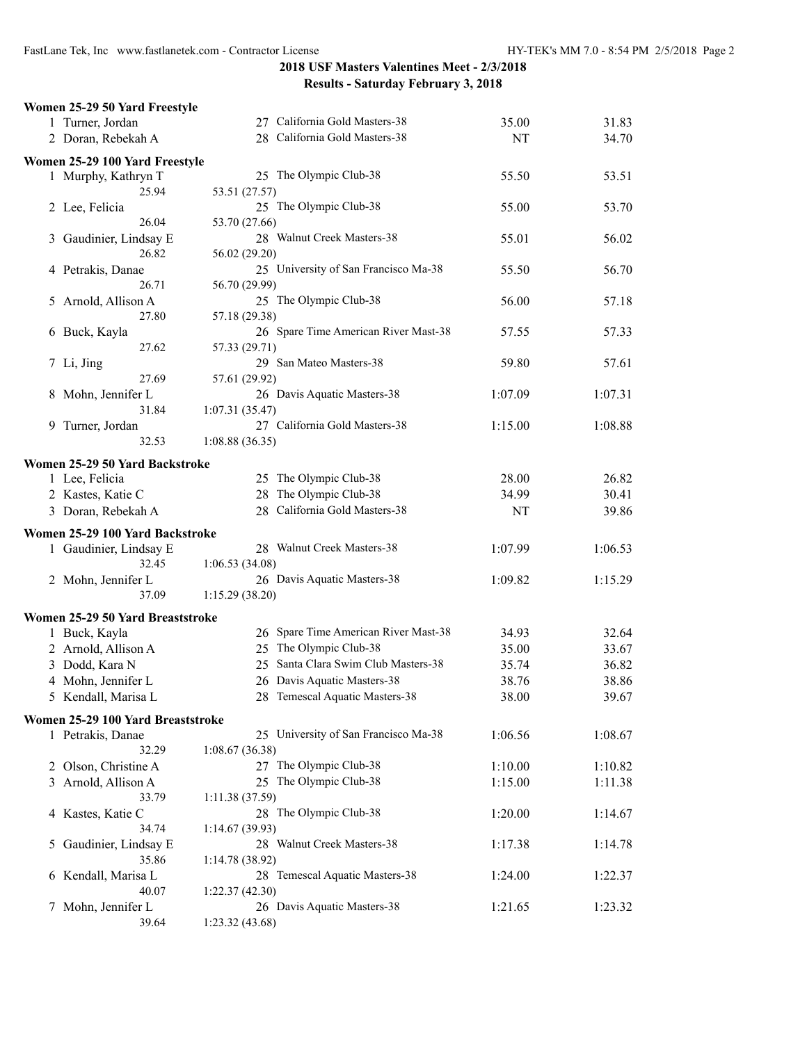## 2018 USF Masters Valentines Meet - 2/3/2018

### Results - Saturday February 3, 2018

**Women 25-29 50 Yard Freestyle**

| | Name | Age | Team | Seed | Finals |
|---|---|---|---|---|---|
| 1 | Turner, Jordan | 27 | California Gold Masters-38 | 35.00 | 31.83 |
| 2 | Doran, Rebekah A | 28 | California Gold Masters-38 | NT | 34.70 |

**Women 25-29 100 Yard Freestyle**

| | Name | Age | Team | Seed | Finals |
|---|---|---|---|---|---|
| 1 | Murphy, Kathryn T | 25 | The Olympic Club-38 | 55.50 | 53.51 |
| | 25.94 | 53.51 (27.57) | | | |
| 2 | Lee, Felicia | 25 | The Olympic Club-38 | 55.00 | 53.70 |
| | 26.04 | 53.70 (27.66) | | | |
| 3 | Gaudinier, Lindsay E | 28 | Walnut Creek Masters-38 | 55.01 | 56.02 |
| | 26.82 | 56.02 (29.20) | | | |
| 4 | Petrakis, Danae | 25 | University of San Francisco Ma-38 | 55.50 | 56.70 |
| | 26.71 | 56.70 (29.99) | | | |
| 5 | Arnold, Allison A | 25 | The Olympic Club-38 | 56.00 | 57.18 |
| | 27.80 | 57.18 (29.38) | | | |
| 6 | Buck, Kayla | 26 | Spare Time American River Mast-38 | 57.55 | 57.33 |
| | 27.62 | 57.33 (29.71) | | | |
| 7 | Li, Jing | 29 | San Mateo Masters-38 | 59.80 | 57.61 |
| | 27.69 | 57.61 (29.92) | | | |
| 8 | Mohn, Jennifer L | 26 | Davis Aquatic Masters-38 | 1:07.09 | 1:07.31 |
| | 31.84 | 1:07.31 (35.47) | | | |
| 9 | Turner, Jordan | 27 | California Gold Masters-38 | 1:15.00 | 1:08.88 |
| | 32.53 | 1:08.88 (36.35) | | | |

**Women 25-29 50 Yard Backstroke**

| | Name | Age | Team | Seed | Finals |
|---|---|---|---|---|---|
| 1 | Lee, Felicia | 25 | The Olympic Club-38 | 28.00 | 26.82 |
| 2 | Kastes, Katie C | 28 | The Olympic Club-38 | 34.99 | 30.41 |
| 3 | Doran, Rebekah A | 28 | California Gold Masters-38 | NT | 39.86 |

**Women 25-29 100 Yard Backstroke**

| | Name | Age | Team | Seed | Finals |
|---|---|---|---|---|---|
| 1 | Gaudinier, Lindsay E | 28 | Walnut Creek Masters-38 | 1:07.99 | 1:06.53 |
| | 32.45 | 1:06.53 (34.08) | | | |
| 2 | Mohn, Jennifer L | 26 | Davis Aquatic Masters-38 | 1:09.82 | 1:15.29 |
| | 37.09 | 1:15.29 (38.20) | | | |

**Women 25-29 50 Yard Breaststroke**

| | Name | Age | Team | Seed | Finals |
|---|---|---|---|---|---|
| 1 | Buck, Kayla | 26 | Spare Time American River Mast-38 | 34.93 | 32.64 |
| 2 | Arnold, Allison A | 25 | The Olympic Club-38 | 35.00 | 33.67 |
| 3 | Dodd, Kara N | 25 | Santa Clara Swim Club Masters-38 | 35.74 | 36.82 |
| 4 | Mohn, Jennifer L | 26 | Davis Aquatic Masters-38 | 38.76 | 38.86 |
| 5 | Kendall, Marisa L | 28 | Temescal Aquatic Masters-38 | 38.00 | 39.67 |

**Women 25-29 100 Yard Breaststroke**

| | Name | Age | Team | Seed | Finals |
|---|---|---|---|---|---|
| 1 | Petrakis, Danae | 25 | University of San Francisco Ma-38 | 1:06.56 | 1:08.67 |
| | 32.29 | 1:08.67 (36.38) | | | |
| 2 | Olson, Christine A | 27 | The Olympic Club-38 | 1:10.00 | 1:10.82 |
| 3 | Arnold, Allison A | 25 | The Olympic Club-38 | 1:15.00 | 1:11.38 |
| | 33.79 | 1:11.38 (37.59) | | | |
| 4 | Kastes, Katie C | 28 | The Olympic Club-38 | 1:20.00 | 1:14.67 |
| | 34.74 | 1:14.67 (39.93) | | | |
| 5 | Gaudinier, Lindsay E | 28 | Walnut Creek Masters-38 | 1:17.38 | 1:14.78 |
| | 35.86 | 1:14.78 (38.92) | | | |
| 6 | Kendall, Marisa L | 28 | Temescal Aquatic Masters-38 | 1:24.00 | 1:22.37 |
| | 40.07 | 1:22.37 (42.30) | | | |
| 7 | Mohn, Jennifer L | 26 | Davis Aquatic Masters-38 | 1:21.65 | 1:23.32 |
| | 39.64 | 1:23.32 (43.68) | | | |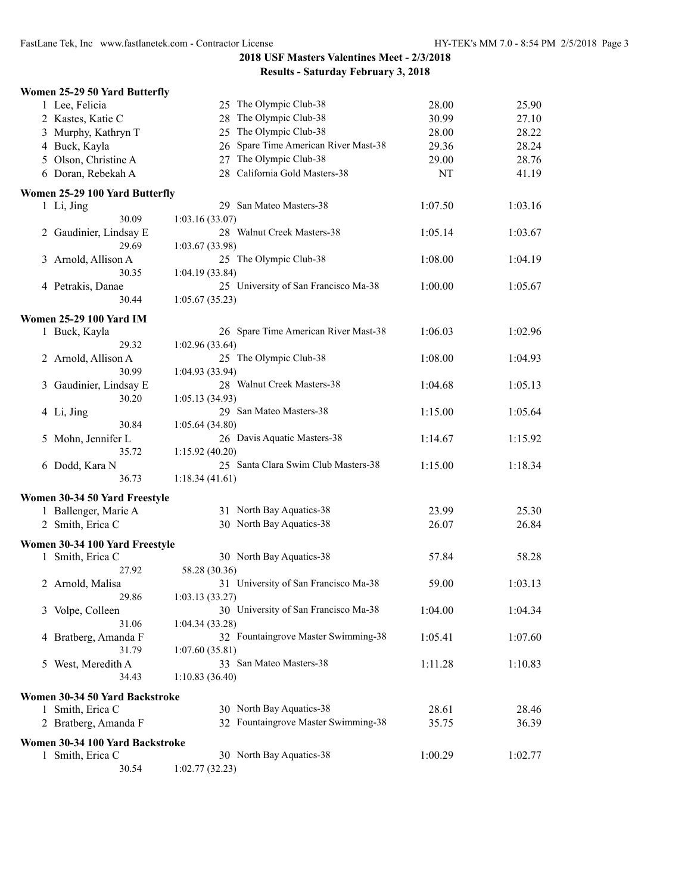**2018 USF Masters Valentines Meet - 2/3/2018**

**Results - Saturday February 3, 2018**

### Women 25-29 50 Yard Butterfly

| Place | Name | Age | Team | Seed Time | Finals Time |
|---|---|---|---|---|---|
| 1 | Lee, Felicia | 25 | The Olympic Club-38 | 28.00 | 25.90 |
| 2 | Kastes, Katie C | 28 | The Olympic Club-38 | 30.99 | 27.10 |
| 3 | Murphy, Kathryn T | 25 | The Olympic Club-38 | 28.00 | 28.22 |
| 4 | Buck, Kayla | 26 | Spare Time American River Mast-38 | 29.36 | 28.24 |
| 5 | Olson, Christine A | 27 | The Olympic Club-38 | 29.00 | 28.76 |
| 6 | Doran, Rebekah A | 28 | California Gold Masters-38 | NT | 41.19 |

### Women 25-29 100 Yard Butterfly

| Place | Name | Age | Team | Seed Time | Finals Time |
|---|---|---|---|---|---|
| 1 | Li, Jing | 29 | San Mateo Masters-38 | 1:07.50 | 1:03.16 |
| | 30.09 | | 1:03.16 (33.07) | | |
| 2 | Gaudinier, Lindsay E | 28 | Walnut Creek Masters-38 | 1:05.14 | 1:03.67 |
| | 29.69 | | 1:03.67 (33.98) | | |
| 3 | Arnold, Allison A | 25 | The Olympic Club-38 | 1:08.00 | 1:04.19 |
| | 30.35 | | 1:04.19 (33.84) | | |
| 4 | Petrakis, Danae | 25 | University of San Francisco Ma-38 | 1:00.00 | 1:05.67 |
| | 30.44 | | 1:05.67 (35.23) | | |

### Women 25-29 100 Yard IM

| Place | Name | Age | Team | Seed Time | Finals Time |
|---|---|---|---|---|---|
| 1 | Buck, Kayla | 26 | Spare Time American River Mast-38 | 1:06.03 | 1:02.96 |
| | 29.32 | | 1:02.96 (33.64) | | |
| 2 | Arnold, Allison A | 25 | The Olympic Club-38 | 1:08.00 | 1:04.93 |
| | 30.99 | | 1:04.93 (33.94) | | |
| 3 | Gaudinier, Lindsay E | 28 | Walnut Creek Masters-38 | 1:04.68 | 1:05.13 |
| | 30.20 | | 1:05.13 (34.93) | | |
| 4 | Li, Jing | 29 | San Mateo Masters-38 | 1:15.00 | 1:05.64 |
| | 30.84 | | 1:05.64 (34.80) | | |
| 5 | Mohn, Jennifer L | 26 | Davis Aquatic Masters-38 | 1:14.67 | 1:15.92 |
| | 35.72 | | 1:15.92 (40.20) | | |
| 6 | Dodd, Kara N | 25 | Santa Clara Swim Club Masters-38 | 1:15.00 | 1:18.34 |
| | 36.73 | | 1:18.34 (41.61) | | |

### Women 30-34 50 Yard Freestyle

| Place | Name | Age | Team | Seed Time | Finals Time |
|---|---|---|---|---|---|
| 1 | Ballenger, Marie A | 31 | North Bay Aquatics-38 | 23.99 | 25.30 |
| 2 | Smith, Erica C | 30 | North Bay Aquatics-38 | 26.07 | 26.84 |

### Women 30-34 100 Yard Freestyle

| Place | Name | Age | Team | Seed Time | Finals Time |
|---|---|---|---|---|---|
| 1 | Smith, Erica C | 30 | North Bay Aquatics-38 | 57.84 | 58.28 |
| | 27.92 | | 58.28 (30.36) | | |
| 2 | Arnold, Malisa | 31 | University of San Francisco Ma-38 | 59.00 | 1:03.13 |
| | 29.86 | | 1:03.13 (33.27) | | |
| 3 | Volpe, Colleen | 30 | University of San Francisco Ma-38 | 1:04.00 | 1:04.34 |
| | 31.06 | | 1:04.34 (33.28) | | |
| 4 | Bratberg, Amanda F | 32 | Fountaingrove Master Swimming-38 | 1:05.41 | 1:07.60 |
| | 31.79 | | 1:07.60 (35.81) | | |
| 5 | West, Meredith A | 33 | San Mateo Masters-38 | 1:11.28 | 1:10.83 |
| | 34.43 | | 1:10.83 (36.40) | | |

### Women 30-34 50 Yard Backstroke

| Place | Name | Age | Team | Seed Time | Finals Time |
|---|---|---|---|---|---|
| 1 | Smith, Erica C | 30 | North Bay Aquatics-38 | 28.61 | 28.46 |
| 2 | Bratberg, Amanda F | 32 | Fountaingrove Master Swimming-38 | 35.75 | 36.39 |

### Women 30-34 100 Yard Backstroke

| Place | Name | Age | Team | Seed Time | Finals Time |
|---|---|---|---|---|---|
| 1 | Smith, Erica C | 30 | North Bay Aquatics-38 | 1:00.29 | 1:02.77 |
| | 30.54 | | 1:02.77 (32.23) | | |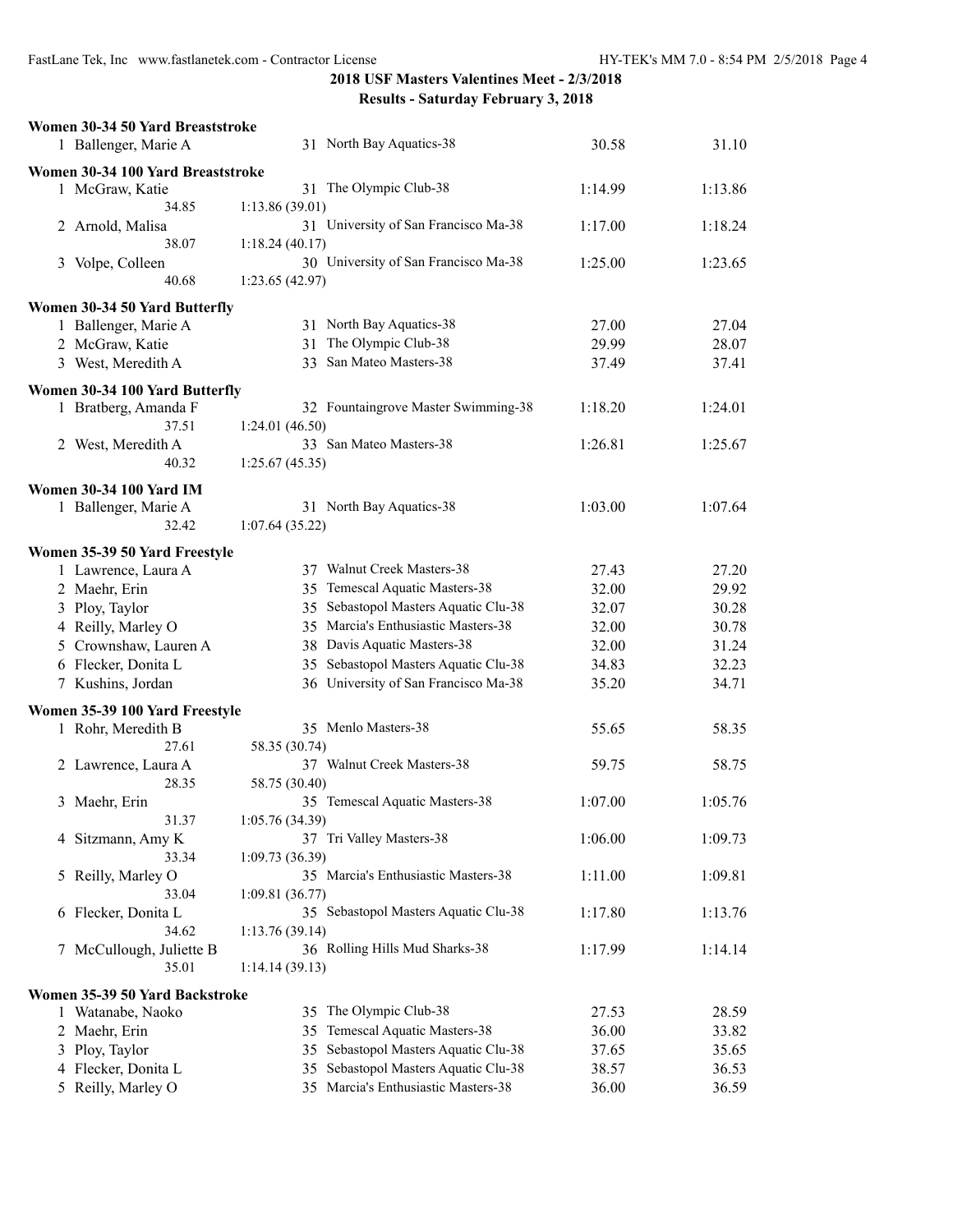**2018 USF Masters Valentines Meet - 2/3/2018**

**Results - Saturday February 3, 2018**

### Women 30-34 50 Yard Breaststroke

| Place | Name | Age | Team | Seed Time | Finals Time |
|---|---|---|---|---|---|
| 1 | Ballenger, Marie A | 31 | North Bay Aquatics-38 | 30.58 | 31.10 |

### Women 30-34 100 Yard Breaststroke

| Place | Name | Age | Team | Seed Time | Finals Time |
|---|---|---|---|---|---|
| 1 | McGraw, Katie | 31 | The Olympic Club-38 | 1:14.99 | 1:13.86 |
| | 34.85 | 1:13.86 (39.01) | | | |
| 2 | Arnold, Malisa | 31 | University of San Francisco Ma-38 | 1:17.00 | 1:18.24 |
| | 38.07 | 1:18.24 (40.17) | | | |
| 3 | Volpe, Colleen | 30 | University of San Francisco Ma-38 | 1:25.00 | 1:23.65 |
| | 40.68 | 1:23.65 (42.97) | | | |

### Women 30-34 50 Yard Butterfly

| Place | Name | Age | Team | Seed Time | Finals Time |
|---|---|---|---|---|---|
| 1 | Ballenger, Marie A | 31 | North Bay Aquatics-38 | 27.00 | 27.04 |
| 2 | McGraw, Katie | 31 | The Olympic Club-38 | 29.99 | 28.07 |
| 3 | West, Meredith A | 33 | San Mateo Masters-38 | 37.49 | 37.41 |

### Women 30-34 100 Yard Butterfly

| Place | Name | Age | Team | Seed Time | Finals Time |
|---|---|---|---|---|---|
| 1 | Bratberg, Amanda F | 32 | Fountaingrove Master Swimming-38 | 1:18.20 | 1:24.01 |
| | 37.51 | 1:24.01 (46.50) | | | |
| 2 | West, Meredith A | 33 | San Mateo Masters-38 | 1:26.81 | 1:25.67 |
| | 40.32 | 1:25.67 (45.35) | | | |

### Women 30-34 100 Yard IM

| Place | Name | Age | Team | Seed Time | Finals Time |
|---|---|---|---|---|---|
| 1 | Ballenger, Marie A | 31 | North Bay Aquatics-38 | 1:03.00 | 1:07.64 |
| | 32.42 | 1:07.64 (35.22) | | | |

### Women 35-39 50 Yard Freestyle

| Place | Name | Age | Team | Seed Time | Finals Time |
|---|---|---|---|---|---|
| 1 | Lawrence, Laura A | 37 | Walnut Creek Masters-38 | 27.43 | 27.20 |
| 2 | Maehr, Erin | 35 | Temescal Aquatic Masters-38 | 32.00 | 29.92 |
| 3 | Ploy, Taylor | 35 | Sebastopol Masters Aquatic Clu-38 | 32.07 | 30.28 |
| 4 | Reilly, Marley O | 35 | Marcia's Enthusiastic Masters-38 | 32.00 | 30.78 |
| 5 | Crownshaw, Lauren A | 38 | Davis Aquatic Masters-38 | 32.00 | 31.24 |
| 6 | Flecker, Donita L | 35 | Sebastopol Masters Aquatic Clu-38 | 34.83 | 32.23 |
| 7 | Kushins, Jordan | 36 | University of San Francisco Ma-38 | 35.20 | 34.71 |

### Women 35-39 100 Yard Freestyle

| Place | Name | Age | Team | Seed Time | Finals Time |
|---|---|---|---|---|---|
| 1 | Rohr, Meredith B | 35 | Menlo Masters-38 | 55.65 | 58.35 |
| | 27.61 | 58.35 (30.74) | | | |
| 2 | Lawrence, Laura A | 37 | Walnut Creek Masters-38 | 59.75 | 58.75 |
| | 28.35 | 58.75 (30.40) | | | |
| 3 | Maehr, Erin | 35 | Temescal Aquatic Masters-38 | 1:07.00 | 1:05.76 |
| | 31.37 | 1:05.76 (34.39) | | | |
| 4 | Sitzmann, Amy K | 37 | Tri Valley Masters-38 | 1:06.00 | 1:09.73 |
| | 33.34 | 1:09.73 (36.39) | | | |
| 5 | Reilly, Marley O | 35 | Marcia's Enthusiastic Masters-38 | 1:11.00 | 1:09.81 |
| | 33.04 | 1:09.81 (36.77) | | | |
| 6 | Flecker, Donita L | 35 | Sebastopol Masters Aquatic Clu-38 | 1:17.80 | 1:13.76 |
| | 34.62 | 1:13.76 (39.14) | | | |
| 7 | McCullough, Juliette B | 36 | Rolling Hills Mud Sharks-38 | 1:17.99 | 1:14.14 |
| | 35.01 | 1:14.14 (39.13) | | | |

### Women 35-39 50 Yard Backstroke

| Place | Name | Age | Team | Seed Time | Finals Time |
|---|---|---|---|---|---|
| 1 | Watanabe, Naoko | 35 | The Olympic Club-38 | 27.53 | 28.59 |
| 2 | Maehr, Erin | 35 | Temescal Aquatic Masters-38 | 36.00 | 33.82 |
| 3 | Ploy, Taylor | 35 | Sebastopol Masters Aquatic Clu-38 | 37.65 | 35.65 |
| 4 | Flecker, Donita L | 35 | Sebastopol Masters Aquatic Clu-38 | 38.57 | 36.53 |
| 5 | Reilly, Marley O | 35 | Marcia's Enthusiastic Masters-38 | 36.00 | 36.59 |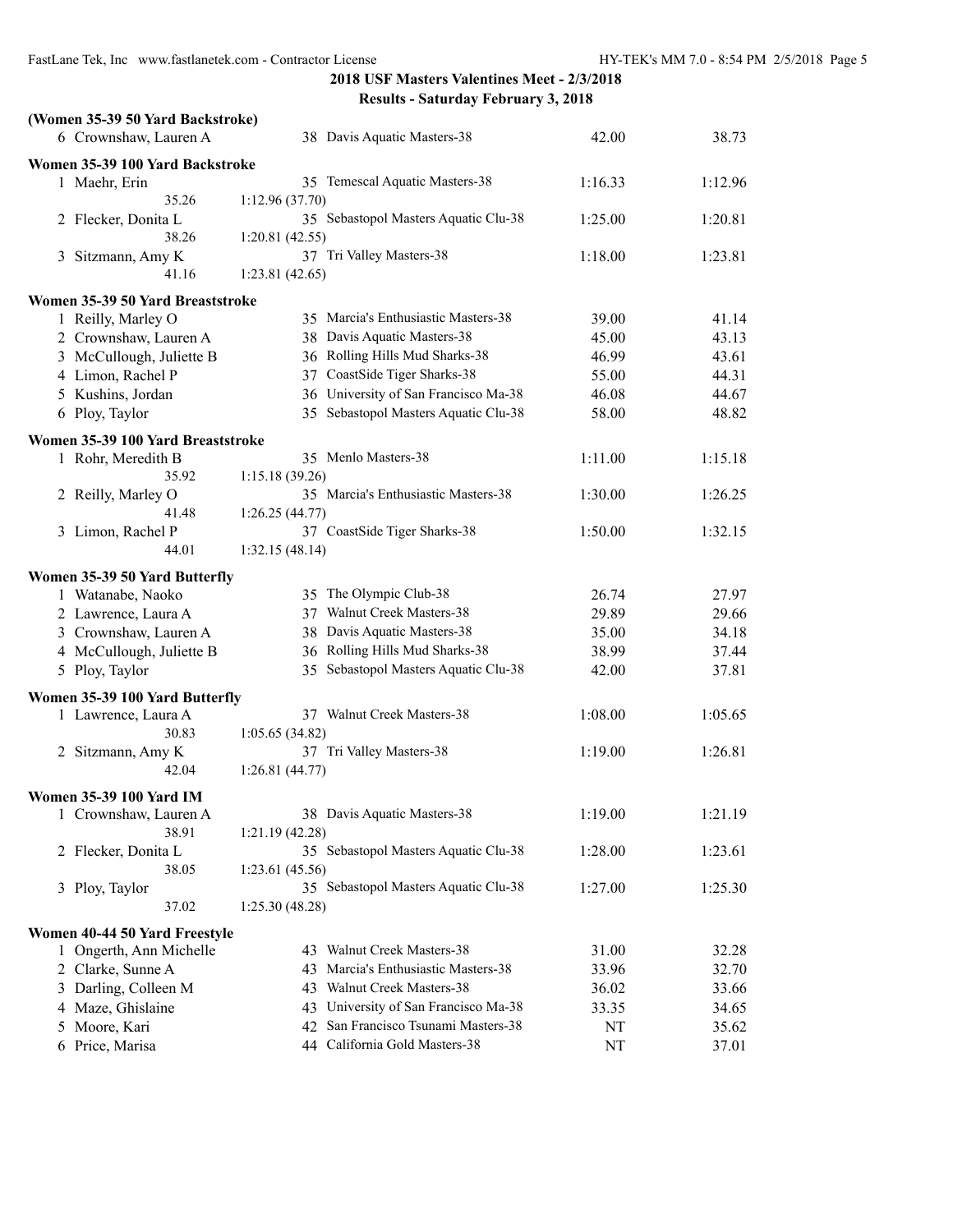**2018 USF Masters Valentines Meet - 2/3/2018**

**Results - Saturday February 3, 2018**

### (Women 35-39 50 Yard Backstroke)

| Place | Name | Age | Team | Seed Time | Finals Time |
|---|---|---|---|---|---|
| 6 | Crownshaw, Lauren A | 38 | Davis Aquatic Masters-38 | 42.00 | 38.73 |

### Women 35-39 100 Yard Backstroke

| Place | Name | Age | Team | Seed Time | Finals Time |
|---|---|---|---|---|---|
| 1 | Maehr, Erin | 35 | Temescal Aquatic Masters-38 | 1:16.33 | 1:12.96 |
| | 35.26 | 1:12.96 (37.70) | | | |
| 2 | Flecker, Donita L | 35 | Sebastopol Masters Aquatic Clu-38 | 1:25.00 | 1:20.81 |
| | 38.26 | 1:20.81 (42.55) | | | |
| 3 | Sitzmann, Amy K | 37 | Tri Valley Masters-38 | 1:18.00 | 1:23.81 |
| | 41.16 | 1:23.81 (42.65) | | | |

### Women 35-39 50 Yard Breaststroke

| Place | Name | Age | Team | Seed Time | Finals Time |
|---|---|---|---|---|---|
| 1 | Reilly, Marley O | 35 | Marcia's Enthusiastic Masters-38 | 39.00 | 41.14 |
| 2 | Crownshaw, Lauren A | 38 | Davis Aquatic Masters-38 | 45.00 | 43.13 |
| 3 | McCullough, Juliette B | 36 | Rolling Hills Mud Sharks-38 | 46.99 | 43.61 |
| 4 | Limon, Rachel P | 37 | CoastSide Tiger Sharks-38 | 55.00 | 44.31 |
| 5 | Kushins, Jordan | 36 | University of San Francisco Ma-38 | 46.08 | 44.67 |
| 6 | Ploy, Taylor | 35 | Sebastopol Masters Aquatic Clu-38 | 58.00 | 48.82 |

### Women 35-39 100 Yard Breaststroke

| Place | Name | Age | Team | Seed Time | Finals Time |
|---|---|---|---|---|---|
| 1 | Rohr, Meredith B | 35 | Menlo Masters-38 | 1:11.00 | 1:15.18 |
| | 35.92 | 1:15.18 (39.26) | | | |
| 2 | Reilly, Marley O | 35 | Marcia's Enthusiastic Masters-38 | 1:30.00 | 1:26.25 |
| | 41.48 | 1:26.25 (44.77) | | | |
| 3 | Limon, Rachel P | 37 | CoastSide Tiger Sharks-38 | 1:50.00 | 1:32.15 |
| | 44.01 | 1:32.15 (48.14) | | | |

### Women 35-39 50 Yard Butterfly

| Place | Name | Age | Team | Seed Time | Finals Time |
|---|---|---|---|---|---|
| 1 | Watanabe, Naoko | 35 | The Olympic Club-38 | 26.74 | 27.97 |
| 2 | Lawrence, Laura A | 37 | Walnut Creek Masters-38 | 29.89 | 29.66 |
| 3 | Crownshaw, Lauren A | 38 | Davis Aquatic Masters-38 | 35.00 | 34.18 |
| 4 | McCullough, Juliette B | 36 | Rolling Hills Mud Sharks-38 | 38.99 | 37.44 |
| 5 | Ploy, Taylor | 35 | Sebastopol Masters Aquatic Clu-38 | 42.00 | 37.81 |

### Women 35-39 100 Yard Butterfly

| Place | Name | Age | Team | Seed Time | Finals Time |
|---|---|---|---|---|---|
| 1 | Lawrence, Laura A | 37 | Walnut Creek Masters-38 | 1:08.00 | 1:05.65 |
| | 30.83 | 1:05.65 (34.82) | | | |
| 2 | Sitzmann, Amy K | 37 | Tri Valley Masters-38 | 1:19.00 | 1:26.81 |
| | 42.04 | 1:26.81 (44.77) | | | |

### Women 35-39 100 Yard IM

| Place | Name | Age | Team | Seed Time | Finals Time |
|---|---|---|---|---|---|
| 1 | Crownshaw, Lauren A | 38 | Davis Aquatic Masters-38 | 1:19.00 | 1:21.19 |
| | 38.91 | 1:21.19 (42.28) | | | |
| 2 | Flecker, Donita L | 35 | Sebastopol Masters Aquatic Clu-38 | 1:28.00 | 1:23.61 |
| | 38.05 | 1:23.61 (45.56) | | | |
| 3 | Ploy, Taylor | 35 | Sebastopol Masters Aquatic Clu-38 | 1:27.00 | 1:25.30 |
| | 37.02 | 1:25.30 (48.28) | | | |

### Women 40-44 50 Yard Freestyle

| Place | Name | Age | Team | Seed Time | Finals Time |
|---|---|---|---|---|---|
| 1 | Ongerth, Ann Michelle | 43 | Walnut Creek Masters-38 | 31.00 | 32.28 |
| 2 | Clarke, Sunne A | 43 | Marcia's Enthusiastic Masters-38 | 33.96 | 32.70 |
| 3 | Darling, Colleen M | 43 | Walnut Creek Masters-38 | 36.02 | 33.66 |
| 4 | Maze, Ghislaine | 43 | University of San Francisco Ma-38 | 33.35 | 34.65 |
| 5 | Moore, Kari | 42 | San Francisco Tsunami Masters-38 | NT | 35.62 |
| 6 | Price, Marisa | 44 | California Gold Masters-38 | NT | 37.01 |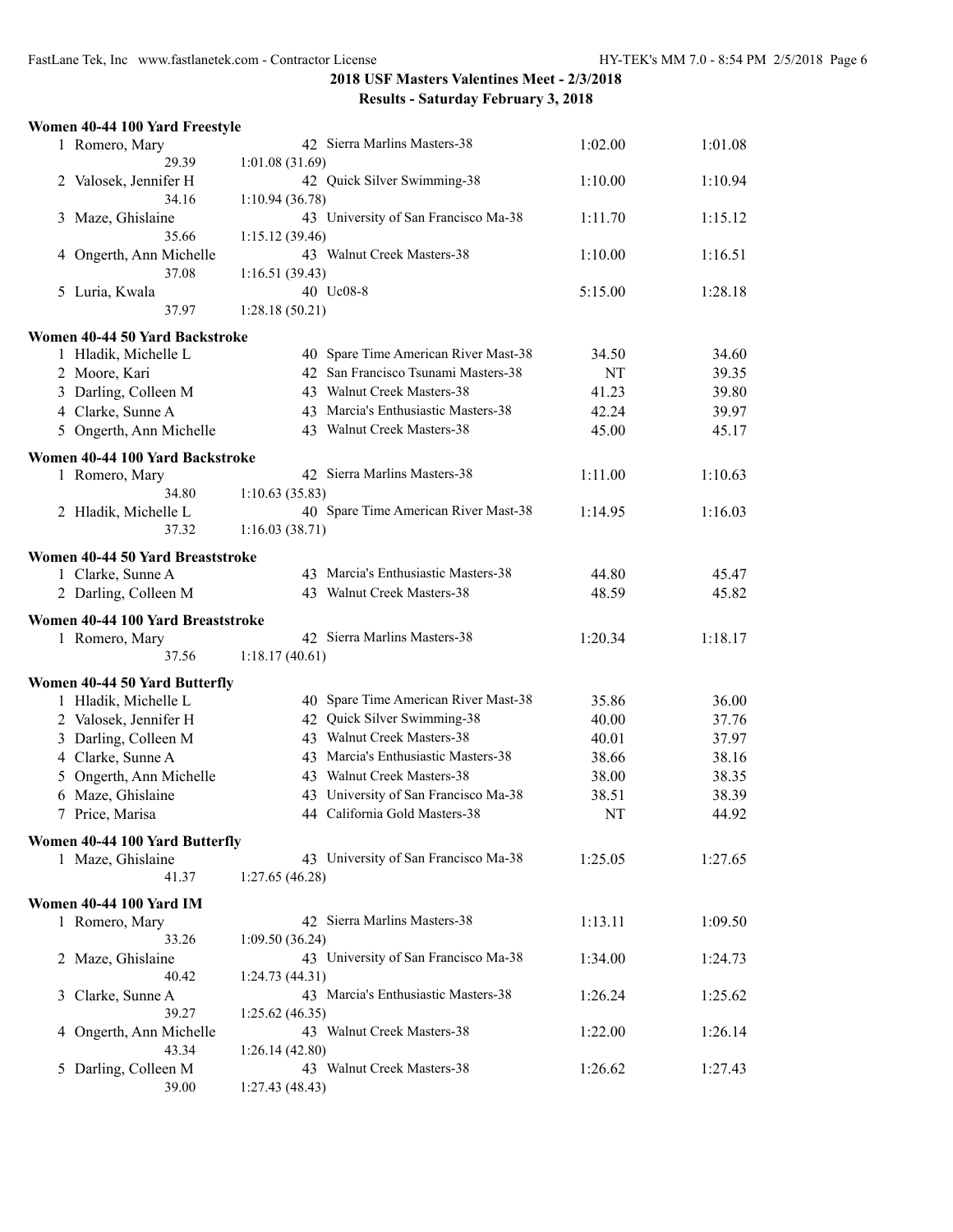## 2018 USF Masters Valentines Meet - 2/3/2018

### Results - Saturday February 3, 2018

**Women 40-44 100 Yard Freestyle**

| Place | Name | Age | Team | Seed Time | Finals Time |
|---|---|---|---|---|---|
| 1 | Romero, Mary | 42 | Sierra Marlins Masters-38 | 1:02.00 | 1:01.08 |
| | 29.39 | 1:01.08 (31.69) | | | |
| 2 | Valosek, Jennifer H | 42 | Quick Silver Swimming-38 | 1:10.00 | 1:10.94 |
| | 34.16 | 1:10.94 (36.78) | | | |
| 3 | Maze, Ghislaine | 43 | University of San Francisco Ma-38 | 1:11.70 | 1:15.12 |
| | 35.66 | 1:15.12 (39.46) | | | |
| 4 | Ongerth, Ann Michelle | 43 | Walnut Creek Masters-38 | 1:10.00 | 1:16.51 |
| | 37.08 | 1:16.51 (39.43) | | | |
| 5 | Luria, Kwala | 40 | Uc08-8 | 5:15.00 | 1:28.18 |
| | 37.97 | 1:28.18 (50.21) | | | |

**Women 40-44 50 Yard Backstroke**

| Place | Name | Age | Team | Seed Time | Finals Time |
|---|---|---|---|---|---|
| 1 | Hladik, Michelle L | 40 | Spare Time American River Mast-38 | 34.50 | 34.60 |
| 2 | Moore, Kari | 42 | San Francisco Tsunami Masters-38 | NT | 39.35 |
| 3 | Darling, Colleen M | 43 | Walnut Creek Masters-38 | 41.23 | 39.80 |
| 4 | Clarke, Sunne A | 43 | Marcia's Enthusiastic Masters-38 | 42.24 | 39.97 |
| 5 | Ongerth, Ann Michelle | 43 | Walnut Creek Masters-38 | 45.00 | 45.17 |

**Women 40-44 100 Yard Backstroke**

| Place | Name | Age | Team | Seed Time | Finals Time |
|---|---|---|---|---|---|
| 1 | Romero, Mary | 42 | Sierra Marlins Masters-38 | 1:11.00 | 1:10.63 |
| | 34.80 | 1:10.63 (35.83) | | | |
| 2 | Hladik, Michelle L | 40 | Spare Time American River Mast-38 | 1:14.95 | 1:16.03 |
| | 37.32 | 1:16.03 (38.71) | | | |

**Women 40-44 50 Yard Breaststroke**

| Place | Name | Age | Team | Seed Time | Finals Time |
|---|---|---|---|---|---|
| 1 | Clarke, Sunne A | 43 | Marcia's Enthusiastic Masters-38 | 44.80 | 45.47 |
| 2 | Darling, Colleen M | 43 | Walnut Creek Masters-38 | 48.59 | 45.82 |

**Women 40-44 100 Yard Breaststroke**

| Place | Name | Age | Team | Seed Time | Finals Time |
|---|---|---|---|---|---|
| 1 | Romero, Mary | 42 | Sierra Marlins Masters-38 | 1:20.34 | 1:18.17 |
| | 37.56 | 1:18.17 (40.61) | | | |

**Women 40-44 50 Yard Butterfly**

| Place | Name | Age | Team | Seed Time | Finals Time |
|---|---|---|---|---|---|
| 1 | Hladik, Michelle L | 40 | Spare Time American River Mast-38 | 35.86 | 36.00 |
| 2 | Valosek, Jennifer H | 42 | Quick Silver Swimming-38 | 40.00 | 37.76 |
| 3 | Darling, Colleen M | 43 | Walnut Creek Masters-38 | 40.01 | 37.97 |
| 4 | Clarke, Sunne A | 43 | Marcia's Enthusiastic Masters-38 | 38.66 | 38.16 |
| 5 | Ongerth, Ann Michelle | 43 | Walnut Creek Masters-38 | 38.00 | 38.35 |
| 6 | Maze, Ghislaine | 43 | University of San Francisco Ma-38 | 38.51 | 38.39 |
| 7 | Price, Marisa | 44 | California Gold Masters-38 | NT | 44.92 |

**Women 40-44 100 Yard Butterfly**

| Place | Name | Age | Team | Seed Time | Finals Time |
|---|---|---|---|---|---|
| 1 | Maze, Ghislaine | 43 | University of San Francisco Ma-38 | 1:25.05 | 1:27.65 |
| | 41.37 | 1:27.65 (46.28) | | | |

**Women 40-44 100 Yard IM**

| Place | Name | Age | Team | Seed Time | Finals Time |
|---|---|---|---|---|---|
| 1 | Romero, Mary | 42 | Sierra Marlins Masters-38 | 1:13.11 | 1:09.50 |
| | 33.26 | 1:09.50 (36.24) | | | |
| 2 | Maze, Ghislaine | 43 | University of San Francisco Ma-38 | 1:34.00 | 1:24.73 |
| | 40.42 | 1:24.73 (44.31) | | | |
| 3 | Clarke, Sunne A | 43 | Marcia's Enthusiastic Masters-38 | 1:26.24 | 1:25.62 |
| | 39.27 | 1:25.62 (46.35) | | | |
| 4 | Ongerth, Ann Michelle | 43 | Walnut Creek Masters-38 | 1:22.00 | 1:26.14 |
| | 43.34 | 1:26.14 (42.80) | | | |
| 5 | Darling, Colleen M | 43 | Walnut Creek Masters-38 | 1:26.62 | 1:27.43 |
| | 39.00 | 1:27.43 (48.43) | | | |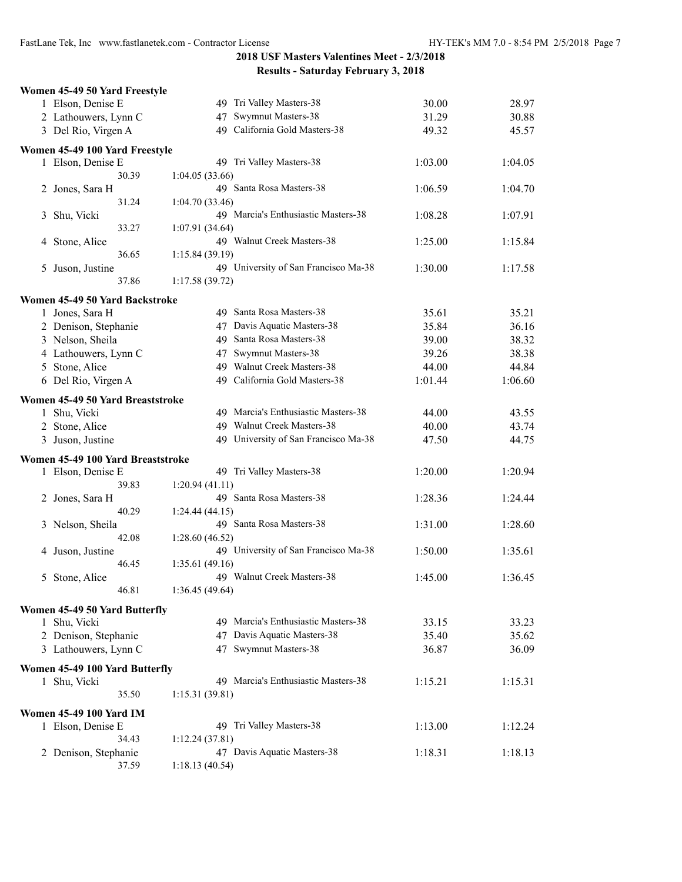## 2018 USF Masters Valentines Meet - 2/3/2018

### Results - Saturday February 3, 2018

**Women 45-49 50 Yard Freestyle**

| Place | Name | Age | Team | Seed Time | Finals Time |
|---|---|---|---|---|---|
| 1 | Elson, Denise E | 49 | Tri Valley Masters-38 | 30.00 | 28.97 |
| 2 | Lathouwers, Lynn C | 47 | Swymnut Masters-38 | 31.29 | 30.88 |
| 3 | Del Rio, Virgen A | 49 | California Gold Masters-38 | 49.32 | 45.57 |

**Women 45-49 100 Yard Freestyle**

| Place | Name | Age | Team | Seed Time | Finals Time |
|---|---|---|---|---|---|
| 1 | Elson, Denise E | 49 | Tri Valley Masters-38 | 1:03.00 | 1:04.05 |
| | 30.39 | 1:04.05 (33.66) | | | |
| 2 | Jones, Sara H | 49 | Santa Rosa Masters-38 | 1:06.59 | 1:04.70 |
| | 31.24 | 1:04.70 (33.46) | | | |
| 3 | Shu, Vicki | 49 | Marcia's Enthusiastic Masters-38 | 1:08.28 | 1:07.91 |
| | 33.27 | 1:07.91 (34.64) | | | |
| 4 | Stone, Alice | 49 | Walnut Creek Masters-38 | 1:25.00 | 1:15.84 |
| | 36.65 | 1:15.84 (39.19) | | | |
| 5 | Juson, Justine | 49 | University of San Francisco Ma-38 | 1:30.00 | 1:17.58 |
| | 37.86 | 1:17.58 (39.72) | | | |

**Women 45-49 50 Yard Backstroke**

| Place | Name | Age | Team | Seed Time | Finals Time |
|---|---|---|---|---|---|
| 1 | Jones, Sara H | 49 | Santa Rosa Masters-38 | 35.61 | 35.21 |
| 2 | Denison, Stephanie | 47 | Davis Aquatic Masters-38 | 35.84 | 36.16 |
| 3 | Nelson, Sheila | 49 | Santa Rosa Masters-38 | 39.00 | 38.32 |
| 4 | Lathouwers, Lynn C | 47 | Swymnut Masters-38 | 39.26 | 38.38 |
| 5 | Stone, Alice | 49 | Walnut Creek Masters-38 | 44.00 | 44.84 |
| 6 | Del Rio, Virgen A | 49 | California Gold Masters-38 | 1:01.44 | 1:06.60 |

**Women 45-49 50 Yard Breaststroke**

| Place | Name | Age | Team | Seed Time | Finals Time |
|---|---|---|---|---|---|
| 1 | Shu, Vicki | 49 | Marcia's Enthusiastic Masters-38 | 44.00 | 43.55 |
| 2 | Stone, Alice | 49 | Walnut Creek Masters-38 | 40.00 | 43.74 |
| 3 | Juson, Justine | 49 | University of San Francisco Ma-38 | 47.50 | 44.75 |

**Women 45-49 100 Yard Breaststroke**

| Place | Name | Age | Team | Seed Time | Finals Time |
|---|---|---|---|---|---|
| 1 | Elson, Denise E | 49 | Tri Valley Masters-38 | 1:20.00 | 1:20.94 |
| | 39.83 | 1:20.94 (41.11) | | | |
| 2 | Jones, Sara H | 49 | Santa Rosa Masters-38 | 1:28.36 | 1:24.44 |
| | 40.29 | 1:24.44 (44.15) | | | |
| 3 | Nelson, Sheila | 49 | Santa Rosa Masters-38 | 1:31.00 | 1:28.60 |
| | 42.08 | 1:28.60 (46.52) | | | |
| 4 | Juson, Justine | 49 | University of San Francisco Ma-38 | 1:50.00 | 1:35.61 |
| | 46.45 | 1:35.61 (49.16) | | | |
| 5 | Stone, Alice | 49 | Walnut Creek Masters-38 | 1:45.00 | 1:36.45 |
| | 46.81 | 1:36.45 (49.64) | | | |

**Women 45-49 50 Yard Butterfly**

| Place | Name | Age | Team | Seed Time | Finals Time |
|---|---|---|---|---|---|
| 1 | Shu, Vicki | 49 | Marcia's Enthusiastic Masters-38 | 33.15 | 33.23 |
| 2 | Denison, Stephanie | 47 | Davis Aquatic Masters-38 | 35.40 | 35.62 |
| 3 | Lathouwers, Lynn C | 47 | Swymnut Masters-38 | 36.87 | 36.09 |

**Women 45-49 100 Yard Butterfly**

| Place | Name | Age | Team | Seed Time | Finals Time |
|---|---|---|---|---|---|
| 1 | Shu, Vicki | 49 | Marcia's Enthusiastic Masters-38 | 1:15.21 | 1:15.31 |
| | 35.50 | 1:15.31 (39.81) | | | |

**Women 45-49 100 Yard IM**

| Place | Name | Age | Team | Seed Time | Finals Time |
|---|---|---|---|---|---|
| 1 | Elson, Denise E | 49 | Tri Valley Masters-38 | 1:13.00 | 1:12.24 |
| | 34.43 | 1:12.24 (37.81) | | | |
| 2 | Denison, Stephanie | 47 | Davis Aquatic Masters-38 | 1:18.31 | 1:18.13 |
| | 37.59 | 1:18.13 (40.54) | | | |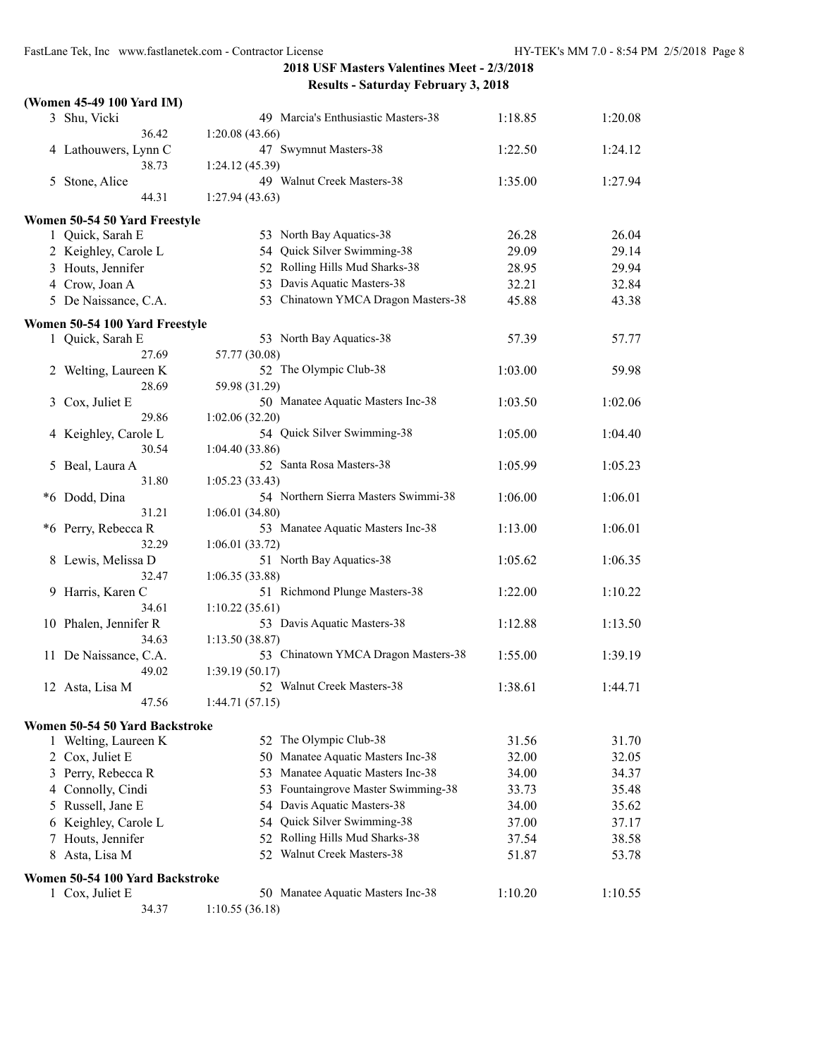**2018 USF Masters Valentines Meet - 2/3/2018**

**Results - Saturday February 3, 2018**

### (Women 45-49 100 Yard IM)

| Place | Name | Age | Team | Seed Time | Finals Time |
|---|---|---|---|---|---|
| 3 | Shu, Vicki | 49 | Marcia's Enthusiastic Masters-38 | 1:18.85 | 1:20.08 |
| | 36.42 | 1:20.08 (43.66) | | | |
| 4 | Lathouwers, Lynn C | 47 | Swymnut Masters-38 | 1:22.50 | 1:24.12 |
| | 38.73 | 1:24.12 (45.39) | | | |
| 5 | Stone, Alice | 49 | Walnut Creek Masters-38 | 1:35.00 | 1:27.94 |
| | 44.31 | 1:27.94 (43.63) | | | |

### Women 50-54 50 Yard Freestyle

| Place | Name | Age | Team | Seed Time | Finals Time |
|---|---|---|---|---|---|
| 1 | Quick, Sarah E | 53 | North Bay Aquatics-38 | 26.28 | 26.04 |
| 2 | Keighley, Carole L | 54 | Quick Silver Swimming-38 | 29.09 | 29.14 |
| 3 | Houts, Jennifer | 52 | Rolling Hills Mud Sharks-38 | 28.95 | 29.94 |
| 4 | Crow, Joan A | 53 | Davis Aquatic Masters-38 | 32.21 | 32.84 |
| 5 | De Naissance, C.A. | 53 | Chinatown YMCA Dragon Masters-38 | 45.88 | 43.38 |

### Women 50-54 100 Yard Freestyle

| Place | Name | Age | Team | Seed Time | Finals Time |
|---|---|---|---|---|---|
| 1 | Quick, Sarah E | 53 | North Bay Aquatics-38 | 57.39 | 57.77 |
| | 27.69 | 57.77 (30.08) | | | |
| 2 | Welting, Laureen K | 52 | The Olympic Club-38 | 1:03.00 | 59.98 |
| | 28.69 | 59.98 (31.29) | | | |
| 3 | Cox, Juliet E | 50 | Manatee Aquatic Masters Inc-38 | 1:03.50 | 1:02.06 |
| | 29.86 | 1:02.06 (32.20) | | | |
| 4 | Keighley, Carole L | 54 | Quick Silver Swimming-38 | 1:05.00 | 1:04.40 |
| | 30.54 | 1:04.40 (33.86) | | | |
| 5 | Beal, Laura A | 52 | Santa Rosa Masters-38 | 1:05.99 | 1:05.23 |
| | 31.80 | 1:05.23 (33.43) | | | |
| *6 | Dodd, Dina | 54 | Northern Sierra Masters Swimmi-38 | 1:06.00 | 1:06.01 |
| | 31.21 | 1:06.01 (34.80) | | | |
| *6 | Perry, Rebecca R | 53 | Manatee Aquatic Masters Inc-38 | 1:13.00 | 1:06.01 |
| | 32.29 | 1:06.01 (33.72) | | | |
| 8 | Lewis, Melissa D | 51 | North Bay Aquatics-38 | 1:05.62 | 1:06.35 |
| | 32.47 | 1:06.35 (33.88) | | | |
| 9 | Harris, Karen C | 51 | Richmond Plunge Masters-38 | 1:22.00 | 1:10.22 |
| | 34.61 | 1:10.22 (35.61) | | | |
| 10 | Phalen, Jennifer R | 53 | Davis Aquatic Masters-38 | 1:12.88 | 1:13.50 |
| | 34.63 | 1:13.50 (38.87) | | | |
| 11 | De Naissance, C.A. | 53 | Chinatown YMCA Dragon Masters-38 | 1:55.00 | 1:39.19 |
| | 49.02 | 1:39.19 (50.17) | | | |
| 12 | Asta, Lisa M | 52 | Walnut Creek Masters-38 | 1:38.61 | 1:44.71 |
| | 47.56 | 1:44.71 (57.15) | | | |

### Women 50-54 50 Yard Backstroke

| Place | Name | Age | Team | Seed Time | Finals Time |
|---|---|---|---|---|---|
| 1 | Welting, Laureen K | 52 | The Olympic Club-38 | 31.56 | 31.70 |
| 2 | Cox, Juliet E | 50 | Manatee Aquatic Masters Inc-38 | 32.00 | 32.05 |
| 3 | Perry, Rebecca R | 53 | Manatee Aquatic Masters Inc-38 | 34.00 | 34.37 |
| 4 | Connolly, Cindi | 53 | Fountaingrove Master Swimming-38 | 33.73 | 35.48 |
| 5 | Russell, Jane E | 54 | Davis Aquatic Masters-38 | 34.00 | 35.62 |
| 6 | Keighley, Carole L | 54 | Quick Silver Swimming-38 | 37.00 | 37.17 |
| 7 | Houts, Jennifer | 52 | Rolling Hills Mud Sharks-38 | 37.54 | 38.58 |
| 8 | Asta, Lisa M | 52 | Walnut Creek Masters-38 | 51.87 | 53.78 |

### Women 50-54 100 Yard Backstroke

| Place | Name | Age | Team | Seed Time | Finals Time |
|---|---|---|---|---|---|
| 1 | Cox, Juliet E | 50 | Manatee Aquatic Masters Inc-38 | 1:10.20 | 1:10.55 |
| | 34.37 | 1:10.55 (36.18) | | | |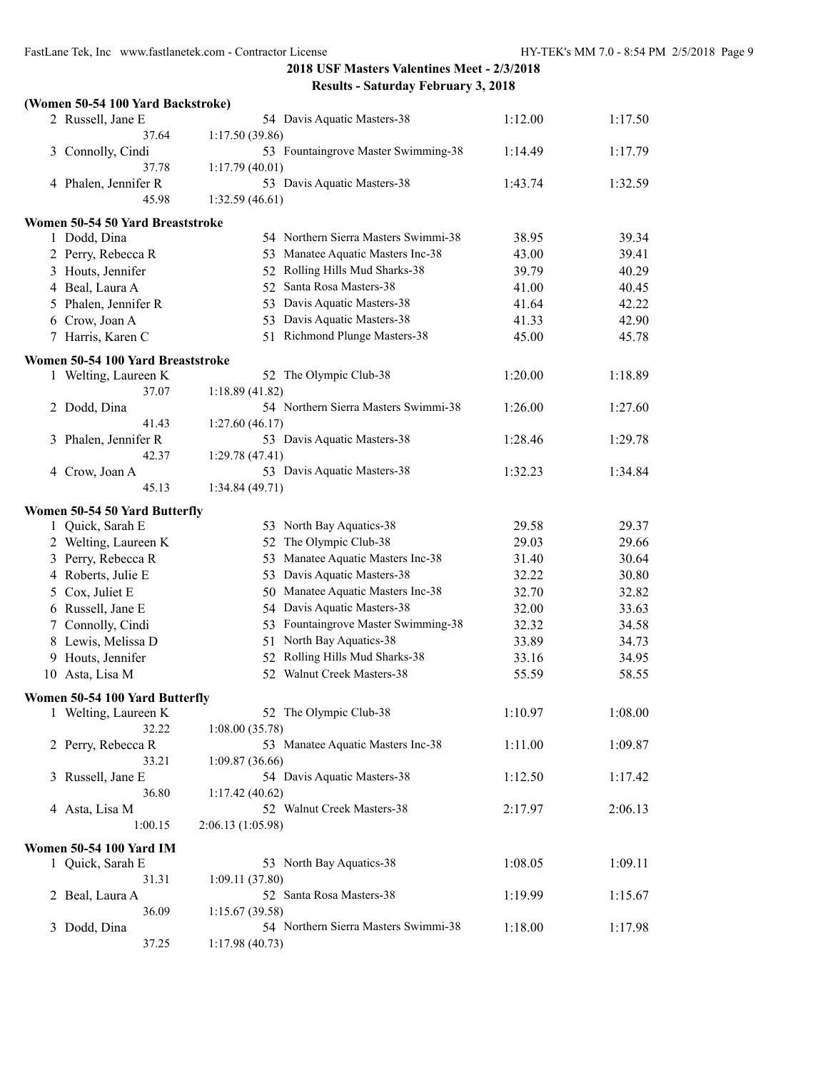## 2018 USF Masters Valentines Meet - 2/3/2018

### Results - Saturday February 3, 2018

**(Women 50-54 100 Yard Backstroke)**

| Place | Name | Age | Team | Seed Time | Finals Time |
|---|---|---|---|---|---|
| 2 | Russell, Jane E | 54 | Davis Aquatic Masters-38 | 1:12.00 | 1:17.50 |
| | 37.64 | 1:17.50 (39.86) | | | |
| 3 | Connolly, Cindi | 53 | Fountaingrove Master Swimming-38 | 1:14.49 | 1:17.79 |
| | 37.78 | 1:17.79 (40.01) | | | |
| 4 | Phalen, Jennifer R | 53 | Davis Aquatic Masters-38 | 1:43.74 | 1:32.59 |
| | 45.98 | 1:32.59 (46.61) | | | |

**Women 50-54 50 Yard Breaststroke**

| Place | Name | Age | Team | Seed Time | Finals Time |
|---|---|---|---|---|---|
| 1 | Dodd, Dina | 54 | Northern Sierra Masters Swimmi-38 | 38.95 | 39.34 |
| 2 | Perry, Rebecca R | 53 | Manatee Aquatic Masters Inc-38 | 43.00 | 39.41 |
| 3 | Houts, Jennifer | 52 | Rolling Hills Mud Sharks-38 | 39.79 | 40.29 |
| 4 | Beal, Laura A | 52 | Santa Rosa Masters-38 | 41.00 | 40.45 |
| 5 | Phalen, Jennifer R | 53 | Davis Aquatic Masters-38 | 41.64 | 42.22 |
| 6 | Crow, Joan A | 53 | Davis Aquatic Masters-38 | 41.33 | 42.90 |
| 7 | Harris, Karen C | 51 | Richmond Plunge Masters-38 | 45.00 | 45.78 |

**Women 50-54 100 Yard Breaststroke**

| Place | Name | Age | Team | Seed Time | Finals Time |
|---|---|---|---|---|---|
| 1 | Welting, Laureen K | 52 | The Olympic Club-38 | 1:20.00 | 1:18.89 |
| | 37.07 | 1:18.89 (41.82) | | | |
| 2 | Dodd, Dina | 54 | Northern Sierra Masters Swimmi-38 | 1:26.00 | 1:27.60 |
| | 41.43 | 1:27.60 (46.17) | | | |
| 3 | Phalen, Jennifer R | 53 | Davis Aquatic Masters-38 | 1:28.46 | 1:29.78 |
| | 42.37 | 1:29.78 (47.41) | | | |
| 4 | Crow, Joan A | 53 | Davis Aquatic Masters-38 | 1:32.23 | 1:34.84 |
| | 45.13 | 1:34.84 (49.71) | | | |

**Women 50-54 50 Yard Butterfly**

| Place | Name | Age | Team | Seed Time | Finals Time |
|---|---|---|---|---|---|
| 1 | Quick, Sarah E | 53 | North Bay Aquatics-38 | 29.58 | 29.37 |
| 2 | Welting, Laureen K | 52 | The Olympic Club-38 | 29.03 | 29.66 |
| 3 | Perry, Rebecca R | 53 | Manatee Aquatic Masters Inc-38 | 31.40 | 30.64 |
| 4 | Roberts, Julie E | 53 | Davis Aquatic Masters-38 | 32.22 | 30.80 |
| 5 | Cox, Juliet E | 50 | Manatee Aquatic Masters Inc-38 | 32.70 | 32.82 |
| 6 | Russell, Jane E | 54 | Davis Aquatic Masters-38 | 32.00 | 33.63 |
| 7 | Connolly, Cindi | 53 | Fountaingrove Master Swimming-38 | 32.32 | 34.58 |
| 8 | Lewis, Melissa D | 51 | North Bay Aquatics-38 | 33.89 | 34.73 |
| 9 | Houts, Jennifer | 52 | Rolling Hills Mud Sharks-38 | 33.16 | 34.95 |
| 10 | Asta, Lisa M | 52 | Walnut Creek Masters-38 | 55.59 | 58.55 |

**Women 50-54 100 Yard Butterfly**

| Place | Name | Age | Team | Seed Time | Finals Time |
|---|---|---|---|---|---|
| 1 | Welting, Laureen K | 52 | The Olympic Club-38 | 1:10.97 | 1:08.00 |
| | 32.22 | 1:08.00 (35.78) | | | |
| 2 | Perry, Rebecca R | 53 | Manatee Aquatic Masters Inc-38 | 1:11.00 | 1:09.87 |
| | 33.21 | 1:09.87 (36.66) | | | |
| 3 | Russell, Jane E | 54 | Davis Aquatic Masters-38 | 1:12.50 | 1:17.42 |
| | 36.80 | 1:17.42 (40.62) | | | |
| 4 | Asta, Lisa M | 52 | Walnut Creek Masters-38 | 2:17.97 | 2:06.13 |
| | 1:00.15 | 2:06.13 (1:05.98) | | | |

**Women 50-54 100 Yard IM**

| Place | Name | Age | Team | Seed Time | Finals Time |
|---|---|---|---|---|---|
| 1 | Quick, Sarah E | 53 | North Bay Aquatics-38 | 1:08.05 | 1:09.11 |
| | 31.31 | 1:09.11 (37.80) | | | |
| 2 | Beal, Laura A | 52 | Santa Rosa Masters-38 | 1:19.99 | 1:15.67 |
| | 36.09 | 1:15.67 (39.58) | | | |
| 3 | Dodd, Dina | 54 | Northern Sierra Masters Swimmi-38 | 1:18.00 | 1:17.98 |
| | 37.25 | 1:17.98 (40.73) | | | |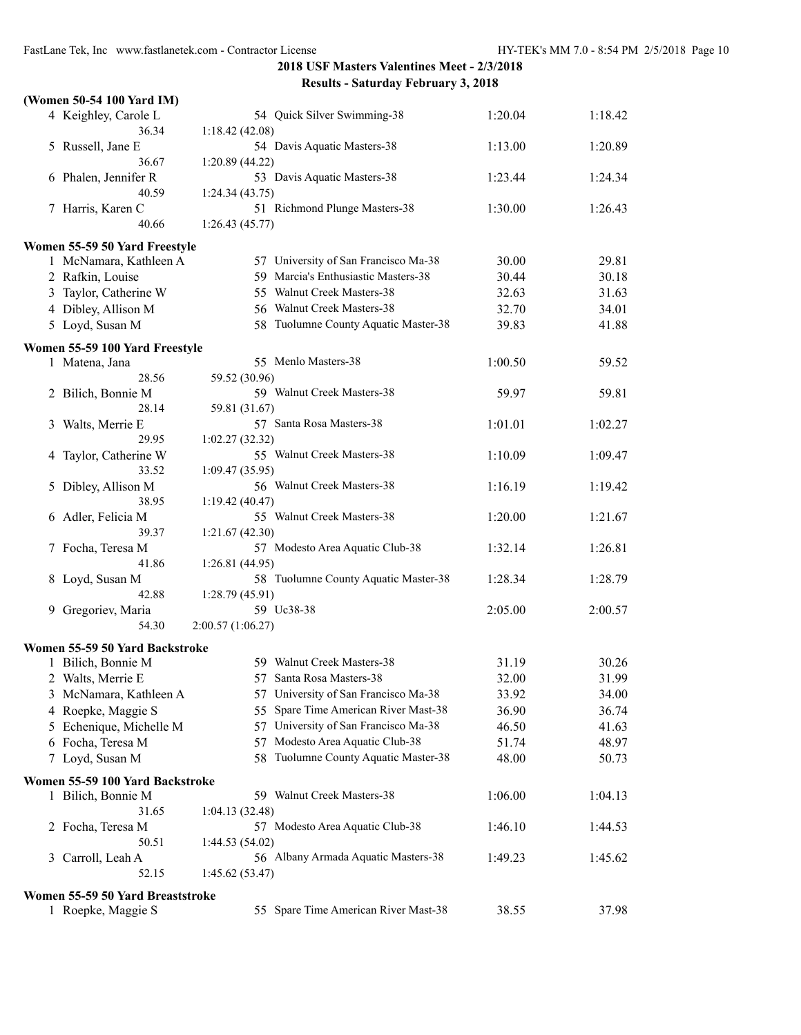**2018 USF Masters Valentines Meet - 2/3/2018**
**Results - Saturday February 3, 2018**

### (Women 50-54 100 Yard IM)

| | Name | Age | Team | Seed Time | Finals Time |
|---|---|---|---|---|---|
| 4 | Keighley, Carole L | 54 | Quick Silver Swimming-38 | 1:20.04 | 1:18.42 |
| | 36.34 | 1:18.42 (42.08) | | | |
| 5 | Russell, Jane E | 54 | Davis Aquatic Masters-38 | 1:13.00 | 1:20.89 |
| | 36.67 | 1:20.89 (44.22) | | | |
| 6 | Phalen, Jennifer R | 53 | Davis Aquatic Masters-38 | 1:23.44 | 1:24.34 |
| | 40.59 | 1:24.34 (43.75) | | | |
| 7 | Harris, Karen C | 51 | Richmond Plunge Masters-38 | 1:30.00 | 1:26.43 |
| | 40.66 | 1:26.43 (45.77) | | | |

### Women 55-59 50 Yard Freestyle

| | Name | Age | Team | Seed Time | Finals Time |
|---|---|---|---|---|---|
| 1 | McNamara, Kathleen A | 57 | University of San Francisco Ma-38 | 30.00 | 29.81 |
| 2 | Rafkin, Louise | 59 | Marcia's Enthusiastic Masters-38 | 30.44 | 30.18 |
| 3 | Taylor, Catherine W | 55 | Walnut Creek Masters-38 | 32.63 | 31.63 |
| 4 | Dibley, Allison M | 56 | Walnut Creek Masters-38 | 32.70 | 34.01 |
| 5 | Loyd, Susan M | 58 | Tuolumne County Aquatic Master-38 | 39.83 | 41.88 |

### Women 55-59 100 Yard Freestyle

| | Name | Age | Team | Seed Time | Finals Time |
|---|---|---|---|---|---|
| 1 | Matena, Jana | 55 | Menlo Masters-38 | 1:00.50 | 59.52 |
| | 28.56 | 59.52 (30.96) | | | |
| 2 | Bilich, Bonnie M | 59 | Walnut Creek Masters-38 | 59.97 | 59.81 |
| | 28.14 | 59.81 (31.67) | | | |
| 3 | Walts, Merrie E | 57 | Santa Rosa Masters-38 | 1:01.01 | 1:02.27 |
| | 29.95 | 1:02.27 (32.32) | | | |
| 4 | Taylor, Catherine W | 55 | Walnut Creek Masters-38 | 1:10.09 | 1:09.47 |
| | 33.52 | 1:09.47 (35.95) | | | |
| 5 | Dibley, Allison M | 56 | Walnut Creek Masters-38 | 1:16.19 | 1:19.42 |
| | 38.95 | 1:19.42 (40.47) | | | |
| 6 | Adler, Felicia M | 55 | Walnut Creek Masters-38 | 1:20.00 | 1:21.67 |
| | 39.37 | 1:21.67 (42.30) | | | |
| 7 | Focha, Teresa M | 57 | Modesto Area Aquatic Club-38 | 1:32.14 | 1:26.81 |
| | 41.86 | 1:26.81 (44.95) | | | |
| 8 | Loyd, Susan M | 58 | Tuolumne County Aquatic Master-38 | 1:28.34 | 1:28.79 |
| | 42.88 | 1:28.79 (45.91) | | | |
| 9 | Gregoriev, Maria | 59 | Uc38-38 | 2:05.00 | 2:00.57 |
| | 54.30 | 2:00.57 (1:06.27) | | | |

### Women 55-59 50 Yard Backstroke

| | Name | Age | Team | Seed Time | Finals Time |
|---|---|---|---|---|---|
| 1 | Bilich, Bonnie M | 59 | Walnut Creek Masters-38 | 31.19 | 30.26 |
| 2 | Walts, Merrie E | 57 | Santa Rosa Masters-38 | 32.00 | 31.99 |
| 3 | McNamara, Kathleen A | 57 | University of San Francisco Ma-38 | 33.92 | 34.00 |
| 4 | Roepke, Maggie S | 55 | Spare Time American River Mast-38 | 36.90 | 36.74 |
| 5 | Echenique, Michelle M | 57 | University of San Francisco Ma-38 | 46.50 | 41.63 |
| 6 | Focha, Teresa M | 57 | Modesto Area Aquatic Club-38 | 51.74 | 48.97 |
| 7 | Loyd, Susan M | 58 | Tuolumne County Aquatic Master-38 | 48.00 | 50.73 |

### Women 55-59 100 Yard Backstroke

| | Name | Age | Team | Seed Time | Finals Time |
|---|---|---|---|---|---|
| 1 | Bilich, Bonnie M | 59 | Walnut Creek Masters-38 | 1:06.00 | 1:04.13 |
| | 31.65 | 1:04.13 (32.48) | | | |
| 2 | Focha, Teresa M | 57 | Modesto Area Aquatic Club-38 | 1:46.10 | 1:44.53 |
| | 50.51 | 1:44.53 (54.02) | | | |
| 3 | Carroll, Leah A | 56 | Albany Armada Aquatic Masters-38 | 1:49.23 | 1:45.62 |
| | 52.15 | 1:45.62 (53.47) | | | |

### Women 55-59 50 Yard Breaststroke

| | Name | Age | Team | Seed Time | Finals Time |
|---|---|---|---|---|---|
| 1 | Roepke, Maggie S | 55 | Spare Time American River Mast-38 | 38.55 | 37.98 |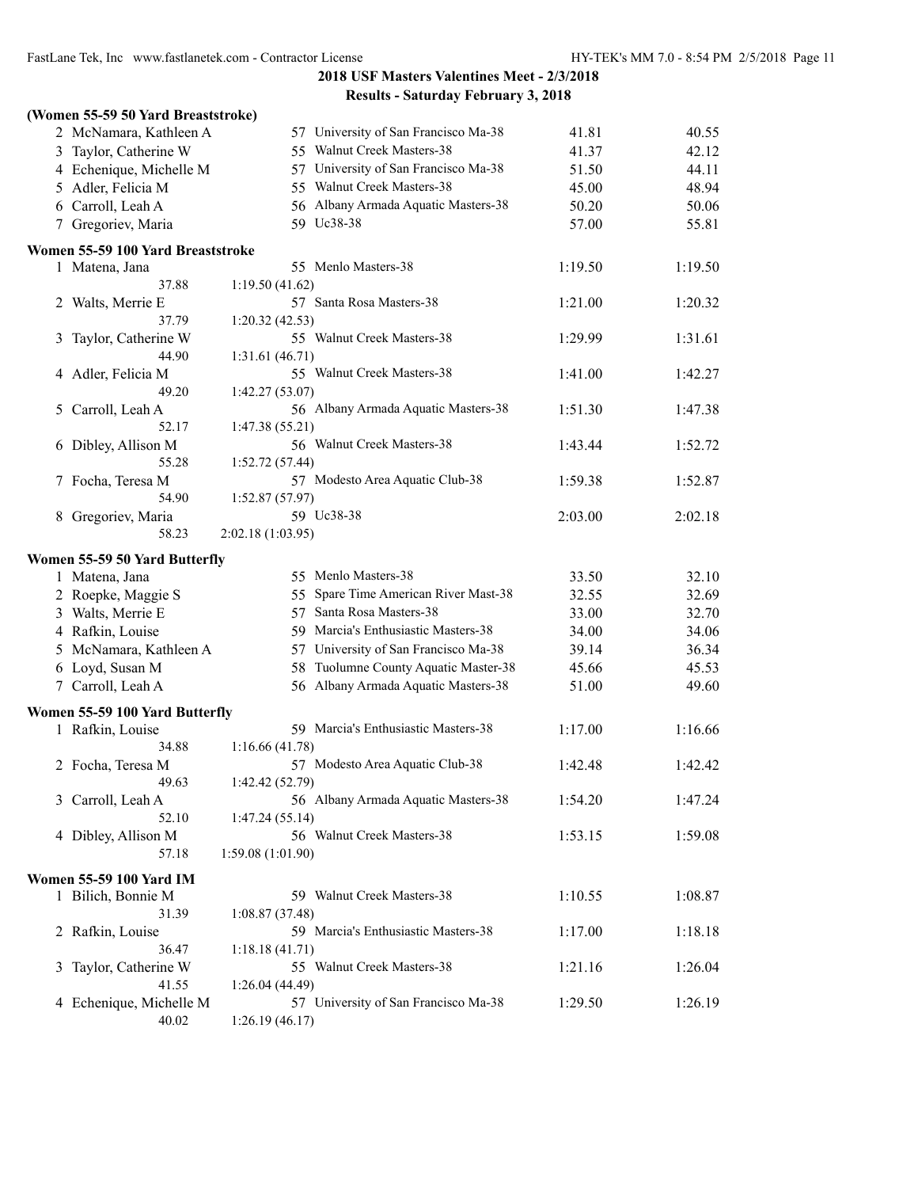**2018 USF Masters Valentines Meet - 2/3/2018**

**Results - Saturday February 3, 2018**

### (Women 55-59 50 Yard Breaststroke)

| | Name | Age | Team | Seed | Finals |
|---|---|---|---|---|---|
| 2 | McNamara, Kathleen A | 57 | University of San Francisco Ma-38 | 41.81 | 40.55 |
| 3 | Taylor, Catherine W | 55 | Walnut Creek Masters-38 | 41.37 | 42.12 |
| 4 | Echenique, Michelle M | 57 | University of San Francisco Ma-38 | 51.50 | 44.11 |
| 5 | Adler, Felicia M | 55 | Walnut Creek Masters-38 | 45.00 | 48.94 |
| 6 | Carroll, Leah A | 56 | Albany Armada Aquatic Masters-38 | 50.20 | 50.06 |
| 7 | Gregoriev, Maria | 59 | Uc38-38 | 57.00 | 55.81 |

### Women 55-59 100 Yard Breaststroke

| | Name | Age | Team | Seed | Finals |
|---|---|---|---|---|---|
| 1 | Matena, Jana | 55 | Menlo Masters-38 | 1:19.50 | 1:19.50 |
| | 37.88 | 1:19.50 (41.62) | | | |
| 2 | Walts, Merrie E | 57 | Santa Rosa Masters-38 | 1:21.00 | 1:20.32 |
| | 37.79 | 1:20.32 (42.53) | | | |
| 3 | Taylor, Catherine W | 55 | Walnut Creek Masters-38 | 1:29.99 | 1:31.61 |
| | 44.90 | 1:31.61 (46.71) | | | |
| 4 | Adler, Felicia M | 55 | Walnut Creek Masters-38 | 1:41.00 | 1:42.27 |
| | 49.20 | 1:42.27 (53.07) | | | |
| 5 | Carroll, Leah A | 56 | Albany Armada Aquatic Masters-38 | 1:51.30 | 1:47.38 |
| | 52.17 | 1:47.38 (55.21) | | | |
| 6 | Dibley, Allison M | 56 | Walnut Creek Masters-38 | 1:43.44 | 1:52.72 |
| | 55.28 | 1:52.72 (57.44) | | | |
| 7 | Focha, Teresa M | 57 | Modesto Area Aquatic Club-38 | 1:59.38 | 1:52.87 |
| | 54.90 | 1:52.87 (57.97) | | | |
| 8 | Gregoriev, Maria | 59 | Uc38-38 | 2:03.00 | 2:02.18 |
| | 58.23 | 2:02.18 (1:03.95) | | | |

### Women 55-59 50 Yard Butterfly

| | Name | Age | Team | Seed | Finals |
|---|---|---|---|---|---|
| 1 | Matena, Jana | 55 | Menlo Masters-38 | 33.50 | 32.10 |
| 2 | Roepke, Maggie S | 55 | Spare Time American River Mast-38 | 32.55 | 32.69 |
| 3 | Walts, Merrie E | 57 | Santa Rosa Masters-38 | 33.00 | 32.70 |
| 4 | Rafkin, Louise | 59 | Marcia's Enthusiastic Masters-38 | 34.00 | 34.06 |
| 5 | McNamara, Kathleen A | 57 | University of San Francisco Ma-38 | 39.14 | 36.34 |
| 6 | Loyd, Susan M | 58 | Tuolumne County Aquatic Master-38 | 45.66 | 45.53 |
| 7 | Carroll, Leah A | 56 | Albany Armada Aquatic Masters-38 | 51.00 | 49.60 |

### Women 55-59 100 Yard Butterfly

| | Name | Age | Team | Seed | Finals |
|---|---|---|---|---|---|
| 1 | Rafkin, Louise | 59 | Marcia's Enthusiastic Masters-38 | 1:17.00 | 1:16.66 |
| | 34.88 | 1:16.66 (41.78) | | | |
| 2 | Focha, Teresa M | 57 | Modesto Area Aquatic Club-38 | 1:42.48 | 1:42.42 |
| | 49.63 | 1:42.42 (52.79) | | | |
| 3 | Carroll, Leah A | 56 | Albany Armada Aquatic Masters-38 | 1:54.20 | 1:47.24 |
| | 52.10 | 1:47.24 (55.14) | | | |
| 4 | Dibley, Allison M | 56 | Walnut Creek Masters-38 | 1:53.15 | 1:59.08 |
| | 57.18 | 1:59.08 (1:01.90) | | | |

### Women 55-59 100 Yard IM

| | Name | Age | Team | Seed | Finals |
|---|---|---|---|---|---|
| 1 | Bilich, Bonnie M | 59 | Walnut Creek Masters-38 | 1:10.55 | 1:08.87 |
| | 31.39 | 1:08.87 (37.48) | | | |
| 2 | Rafkin, Louise | 59 | Marcia's Enthusiastic Masters-38 | 1:17.00 | 1:18.18 |
| | 36.47 | 1:18.18 (41.71) | | | |
| 3 | Taylor, Catherine W | 55 | Walnut Creek Masters-38 | 1:21.16 | 1:26.04 |
| | 41.55 | 1:26.04 (44.49) | | | |
| 4 | Echenique, Michelle M | 57 | University of San Francisco Ma-38 | 1:29.50 | 1:26.19 |
| | 40.02 | 1:26.19 (46.17) | | | |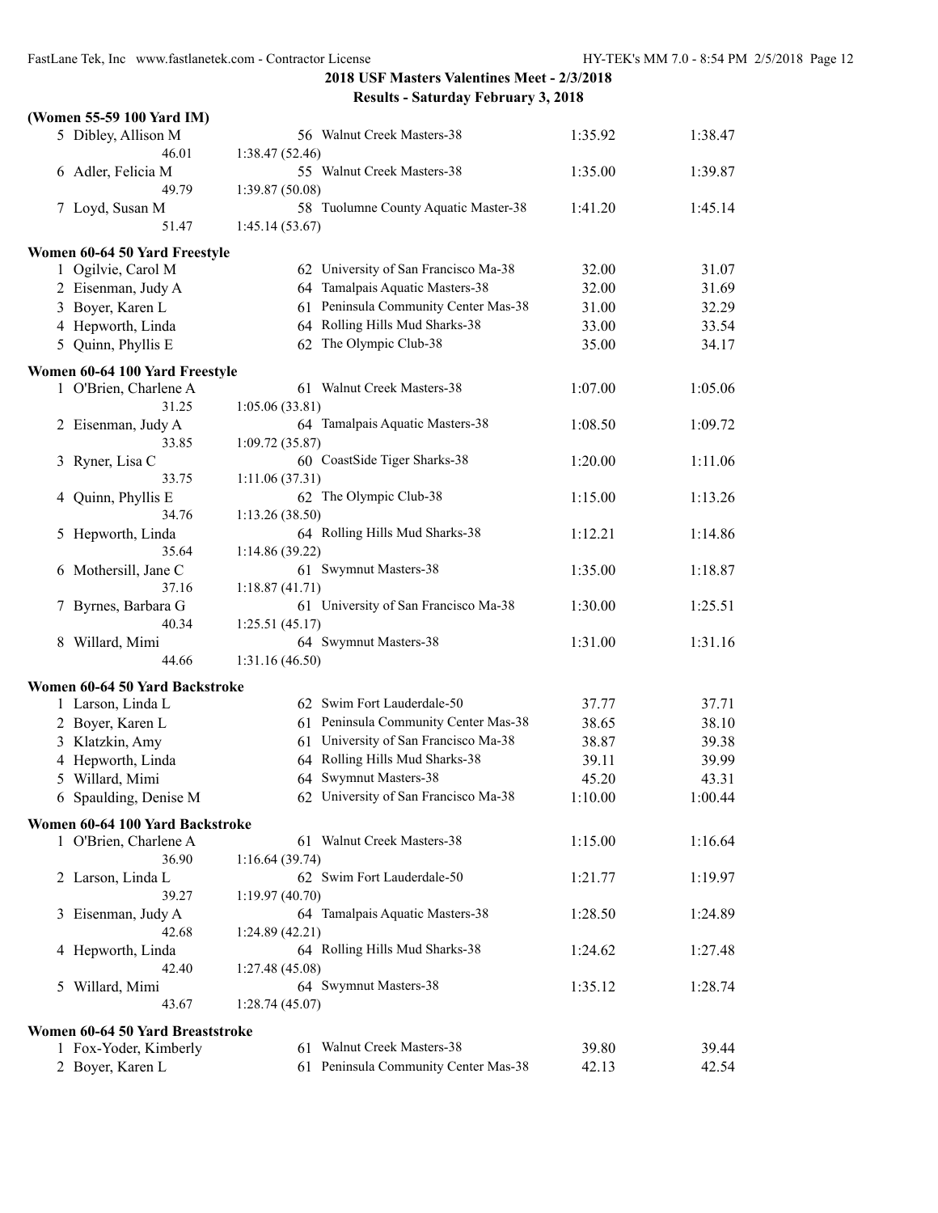## 2018 USF Masters Valentines Meet - 2/3/2018

### Results - Saturday February 3, 2018

**(Women 55-59 100 Yard IM)**

| | Name | Age | Team | Seed Time | Finals Time |
|---|---|---|---|---|---|
| 5 | Dibley, Allison M | 56 | Walnut Creek Masters-38 | 1:35.92 | 1:38.47 |
| | 46.01 | 1:38.47 (52.46) | | | |
| 6 | Adler, Felicia M | 55 | Walnut Creek Masters-38 | 1:35.00 | 1:39.87 |
| | 49.79 | 1:39.87 (50.08) | | | |
| 7 | Loyd, Susan M | 58 | Tuolumne County Aquatic Master-38 | 1:41.20 | 1:45.14 |
| | 51.47 | 1:45.14 (53.67) | | | |

**Women 60-64 50 Yard Freestyle**

| | Name | Age | Team | Seed Time | Finals Time |
|---|---|---|---|---|---|
| 1 | Ogilvie, Carol M | 62 | University of San Francisco Ma-38 | 32.00 | 31.07 |
| 2 | Eisenman, Judy A | 64 | Tamalpais Aquatic Masters-38 | 32.00 | 31.69 |
| 3 | Boyer, Karen L | 61 | Peninsula Community Center Mas-38 | 31.00 | 32.29 |
| 4 | Hepworth, Linda | 64 | Rolling Hills Mud Sharks-38 | 33.00 | 33.54 |
| 5 | Quinn, Phyllis E | 62 | The Olympic Club-38 | 35.00 | 34.17 |

**Women 60-64 100 Yard Freestyle**

| | Name | Age | Team | Seed Time | Finals Time |
|---|---|---|---|---|---|
| 1 | O'Brien, Charlene A | 61 | Walnut Creek Masters-38 | 1:07.00 | 1:05.06 |
| | 31.25 | 1:05.06 (33.81) | | | |
| 2 | Eisenman, Judy A | 64 | Tamalpais Aquatic Masters-38 | 1:08.50 | 1:09.72 |
| | 33.85 | 1:09.72 (35.87) | | | |
| 3 | Ryner, Lisa C | 60 | CoastSide Tiger Sharks-38 | 1:20.00 | 1:11.06 |
| | 33.75 | 1:11.06 (37.31) | | | |
| 4 | Quinn, Phyllis E | 62 | The Olympic Club-38 | 1:15.00 | 1:13.26 |
| | 34.76 | 1:13.26 (38.50) | | | |
| 5 | Hepworth, Linda | 64 | Rolling Hills Mud Sharks-38 | 1:12.21 | 1:14.86 |
| | 35.64 | 1:14.86 (39.22) | | | |
| 6 | Mothersill, Jane C | 61 | Swymnut Masters-38 | 1:35.00 | 1:18.87 |
| | 37.16 | 1:18.87 (41.71) | | | |
| 7 | Byrnes, Barbara G | 61 | University of San Francisco Ma-38 | 1:30.00 | 1:25.51 |
| | 40.34 | 1:25.51 (45.17) | | | |
| 8 | Willard, Mimi | 64 | Swymnut Masters-38 | 1:31.00 | 1:31.16 |
| | 44.66 | 1:31.16 (46.50) | | | |

**Women 60-64 50 Yard Backstroke**

| | Name | Age | Team | Seed Time | Finals Time |
|---|---|---|---|---|---|
| 1 | Larson, Linda L | 62 | Swim Fort Lauderdale-50 | 37.77 | 37.71 |
| 2 | Boyer, Karen L | 61 | Peninsula Community Center Mas-38 | 38.65 | 38.10 |
| 3 | Klatzkin, Amy | 61 | University of San Francisco Ma-38 | 38.87 | 39.38 |
| 4 | Hepworth, Linda | 64 | Rolling Hills Mud Sharks-38 | 39.11 | 39.99 |
| 5 | Willard, Mimi | 64 | Swymnut Masters-38 | 45.20 | 43.31 |
| 6 | Spaulding, Denise M | 62 | University of San Francisco Ma-38 | 1:10.00 | 1:00.44 |

**Women 60-64 100 Yard Backstroke**

| | Name | Age | Team | Seed Time | Finals Time |
|---|---|---|---|---|---|
| 1 | O'Brien, Charlene A | 61 | Walnut Creek Masters-38 | 1:15.00 | 1:16.64 |
| | 36.90 | 1:16.64 (39.74) | | | |
| 2 | Larson, Linda L | 62 | Swim Fort Lauderdale-50 | 1:21.77 | 1:19.97 |
| | 39.27 | 1:19.97 (40.70) | | | |
| 3 | Eisenman, Judy A | 64 | Tamalpais Aquatic Masters-38 | 1:28.50 | 1:24.89 |
| | 42.68 | 1:24.89 (42.21) | | | |
| 4 | Hepworth, Linda | 64 | Rolling Hills Mud Sharks-38 | 1:24.62 | 1:27.48 |
| | 42.40 | 1:27.48 (45.08) | | | |
| 5 | Willard, Mimi | 64 | Swymnut Masters-38 | 1:35.12 | 1:28.74 |
| | 43.67 | 1:28.74 (45.07) | | | |

**Women 60-64 50 Yard Breaststroke**

| | Name | Age | Team | Seed Time | Finals Time |
|---|---|---|---|---|---|
| 1 | Fox-Yoder, Kimberly | 61 | Walnut Creek Masters-38 | 39.80 | 39.44 |
| 2 | Boyer, Karen L | 61 | Peninsula Community Center Mas-38 | 42.13 | 42.54 |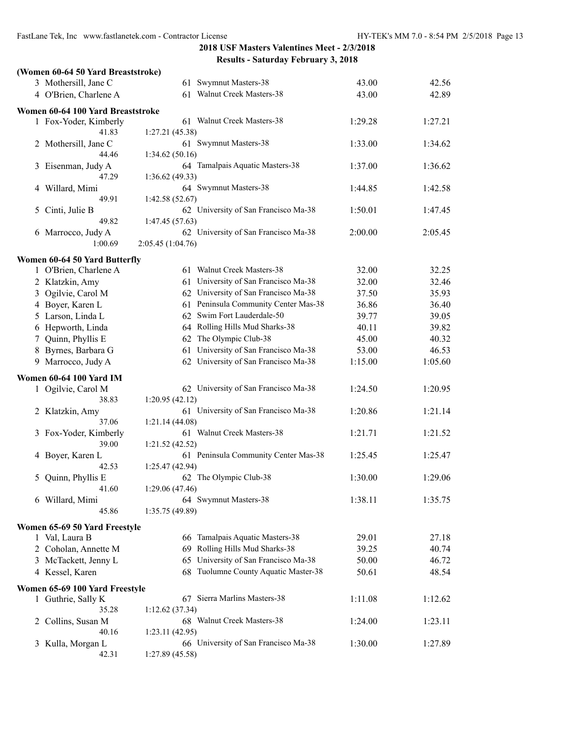**2018 USF Masters Valentines Meet - 2/3/2018**

**Results - Saturday February 3, 2018**

**(Women 60-64 50 Yard Breaststroke)**

| | Name | Age | Team | Seed Time | Finals Time |
|---|---|---|---|---|---|
| 3 | Mothersill, Jane C | 61 | Swymnut Masters-38 | 43.00 | 42.56 |
| 4 | O'Brien, Charlene A | 61 | Walnut Creek Masters-38 | 43.00 | 42.89 |

**Women 60-64 100 Yard Breaststroke**

| | Name | Age | Team | Seed Time | Finals Time |
|---|---|---|---|---|---|
| 1 | Fox-Yoder, Kimberly | 61 | Walnut Creek Masters-38 | 1:29.28 | 1:27.21 |
| | 41.83 | 1:27.21 (45.38) | | | |
| 2 | Mothersill, Jane C | 61 | Swymnut Masters-38 | 1:33.00 | 1:34.62 |
| | 44.46 | 1:34.62 (50.16) | | | |
| 3 | Eisenman, Judy A | 64 | Tamalpais Aquatic Masters-38 | 1:37.00 | 1:36.62 |
| | 47.29 | 1:36.62 (49.33) | | | |
| 4 | Willard, Mimi | 64 | Swymnut Masters-38 | 1:44.85 | 1:42.58 |
| | 49.91 | 1:42.58 (52.67) | | | |
| 5 | Cinti, Julie B | 62 | University of San Francisco Ma-38 | 1:50.01 | 1:47.45 |
| | 49.82 | 1:47.45 (57.63) | | | |
| 6 | Marrocco, Judy A | 62 | University of San Francisco Ma-38 | 2:00.00 | 2:05.45 |
| | 1:00.69 | 2:05.45 (1:04.76) | | | |

**Women 60-64 50 Yard Butterfly**

| | Name | Age | Team | Seed Time | Finals Time |
|---|---|---|---|---|---|
| 1 | O'Brien, Charlene A | 61 | Walnut Creek Masters-38 | 32.00 | 32.25 |
| 2 | Klatzkin, Amy | 61 | University of San Francisco Ma-38 | 32.00 | 32.46 |
| 3 | Ogilvie, Carol M | 62 | University of San Francisco Ma-38 | 37.50 | 35.93 |
| 4 | Boyer, Karen L | 61 | Peninsula Community Center Mas-38 | 36.86 | 36.40 |
| 5 | Larson, Linda L | 62 | Swim Fort Lauderdale-50 | 39.77 | 39.05 |
| 6 | Hepworth, Linda | 64 | Rolling Hills Mud Sharks-38 | 40.11 | 39.82 |
| 7 | Quinn, Phyllis E | 62 | The Olympic Club-38 | 45.00 | 40.32 |
| 8 | Byrnes, Barbara G | 61 | University of San Francisco Ma-38 | 53.00 | 46.53 |
| 9 | Marrocco, Judy A | 62 | University of San Francisco Ma-38 | 1:15.00 | 1:05.60 |

**Women 60-64 100 Yard IM**

| | Name | Age | Team | Seed Time | Finals Time |
|---|---|---|---|---|---|
| 1 | Ogilvie, Carol M | 62 | University of San Francisco Ma-38 | 1:24.50 | 1:20.95 |
| | 38.83 | 1:20.95 (42.12) | | | |
| 2 | Klatzkin, Amy | 61 | University of San Francisco Ma-38 | 1:20.86 | 1:21.14 |
| | 37.06 | 1:21.14 (44.08) | | | |
| 3 | Fox-Yoder, Kimberly | 61 | Walnut Creek Masters-38 | 1:21.71 | 1:21.52 |
| | 39.00 | 1:21.52 (42.52) | | | |
| 4 | Boyer, Karen L | 61 | Peninsula Community Center Mas-38 | 1:25.45 | 1:25.47 |
| | 42.53 | 1:25.47 (42.94) | | | |
| 5 | Quinn, Phyllis E | 62 | The Olympic Club-38 | 1:30.00 | 1:29.06 |
| | 41.60 | 1:29.06 (47.46) | | | |
| 6 | Willard, Mimi | 64 | Swymnut Masters-38 | 1:38.11 | 1:35.75 |
| | 45.86 | 1:35.75 (49.89) | | | |

**Women 65-69 50 Yard Freestyle**

| | Name | Age | Team | Seed Time | Finals Time |
|---|---|---|---|---|---|
| 1 | Val, Laura B | 66 | Tamalpais Aquatic Masters-38 | 29.01 | 27.18 |
| 2 | Coholan, Annette M | 69 | Rolling Hills Mud Sharks-38 | 39.25 | 40.74 |
| 3 | McTackett, Jenny L | 65 | University of San Francisco Ma-38 | 50.00 | 46.72 |
| 4 | Kessel, Karen | 68 | Tuolumne County Aquatic Master-38 | 50.61 | 48.54 |

**Women 65-69 100 Yard Freestyle**

| | Name | Age | Team | Seed Time | Finals Time |
|---|---|---|---|---|---|
| 1 | Guthrie, Sally K | 67 | Sierra Marlins Masters-38 | 1:11.08 | 1:12.62 |
| | 35.28 | 1:12.62 (37.34) | | | |
| 2 | Collins, Susan M | 68 | Walnut Creek Masters-38 | 1:24.00 | 1:23.11 |
| | 40.16 | 1:23.11 (42.95) | | | |
| 3 | Kulla, Morgan L | 66 | University of San Francisco Ma-38 | 1:30.00 | 1:27.89 |
| | 42.31 | 1:27.89 (45.58) | | | |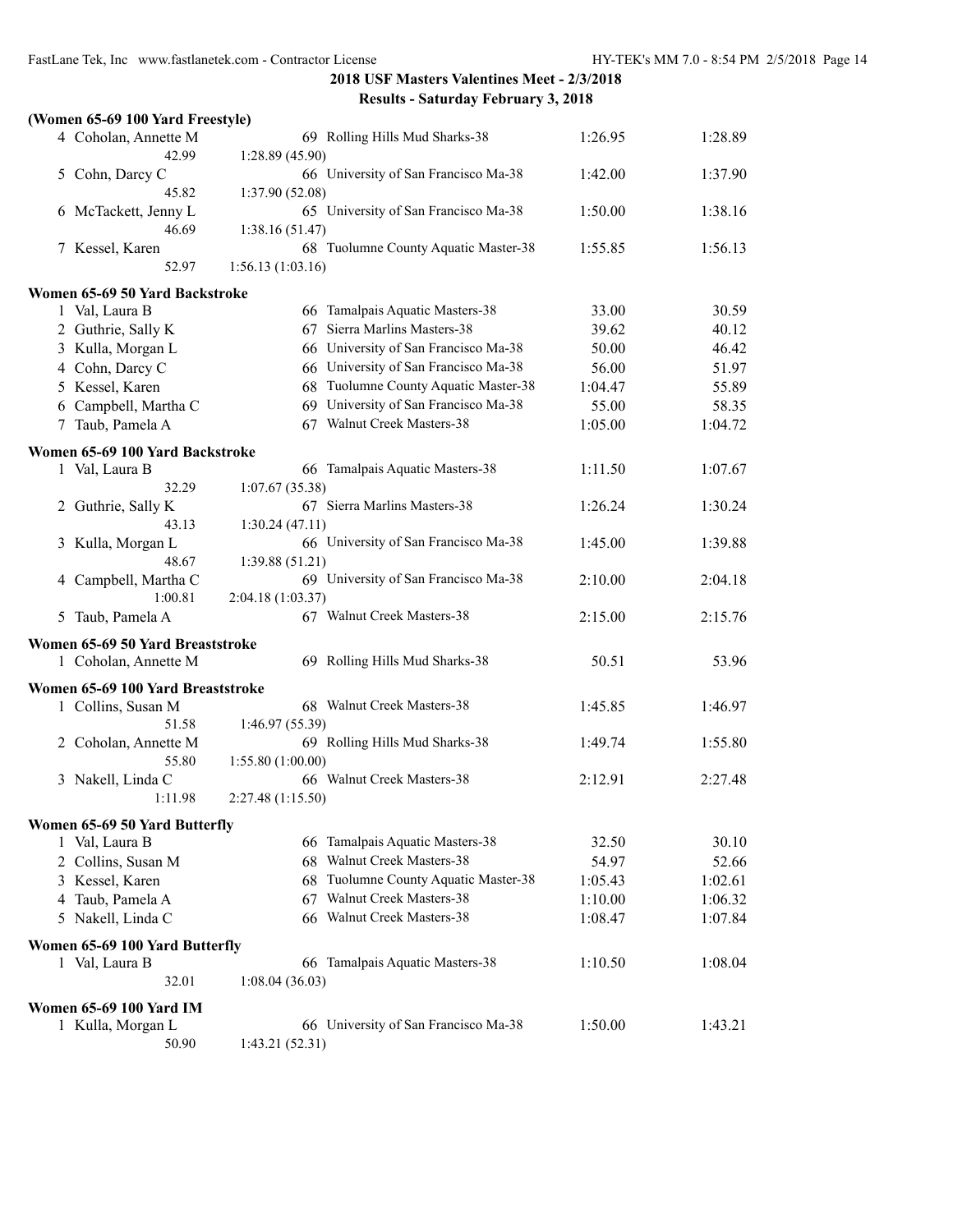**2018 USF Masters Valentines Meet - 2/3/2018**

**Results - Saturday February 3, 2018**

### (Women 65-69 100 Yard Freestyle)

| | Name | Age | Team | Seed Time | Finals Time |
|---|---|---|---|---|---|
| 4 | Coholan, Annette M | 69 | Rolling Hills Mud Sharks-38 | 1:26.95 | 1:28.89 |
| | 42.99 | 1:28.89 (45.90) | | | |
| 5 | Cohn, Darcy C | 66 | University of San Francisco Ma-38 | 1:42.00 | 1:37.90 |
| | 45.82 | 1:37.90 (52.08) | | | |
| 6 | McTackett, Jenny L | 65 | University of San Francisco Ma-38 | 1:50.00 | 1:38.16 |
| | 46.69 | 1:38.16 (51.47) | | | |
| 7 | Kessel, Karen | 68 | Tuolumne County Aquatic Master-38 | 1:55.85 | 1:56.13 |
| | 52.97 | 1:56.13 (1:03.16) | | | |

### Women 65-69 50 Yard Backstroke

| | Name | Age | Team | Seed Time | Finals Time |
|---|---|---|---|---|---|
| 1 | Val, Laura B | 66 | Tamalpais Aquatic Masters-38 | 33.00 | 30.59 |
| 2 | Guthrie, Sally K | 67 | Sierra Marlins Masters-38 | 39.62 | 40.12 |
| 3 | Kulla, Morgan L | 66 | University of San Francisco Ma-38 | 50.00 | 46.42 |
| 4 | Cohn, Darcy C | 66 | University of San Francisco Ma-38 | 56.00 | 51.97 |
| 5 | Kessel, Karen | 68 | Tuolumne County Aquatic Master-38 | 1:04.47 | 55.89 |
| 6 | Campbell, Martha C | 69 | University of San Francisco Ma-38 | 55.00 | 58.35 |
| 7 | Taub, Pamela A | 67 | Walnut Creek Masters-38 | 1:05.00 | 1:04.72 |

### Women 65-69 100 Yard Backstroke

| | Name | Age | Team | Seed Time | Finals Time |
|---|---|---|---|---|---|
| 1 | Val, Laura B | 66 | Tamalpais Aquatic Masters-38 | 1:11.50 | 1:07.67 |
| | 32.29 | 1:07.67 (35.38) | | | |
| 2 | Guthrie, Sally K | 67 | Sierra Marlins Masters-38 | 1:26.24 | 1:30.24 |
| | 43.13 | 1:30.24 (47.11) | | | |
| 3 | Kulla, Morgan L | 66 | University of San Francisco Ma-38 | 1:45.00 | 1:39.88 |
| | 48.67 | 1:39.88 (51.21) | | | |
| 4 | Campbell, Martha C | 69 | University of San Francisco Ma-38 | 2:10.00 | 2:04.18 |
| | 1:00.81 | 2:04.18 (1:03.37) | | | |
| 5 | Taub, Pamela A | 67 | Walnut Creek Masters-38 | 2:15.00 | 2:15.76 |

### Women 65-69 50 Yard Breaststroke

| | Name | Age | Team | Seed Time | Finals Time |
|---|---|---|---|---|---|
| 1 | Coholan, Annette M | 69 | Rolling Hills Mud Sharks-38 | 50.51 | 53.96 |

### Women 65-69 100 Yard Breaststroke

| | Name | Age | Team | Seed Time | Finals Time |
|---|---|---|---|---|---|
| 1 | Collins, Susan M | 68 | Walnut Creek Masters-38 | 1:45.85 | 1:46.97 |
| | 51.58 | 1:46.97 (55.39) | | | |
| 2 | Coholan, Annette M | 69 | Rolling Hills Mud Sharks-38 | 1:49.74 | 1:55.80 |
| | 55.80 | 1:55.80 (1:00.00) | | | |
| 3 | Nakell, Linda C | 66 | Walnut Creek Masters-38 | 2:12.91 | 2:27.48 |
| | 1:11.98 | 2:27.48 (1:15.50) | | | |

### Women 65-69 50 Yard Butterfly

| | Name | Age | Team | Seed Time | Finals Time |
|---|---|---|---|---|---|
| 1 | Val, Laura B | 66 | Tamalpais Aquatic Masters-38 | 32.50 | 30.10 |
| 2 | Collins, Susan M | 68 | Walnut Creek Masters-38 | 54.97 | 52.66 |
| 3 | Kessel, Karen | 68 | Tuolumne County Aquatic Master-38 | 1:05.43 | 1:02.61 |
| 4 | Taub, Pamela A | 67 | Walnut Creek Masters-38 | 1:10.00 | 1:06.32 |
| 5 | Nakell, Linda C | 66 | Walnut Creek Masters-38 | 1:08.47 | 1:07.84 |

### Women 65-69 100 Yard Butterfly

| | Name | Age | Team | Seed Time | Finals Time |
|---|---|---|---|---|---|
| 1 | Val, Laura B | 66 | Tamalpais Aquatic Masters-38 | 1:10.50 | 1:08.04 |
| | 32.01 | 1:08.04 (36.03) | | | |

### Women 65-69 100 Yard IM

| | Name | Age | Team | Seed Time | Finals Time |
|---|---|---|---|---|---|
| 1 | Kulla, Morgan L | 66 | University of San Francisco Ma-38 | 1:50.00 | 1:43.21 |
| | 50.90 | 1:43.21 (52.31) | | | |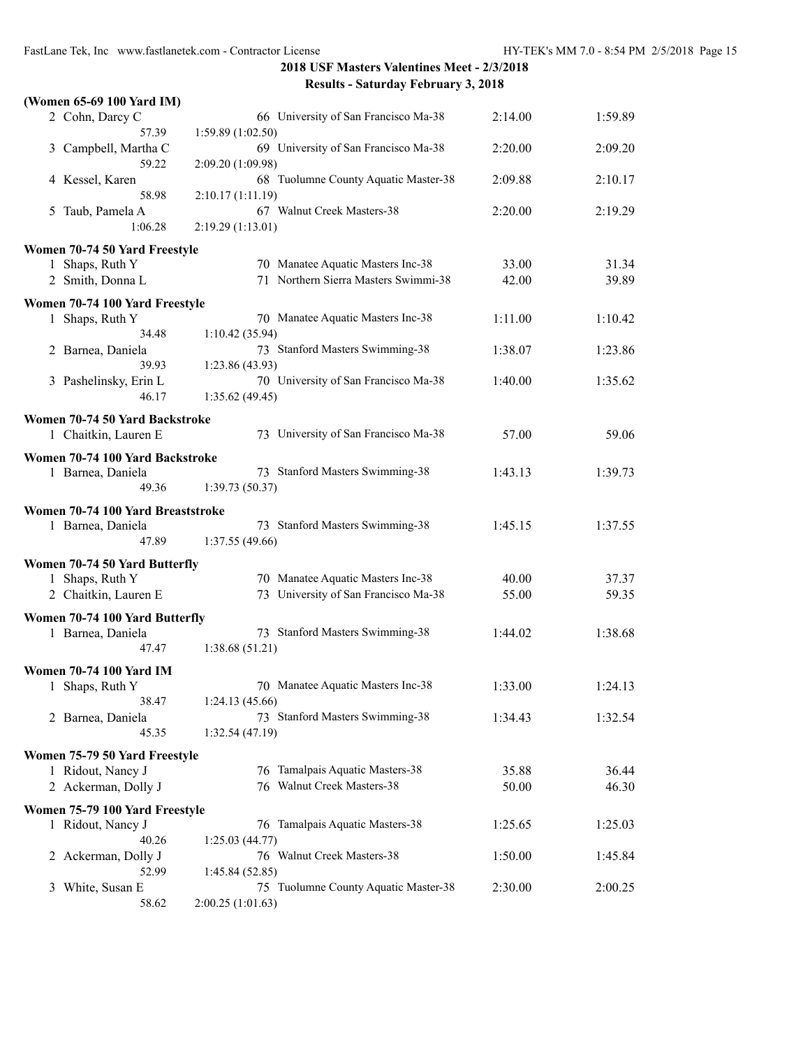**2018 USF Masters Valentines Meet - 2/3/2018**

**Results - Saturday February 3, 2018**

**(Women 65-69 100 Yard IM)**

| Place | Name | Age | Team | Seed Time | Finals Time |
|---|---|---|---|---|---|
| 2 | Cohn, Darcy C | 66 | University of San Francisco Ma-38 | 2:14.00 | 1:59.89 |
| | 57.39 | 1:59.89 (1:02.50) | | | |
| 3 | Campbell, Martha C | 69 | University of San Francisco Ma-38 | 2:20.00 | 2:09.20 |
| | 59.22 | 2:09.20 (1:09.98) | | | |
| 4 | Kessel, Karen | 68 | Tuolumne County Aquatic Master-38 | 2:09.88 | 2:10.17 |
| | 58.98 | 2:10.17 (1:11.19) | | | |
| 5 | Taub, Pamela A | 67 | Walnut Creek Masters-38 | 2:20.00 | 2:19.29 |
| | 1:06.28 | 2:19.29 (1:13.01) | | | |

**Women 70-74 50 Yard Freestyle**

| Place | Name | Age | Team | Seed Time | Finals Time |
|---|---|---|---|---|---|
| 1 | Shaps, Ruth Y | 70 | Manatee Aquatic Masters Inc-38 | 33.00 | 31.34 |
| 2 | Smith, Donna L | 71 | Northern Sierra Masters Swimmi-38 | 42.00 | 39.89 |

**Women 70-74 100 Yard Freestyle**

| Place | Name | Age | Team | Seed Time | Finals Time |
|---|---|---|---|---|---|
| 1 | Shaps, Ruth Y | 70 | Manatee Aquatic Masters Inc-38 | 1:11.00 | 1:10.42 |
| | 34.48 | 1:10.42 (35.94) | | | |
| 2 | Barnea, Daniela | 73 | Stanford Masters Swimming-38 | 1:38.07 | 1:23.86 |
| | 39.93 | 1:23.86 (43.93) | | | |
| 3 | Pashelinsky, Erin L | 70 | University of San Francisco Ma-38 | 1:40.00 | 1:35.62 |
| | 46.17 | 1:35.62 (49.45) | | | |

**Women 70-74 50 Yard Backstroke**

| Place | Name | Age | Team | Seed Time | Finals Time |
|---|---|---|---|---|---|
| 1 | Chaitkin, Lauren E | 73 | University of San Francisco Ma-38 | 57.00 | 59.06 |

**Women 70-74 100 Yard Backstroke**

| Place | Name | Age | Team | Seed Time | Finals Time |
|---|---|---|---|---|---|
| 1 | Barnea, Daniela | 73 | Stanford Masters Swimming-38 | 1:43.13 | 1:39.73 |
| | 49.36 | 1:39.73 (50.37) | | | |

**Women 70-74 100 Yard Breaststroke**

| Place | Name | Age | Team | Seed Time | Finals Time |
|---|---|---|---|---|---|
| 1 | Barnea, Daniela | 73 | Stanford Masters Swimming-38 | 1:45.15 | 1:37.55 |
| | 47.89 | 1:37.55 (49.66) | | | |

**Women 70-74 50 Yard Butterfly**

| Place | Name | Age | Team | Seed Time | Finals Time |
|---|---|---|---|---|---|
| 1 | Shaps, Ruth Y | 70 | Manatee Aquatic Masters Inc-38 | 40.00 | 37.37 |
| 2 | Chaitkin, Lauren E | 73 | University of San Francisco Ma-38 | 55.00 | 59.35 |

**Women 70-74 100 Yard Butterfly**

| Place | Name | Age | Team | Seed Time | Finals Time |
|---|---|---|---|---|---|
| 1 | Barnea, Daniela | 73 | Stanford Masters Swimming-38 | 1:44.02 | 1:38.68 |
| | 47.47 | 1:38.68 (51.21) | | | |

**Women 70-74 100 Yard IM**

| Place | Name | Age | Team | Seed Time | Finals Time |
|---|---|---|---|---|---|
| 1 | Shaps, Ruth Y | 70 | Manatee Aquatic Masters Inc-38 | 1:33.00 | 1:24.13 |
| | 38.47 | 1:24.13 (45.66) | | | |
| 2 | Barnea, Daniela | 73 | Stanford Masters Swimming-38 | 1:34.43 | 1:32.54 |
| | 45.35 | 1:32.54 (47.19) | | | |

**Women 75-79 50 Yard Freestyle**

| Place | Name | Age | Team | Seed Time | Finals Time |
|---|---|---|---|---|---|
| 1 | Ridout, Nancy J | 76 | Tamalpais Aquatic Masters-38 | 35.88 | 36.44 |
| 2 | Ackerman, Dolly J | 76 | Walnut Creek Masters-38 | 50.00 | 46.30 |

**Women 75-79 100 Yard Freestyle**

| Place | Name | Age | Team | Seed Time | Finals Time |
|---|---|---|---|---|---|
| 1 | Ridout, Nancy J | 76 | Tamalpais Aquatic Masters-38 | 1:25.65 | 1:25.03 |
| | 40.26 | 1:25.03 (44.77) | | | |
| 2 | Ackerman, Dolly J | 76 | Walnut Creek Masters-38 | 1:50.00 | 1:45.84 |
| | 52.99 | 1:45.84 (52.85) | | | |
| 3 | White, Susan E | 75 | Tuolumne County Aquatic Master-38 | 2:30.00 | 2:00.25 |
| | 58.62 | 2:00.25 (1:01.63) | | | |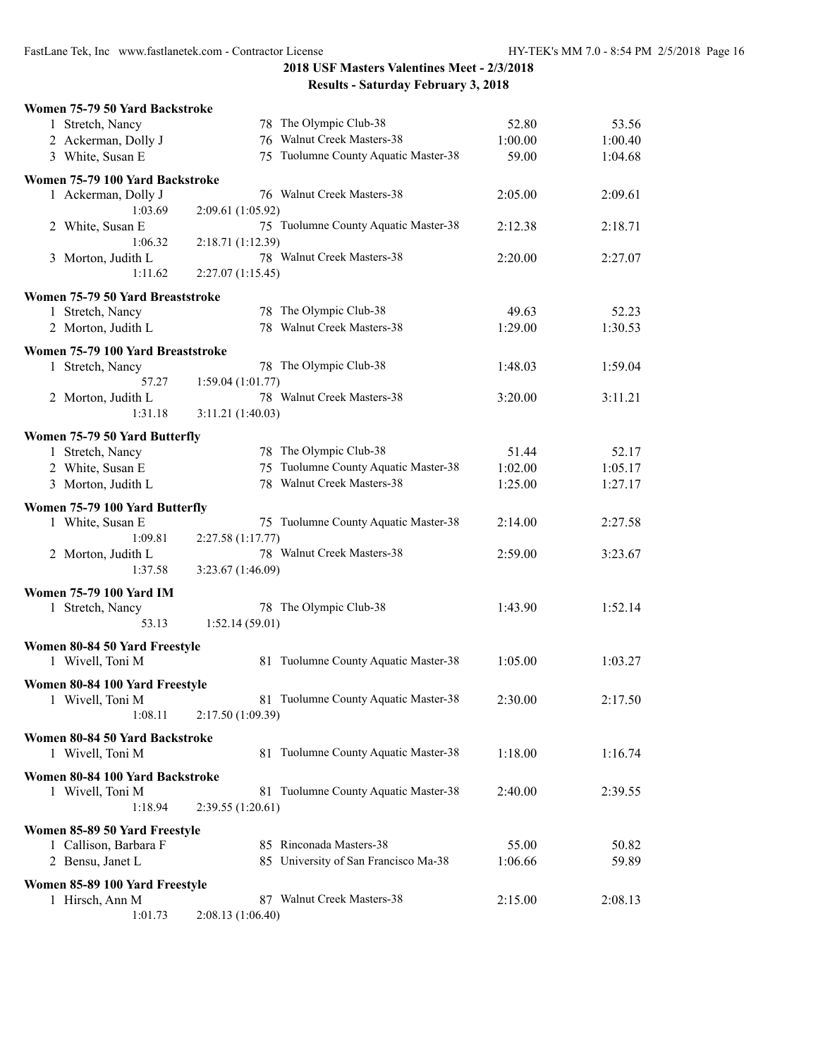**2018 USF Masters Valentines Meet - 2/3/2018**
**Results - Saturday February 3, 2018**

**Women 75-79 50 Yard Backstroke**

| | Name | Age | Team | Seed | Finals |
|---|---|---|---|---|---|
| 1 | Stretch, Nancy | 78 | The Olympic Club-38 | 52.80 | 53.56 |
| 2 | Ackerman, Dolly J | 76 | Walnut Creek Masters-38 | 1:00.00 | 1:00.40 |
| 3 | White, Susan E | 75 | Tuolumne County Aquatic Master-38 | 59.00 | 1:04.68 |

**Women 75-79 100 Yard Backstroke**

| | Name | Age | Team | Seed | Finals |
|---|---|---|---|---|---|
| 1 | Ackerman, Dolly J | 76 | Walnut Creek Masters-38 | 2:05.00 | 2:09.61 |
| | 1:03.69 | 2:09.61 (1:05.92) | | | |
| 2 | White, Susan E | 75 | Tuolumne County Aquatic Master-38 | 2:12.38 | 2:18.71 |
| | 1:06.32 | 2:18.71 (1:12.39) | | | |
| 3 | Morton, Judith L | 78 | Walnut Creek Masters-38 | 2:20.00 | 2:27.07 |
| | 1:11.62 | 2:27.07 (1:15.45) | | | |

**Women 75-79 50 Yard Breaststroke**

| | Name | Age | Team | Seed | Finals |
|---|---|---|---|---|---|
| 1 | Stretch, Nancy | 78 | The Olympic Club-38 | 49.63 | 52.23 |
| 2 | Morton, Judith L | 78 | Walnut Creek Masters-38 | 1:29.00 | 1:30.53 |

**Women 75-79 100 Yard Breaststroke**

| | Name | Age | Team | Seed | Finals |
|---|---|---|---|---|---|
| 1 | Stretch, Nancy | 78 | The Olympic Club-38 | 1:48.03 | 1:59.04 |
| | 57.27 | 1:59.04 (1:01.77) | | | |
| 2 | Morton, Judith L | 78 | Walnut Creek Masters-38 | 3:20.00 | 3:11.21 |
| | 1:31.18 | 3:11.21 (1:40.03) | | | |

**Women 75-79 50 Yard Butterfly**

| | Name | Age | Team | Seed | Finals |
|---|---|---|---|---|---|
| 1 | Stretch, Nancy | 78 | The Olympic Club-38 | 51.44 | 52.17 |
| 2 | White, Susan E | 75 | Tuolumne County Aquatic Master-38 | 1:02.00 | 1:05.17 |
| 3 | Morton, Judith L | 78 | Walnut Creek Masters-38 | 1:25.00 | 1:27.17 |

**Women 75-79 100 Yard Butterfly**

| | Name | Age | Team | Seed | Finals |
|---|---|---|---|---|---|
| 1 | White, Susan E | 75 | Tuolumne County Aquatic Master-38 | 2:14.00 | 2:27.58 |
| | 1:09.81 | 2:27.58 (1:17.77) | | | |
| 2 | Morton, Judith L | 78 | Walnut Creek Masters-38 | 2:59.00 | 3:23.67 |
| | 1:37.58 | 3:23.67 (1:46.09) | | | |

**Women 75-79 100 Yard IM**

| | Name | Age | Team | Seed | Finals |
|---|---|---|---|---|---|
| 1 | Stretch, Nancy | 78 | The Olympic Club-38 | 1:43.90 | 1:52.14 |
| | 53.13 | 1:52.14 (59.01) | | | |

**Women 80-84 50 Yard Freestyle**

| | Name | Age | Team | Seed | Finals |
|---|---|---|---|---|---|
| 1 | Wivell, Toni M | 81 | Tuolumne County Aquatic Master-38 | 1:05.00 | 1:03.27 |

**Women 80-84 100 Yard Freestyle**

| | Name | Age | Team | Seed | Finals |
|---|---|---|---|---|---|
| 1 | Wivell, Toni M | 81 | Tuolumne County Aquatic Master-38 | 2:30.00 | 2:17.50 |
| | 1:08.11 | 2:17.50 (1:09.39) | | | |

**Women 80-84 50 Yard Backstroke**

| | Name | Age | Team | Seed | Finals |
|---|---|---|---|---|---|
| 1 | Wivell, Toni M | 81 | Tuolumne County Aquatic Master-38 | 1:18.00 | 1:16.74 |

**Women 80-84 100 Yard Backstroke**

| | Name | Age | Team | Seed | Finals |
|---|---|---|---|---|---|
| 1 | Wivell, Toni M | 81 | Tuolumne County Aquatic Master-38 | 2:40.00 | 2:39.55 |
| | 1:18.94 | 2:39.55 (1:20.61) | | | |

**Women 85-89 50 Yard Freestyle**

| | Name | Age | Team | Seed | Finals |
|---|---|---|---|---|---|
| 1 | Callison, Barbara F | 85 | Rinconada Masters-38 | 55.00 | 50.82 |
| 2 | Bensu, Janet L | 85 | University of San Francisco Ma-38 | 1:06.66 | 59.89 |

**Women 85-89 100 Yard Freestyle**

| | Name | Age | Team | Seed | Finals |
|---|---|---|---|---|---|
| 1 | Hirsch, Ann M | 87 | Walnut Creek Masters-38 | 2:15.00 | 2:08.13 |
| | 1:01.73 | 2:08.13 (1:06.40) | | | |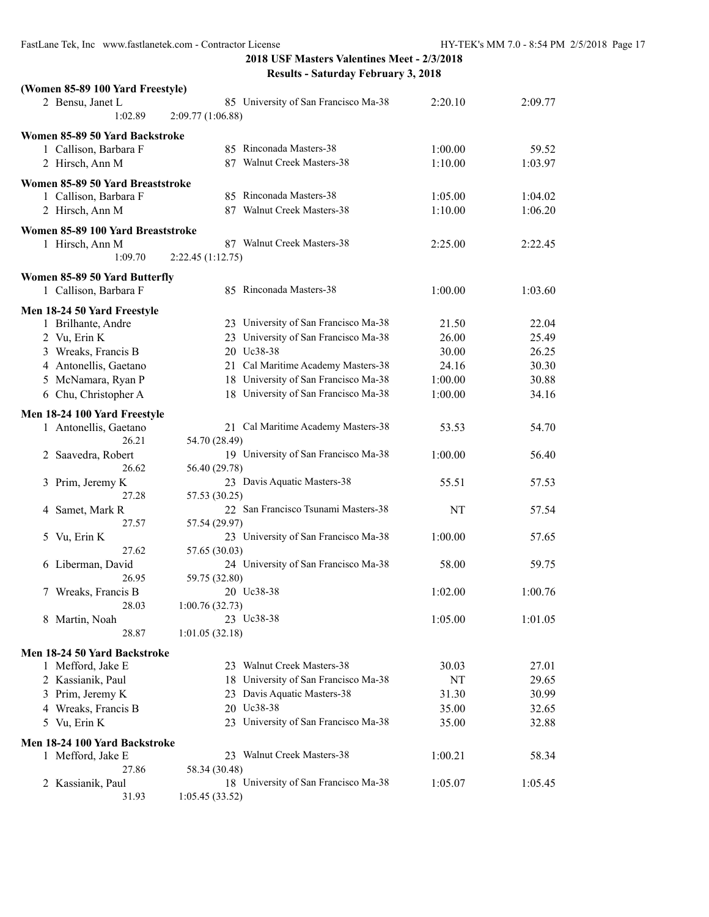## 2018 USF Masters Valentines Meet - 2/3/2018

### Results - Saturday February 3, 2018

**(Women 85-89 100 Yard Freestyle)**

| | Name | Age | Team | Seed Time | Finals Time |
|---|---|---|---|---|---|
| 2 | Bensu, Janet L | 85 | University of San Francisco Ma-38 | 2:20.10 | 2:09.77 |
| | 1:02.89 | 2:09.77 (1:06.88) | | | |

**Women 85-89 50 Yard Backstroke**

| | Name | Age | Team | Seed Time | Finals Time |
|---|---|---|---|---|---|
| 1 | Callison, Barbara F | 85 | Rinconada Masters-38 | 1:00.00 | 59.52 |
| 2 | Hirsch, Ann M | 87 | Walnut Creek Masters-38 | 1:10.00 | 1:03.97 |

**Women 85-89 50 Yard Breaststroke**

| | Name | Age | Team | Seed Time | Finals Time |
|---|---|---|---|---|---|
| 1 | Callison, Barbara F | 85 | Rinconada Masters-38 | 1:05.00 | 1:04.02 |
| 2 | Hirsch, Ann M | 87 | Walnut Creek Masters-38 | 1:10.00 | 1:06.20 |

**Women 85-89 100 Yard Breaststroke**

| | Name | Age | Team | Seed Time | Finals Time |
|---|---|---|---|---|---|
| 1 | Hirsch, Ann M | 87 | Walnut Creek Masters-38 | 2:25.00 | 2:22.45 |
| | 1:09.70 | 2:22.45 (1:12.75) | | | |

**Women 85-89 50 Yard Butterfly**

| | Name | Age | Team | Seed Time | Finals Time |
|---|---|---|---|---|---|
| 1 | Callison, Barbara F | 85 | Rinconada Masters-38 | 1:00.00 | 1:03.60 |

**Men 18-24 50 Yard Freestyle**

| | Name | Age | Team | Seed Time | Finals Time |
|---|---|---|---|---|---|
| 1 | Brilhante, Andre | 23 | University of San Francisco Ma-38 | 21.50 | 22.04 |
| 2 | Vu, Erin K | 23 | University of San Francisco Ma-38 | 26.00 | 25.49 |
| 3 | Wreaks, Francis B | 20 | Uc38-38 | 30.00 | 26.25 |
| 4 | Antonellis, Gaetano | 21 | Cal Maritime Academy Masters-38 | 24.16 | 30.30 |
| 5 | McNamara, Ryan P | 18 | University of San Francisco Ma-38 | 1:00.00 | 30.88 |
| 6 | Chu, Christopher A | 18 | University of San Francisco Ma-38 | 1:00.00 | 34.16 |

**Men 18-24 100 Yard Freestyle**

| | Name | Age | Team | Seed Time | Finals Time |
|---|---|---|---|---|---|
| 1 | Antonellis, Gaetano | 21 | Cal Maritime Academy Masters-38 | 53.53 | 54.70 |
| | 26.21 | 54.70 (28.49) | | | |
| 2 | Saavedra, Robert | 19 | University of San Francisco Ma-38 | 1:00.00 | 56.40 |
| | 26.62 | 56.40 (29.78) | | | |
| 3 | Prim, Jeremy K | 23 | Davis Aquatic Masters-38 | 55.51 | 57.53 |
| | 27.28 | 57.53 (30.25) | | | |
| 4 | Samet, Mark R | 22 | San Francisco Tsunami Masters-38 | NT | 57.54 |
| | 27.57 | 57.54 (29.97) | | | |
| 5 | Vu, Erin K | 23 | University of San Francisco Ma-38 | 1:00.00 | 57.65 |
| | 27.62 | 57.65 (30.03) | | | |
| 6 | Liberman, David | 24 | University of San Francisco Ma-38 | 58.00 | 59.75 |
| | 26.95 | 59.75 (32.80) | | | |
| 7 | Wreaks, Francis B | 20 | Uc38-38 | 1:02.00 | 1:00.76 |
| | 28.03 | 1:00.76 (32.73) | | | |
| 8 | Martin, Noah | 23 | Uc38-38 | 1:05.00 | 1:01.05 |
| | 28.87 | 1:01.05 (32.18) | | | |

**Men 18-24 50 Yard Backstroke**

| | Name | Age | Team | Seed Time | Finals Time |
|---|---|---|---|---|---|
| 1 | Mefford, Jake E | 23 | Walnut Creek Masters-38 | 30.03 | 27.01 |
| 2 | Kassianik, Paul | 18 | University of San Francisco Ma-38 | NT | 29.65 |
| 3 | Prim, Jeremy K | 23 | Davis Aquatic Masters-38 | 31.30 | 30.99 |
| 4 | Wreaks, Francis B | 20 | Uc38-38 | 35.00 | 32.65 |
| 5 | Vu, Erin K | 23 | University of San Francisco Ma-38 | 35.00 | 32.88 |

**Men 18-24 100 Yard Backstroke**

| | Name | Age | Team | Seed Time | Finals Time |
|---|---|---|---|---|---|
| 1 | Mefford, Jake E | 23 | Walnut Creek Masters-38 | 1:00.21 | 58.34 |
| | 27.86 | 58.34 (30.48) | | | |
| 2 | Kassianik, Paul | 18 | University of San Francisco Ma-38 | 1:05.07 | 1:05.45 |
| | 31.93 | 1:05.45 (33.52) | | | |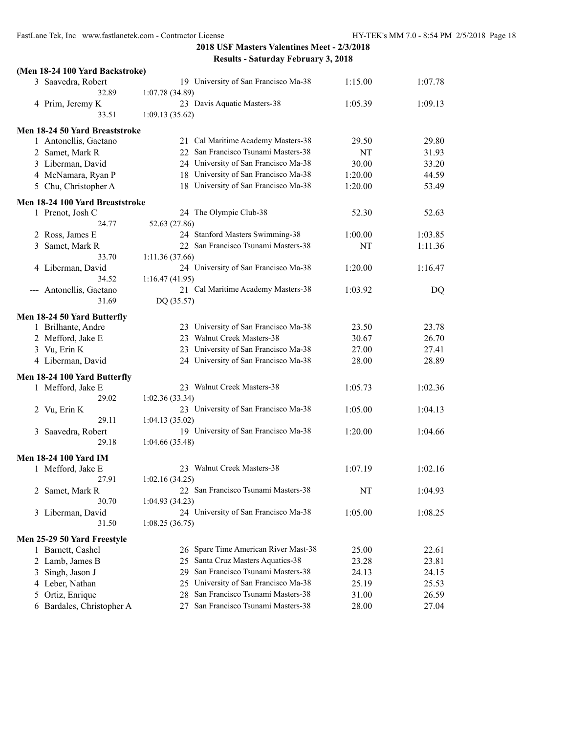## 2018 USF Masters Valentines Meet - 2/3/2018

### Results - Saturday February 3, 2018

**(Men 18-24 100 Yard Backstroke)**

| Place | Name | Age | Team | Seed Time | Finals Time |
|---|---|---|---|---|---|
| 3 | Saavedra, Robert | 19 | University of San Francisco Ma-38 | 1:15.00 | 1:07.78 |
| | 32.89 | 1:07.78 (34.89) | | | |
| 4 | Prim, Jeremy K | 23 | Davis Aquatic Masters-38 | 1:05.39 | 1:09.13 |
| | 33.51 | 1:09.13 (35.62) | | | |

**Men 18-24 50 Yard Breaststroke**

| Place | Name | Age | Team | Seed Time | Finals Time |
|---|---|---|---|---|---|
| 1 | Antonellis, Gaetano | 21 | Cal Maritime Academy Masters-38 | 29.50 | 29.80 |
| 2 | Samet, Mark R | 22 | San Francisco Tsunami Masters-38 | NT | 31.93 |
| 3 | Liberman, David | 24 | University of San Francisco Ma-38 | 30.00 | 33.20 |
| 4 | McNamara, Ryan P | 18 | University of San Francisco Ma-38 | 1:20.00 | 44.59 |
| 5 | Chu, Christopher A | 18 | University of San Francisco Ma-38 | 1:20.00 | 53.49 |

**Men 18-24 100 Yard Breaststroke**

| Place | Name | Age | Team | Seed Time | Finals Time |
|---|---|---|---|---|---|
| 1 | Prenot, Josh C | 24 | The Olympic Club-38 | 52.30 | 52.63 |
| | 24.77 | 52.63 (27.86) | | | |
| 2 | Ross, James E | 24 | Stanford Masters Swimming-38 | 1:00.00 | 1:03.85 |
| 3 | Samet, Mark R | 22 | San Francisco Tsunami Masters-38 | NT | 1:11.36 |
| | 33.70 | 1:11.36 (37.66) | | | |
| 4 | Liberman, David | 24 | University of San Francisco Ma-38 | 1:20.00 | 1:16.47 |
| | 34.52 | 1:16.47 (41.95) | | | |
| --- | Antonellis, Gaetano | 21 | Cal Maritime Academy Masters-38 | 1:03.92 | DQ |
| | 31.69 | DQ (35.57) | | | |

**Men 18-24 50 Yard Butterfly**

| Place | Name | Age | Team | Seed Time | Finals Time |
|---|---|---|---|---|---|
| 1 | Brilhante, Andre | 23 | University of San Francisco Ma-38 | 23.50 | 23.78 |
| 2 | Mefford, Jake E | 23 | Walnut Creek Masters-38 | 30.67 | 26.70 |
| 3 | Vu, Erin K | 23 | University of San Francisco Ma-38 | 27.00 | 27.41 |
| 4 | Liberman, David | 24 | University of San Francisco Ma-38 | 28.00 | 28.89 |

**Men 18-24 100 Yard Butterfly**

| Place | Name | Age | Team | Seed Time | Finals Time |
|---|---|---|---|---|---|
| 1 | Mefford, Jake E | 23 | Walnut Creek Masters-38 | 1:05.73 | 1:02.36 |
| | 29.02 | 1:02.36 (33.34) | | | |
| 2 | Vu, Erin K | 23 | University of San Francisco Ma-38 | 1:05.00 | 1:04.13 |
| | 29.11 | 1:04.13 (35.02) | | | |
| 3 | Saavedra, Robert | 19 | University of San Francisco Ma-38 | 1:20.00 | 1:04.66 |
| | 29.18 | 1:04.66 (35.48) | | | |

**Men 18-24 100 Yard IM**

| Place | Name | Age | Team | Seed Time | Finals Time |
|---|---|---|---|---|---|
| 1 | Mefford, Jake E | 23 | Walnut Creek Masters-38 | 1:07.19 | 1:02.16 |
| | 27.91 | 1:02.16 (34.25) | | | |
| 2 | Samet, Mark R | 22 | San Francisco Tsunami Masters-38 | NT | 1:04.93 |
| | 30.70 | 1:04.93 (34.23) | | | |
| 3 | Liberman, David | 24 | University of San Francisco Ma-38 | 1:05.00 | 1:08.25 |
| | 31.50 | 1:08.25 (36.75) | | | |

**Men 25-29 50 Yard Freestyle**

| Place | Name | Age | Team | Seed Time | Finals Time |
|---|---|---|---|---|---|
| 1 | Barnett, Cashel | 26 | Spare Time American River Mast-38 | 25.00 | 22.61 |
| 2 | Lamb, James B | 25 | Santa Cruz Masters Aquatics-38 | 23.28 | 23.81 |
| 3 | Singh, Jason J | 29 | San Francisco Tsunami Masters-38 | 24.13 | 24.15 |
| 4 | Leber, Nathan | 25 | University of San Francisco Ma-38 | 25.19 | 25.53 |
| 5 | Ortiz, Enrique | 28 | San Francisco Tsunami Masters-38 | 31.00 | 26.59 |
| 6 | Bardales, Christopher A | 27 | San Francisco Tsunami Masters-38 | 28.00 | 27.04 |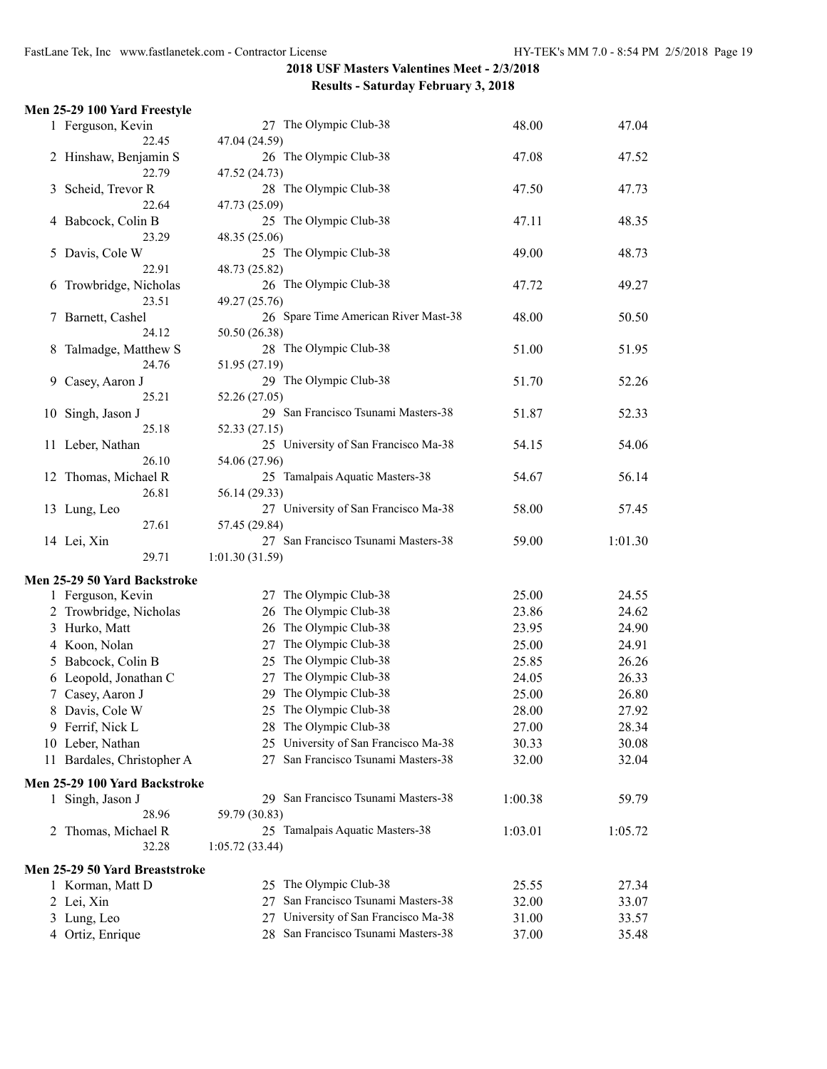**2018 USF Masters Valentines Meet - 2/3/2018**

**Results - Saturday February 3, 2018**

### Men 25-29 100 Yard Freestyle

| Place | Name | Age | Team | Seed Time | Finals Time |
|---|---|---|---|---|---|
| 1 | Ferguson, Kevin | 27 | The Olympic Club-38 | 48.00 | 47.04 |
| | 22.45 | 47.04 (24.59) | | | |
| 2 | Hinshaw, Benjamin S | 26 | The Olympic Club-38 | 47.08 | 47.52 |
| | 22.79 | 47.52 (24.73) | | | |
| 3 | Scheid, Trevor R | 28 | The Olympic Club-38 | 47.50 | 47.73 |
| | 22.64 | 47.73 (25.09) | | | |
| 4 | Babcock, Colin B | 25 | The Olympic Club-38 | 47.11 | 48.35 |
| | 23.29 | 48.35 (25.06) | | | |
| 5 | Davis, Cole W | 25 | The Olympic Club-38 | 49.00 | 48.73 |
| | 22.91 | 48.73 (25.82) | | | |
| 6 | Trowbridge, Nicholas | 26 | The Olympic Club-38 | 47.72 | 49.27 |
| | 23.51 | 49.27 (25.76) | | | |
| 7 | Barnett, Cashel | 26 | Spare Time American River Mast-38 | 48.00 | 50.50 |
| | 24.12 | 50.50 (26.38) | | | |
| 8 | Talmadge, Matthew S | 28 | The Olympic Club-38 | 51.00 | 51.95 |
| | 24.76 | 51.95 (27.19) | | | |
| 9 | Casey, Aaron J | 29 | The Olympic Club-38 | 51.70 | 52.26 |
| | 25.21 | 52.26 (27.05) | | | |
| 10 | Singh, Jason J | 29 | San Francisco Tsunami Masters-38 | 51.87 | 52.33 |
| | 25.18 | 52.33 (27.15) | | | |
| 11 | Leber, Nathan | 25 | University of San Francisco Ma-38 | 54.15 | 54.06 |
| | 26.10 | 54.06 (27.96) | | | |
| 12 | Thomas, Michael R | 25 | Tamalpais Aquatic Masters-38 | 54.67 | 56.14 |
| | 26.81 | 56.14 (29.33) | | | |
| 13 | Lung, Leo | 27 | University of San Francisco Ma-38 | 58.00 | 57.45 |
| | 27.61 | 57.45 (29.84) | | | |
| 14 | Lei, Xin | 27 | San Francisco Tsunami Masters-38 | 59.00 | 1:01.30 |
| | 29.71 | 1:01.30 (31.59) | | | |

### Men 25-29 50 Yard Backstroke

| Place | Name | Age | Team | Seed Time | Finals Time |
|---|---|---|---|---|---|
| 1 | Ferguson, Kevin | 27 | The Olympic Club-38 | 25.00 | 24.55 |
| 2 | Trowbridge, Nicholas | 26 | The Olympic Club-38 | 23.86 | 24.62 |
| 3 | Hurko, Matt | 26 | The Olympic Club-38 | 23.95 | 24.90 |
| 4 | Koon, Nolan | 27 | The Olympic Club-38 | 25.00 | 24.91 |
| 5 | Babcock, Colin B | 25 | The Olympic Club-38 | 25.85 | 26.26 |
| 6 | Leopold, Jonathan C | 27 | The Olympic Club-38 | 24.05 | 26.33 |
| 7 | Casey, Aaron J | 29 | The Olympic Club-38 | 25.00 | 26.80 |
| 8 | Davis, Cole W | 25 | The Olympic Club-38 | 28.00 | 27.92 |
| 9 | Ferrif, Nick L | 28 | The Olympic Club-38 | 27.00 | 28.34 |
| 10 | Leber, Nathan | 25 | University of San Francisco Ma-38 | 30.33 | 30.08 |
| 11 | Bardales, Christopher A | 27 | San Francisco Tsunami Masters-38 | 32.00 | 32.04 |

### Men 25-29 100 Yard Backstroke

| Place | Name | Age | Team | Seed Time | Finals Time |
|---|---|---|---|---|---|
| 1 | Singh, Jason J | 29 | San Francisco Tsunami Masters-38 | 1:00.38 | 59.79 |
| | 28.96 | 59.79 (30.83) | | | |
| 2 | Thomas, Michael R | 25 | Tamalpais Aquatic Masters-38 | 1:03.01 | 1:05.72 |
| | 32.28 | 1:05.72 (33.44) | | | |

### Men 25-29 50 Yard Breaststroke

| Place | Name | Age | Team | Seed Time | Finals Time |
|---|---|---|---|---|---|
| 1 | Korman, Matt D | 25 | The Olympic Club-38 | 25.55 | 27.34 |
| 2 | Lei, Xin | 27 | San Francisco Tsunami Masters-38 | 32.00 | 33.07 |
| 3 | Lung, Leo | 27 | University of San Francisco Ma-38 | 31.00 | 33.57 |
| 4 | Ortiz, Enrique | 28 | San Francisco Tsunami Masters-38 | 37.00 | 35.48 |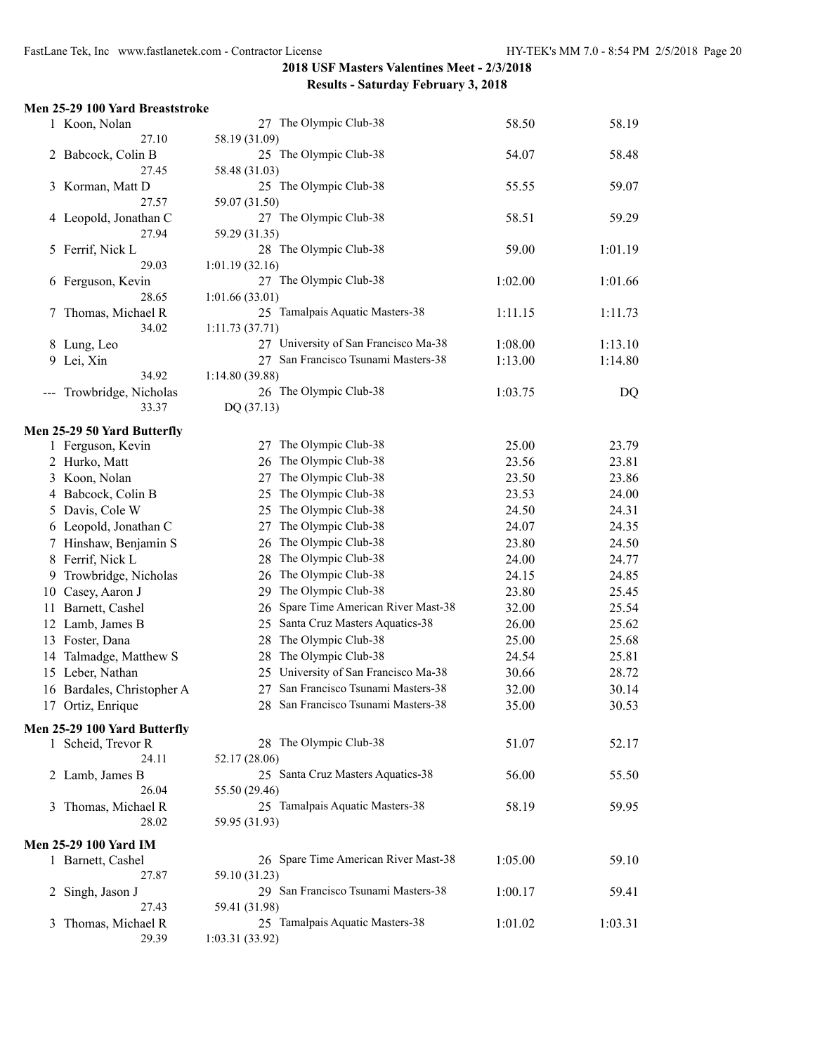## 2018 USF Masters Valentines Meet - 2/3/2018

### Results - Saturday February 3, 2018

**Men 25-29 100 Yard Breaststroke**

| Place | Name | Age | Team | Seed Time | Finals Time |
|---|---|---|---|---|---|
| 1 | Koon, Nolan | 27 | The Olympic Club-38 | 58.50 | 58.19 |
| | 27.10 | | 58.19 (31.09) | | |
| 2 | Babcock, Colin B | 25 | The Olympic Club-38 | 54.07 | 58.48 |
| | 27.45 | | 58.48 (31.03) | | |
| 3 | Korman, Matt D | 25 | The Olympic Club-38 | 55.55 | 59.07 |
| | 27.57 | | 59.07 (31.50) | | |
| 4 | Leopold, Jonathan C | 27 | The Olympic Club-38 | 58.51 | 59.29 |
| | 27.94 | | 59.29 (31.35) | | |
| 5 | Ferrif, Nick L | 28 | The Olympic Club-38 | 59.00 | 1:01.19 |
| | 29.03 | | 1:01.19 (32.16) | | |
| 6 | Ferguson, Kevin | 27 | The Olympic Club-38 | 1:02.00 | 1:01.66 |
| | 28.65 | | 1:01.66 (33.01) | | |
| 7 | Thomas, Michael R | 25 | Tamalpais Aquatic Masters-38 | 1:11.15 | 1:11.73 |
| | 34.02 | | 1:11.73 (37.71) | | |
| 8 | Lung, Leo | 27 | University of San Francisco Ma-38 | 1:08.00 | 1:13.10 |
| 9 | Lei, Xin | 27 | San Francisco Tsunami Masters-38 | 1:13.00 | 1:14.80 |
| | 34.92 | | 1:14.80 (39.88) | | |
| --- | Trowbridge, Nicholas | 26 | The Olympic Club-38 | 1:03.75 | DQ |
| | 33.37 | | DQ (37.13) | | |

**Men 25-29 50 Yard Butterfly**

| Place | Name | Age | Team | Seed Time | Finals Time |
|---|---|---|---|---|---|
| 1 | Ferguson, Kevin | 27 | The Olympic Club-38 | 25.00 | 23.79 |
| 2 | Hurko, Matt | 26 | The Olympic Club-38 | 23.56 | 23.81 |
| 3 | Koon, Nolan | 27 | The Olympic Club-38 | 23.50 | 23.86 |
| 4 | Babcock, Colin B | 25 | The Olympic Club-38 | 23.53 | 24.00 |
| 5 | Davis, Cole W | 25 | The Olympic Club-38 | 24.50 | 24.31 |
| 6 | Leopold, Jonathan C | 27 | The Olympic Club-38 | 24.07 | 24.35 |
| 7 | Hinshaw, Benjamin S | 26 | The Olympic Club-38 | 23.80 | 24.50 |
| 8 | Ferrif, Nick L | 28 | The Olympic Club-38 | 24.00 | 24.77 |
| 9 | Trowbridge, Nicholas | 26 | The Olympic Club-38 | 24.15 | 24.85 |
| 10 | Casey, Aaron J | 29 | The Olympic Club-38 | 23.80 | 25.45 |
| 11 | Barnett, Cashel | 26 | Spare Time American River Mast-38 | 32.00 | 25.54 |
| 12 | Lamb, James B | 25 | Santa Cruz Masters Aquatics-38 | 26.00 | 25.62 |
| 13 | Foster, Dana | 28 | The Olympic Club-38 | 25.00 | 25.68 |
| 14 | Talmadge, Matthew S | 28 | The Olympic Club-38 | 24.54 | 25.81 |
| 15 | Leber, Nathan | 25 | University of San Francisco Ma-38 | 30.66 | 28.72 |
| 16 | Bardales, Christopher A | 27 | San Francisco Tsunami Masters-38 | 32.00 | 30.14 |
| 17 | Ortiz, Enrique | 28 | San Francisco Tsunami Masters-38 | 35.00 | 30.53 |

**Men 25-29 100 Yard Butterfly**

| Place | Name | Age | Team | Seed Time | Finals Time |
|---|---|---|---|---|---|
| 1 | Scheid, Trevor R | 28 | The Olympic Club-38 | 51.07 | 52.17 |
| | 24.11 | | 52.17 (28.06) | | |
| 2 | Lamb, James B | 25 | Santa Cruz Masters Aquatics-38 | 56.00 | 55.50 |
| | 26.04 | | 55.50 (29.46) | | |
| 3 | Thomas, Michael R | 25 | Tamalpais Aquatic Masters-38 | 58.19 | 59.95 |
| | 28.02 | | 59.95 (31.93) | | |

**Men 25-29 100 Yard IM**

| Place | Name | Age | Team | Seed Time | Finals Time |
|---|---|---|---|---|---|
| 1 | Barnett, Cashel | 26 | Spare Time American River Mast-38 | 1:05.00 | 59.10 |
| | 27.87 | | 59.10 (31.23) | | |
| 2 | Singh, Jason J | 29 | San Francisco Tsunami Masters-38 | 1:00.17 | 59.41 |
| | 27.43 | | 59.41 (31.98) | | |
| 3 | Thomas, Michael R | 25 | Tamalpais Aquatic Masters-38 | 1:01.02 | 1:03.31 |
| | 29.39 | | 1:03.31 (33.92) | | |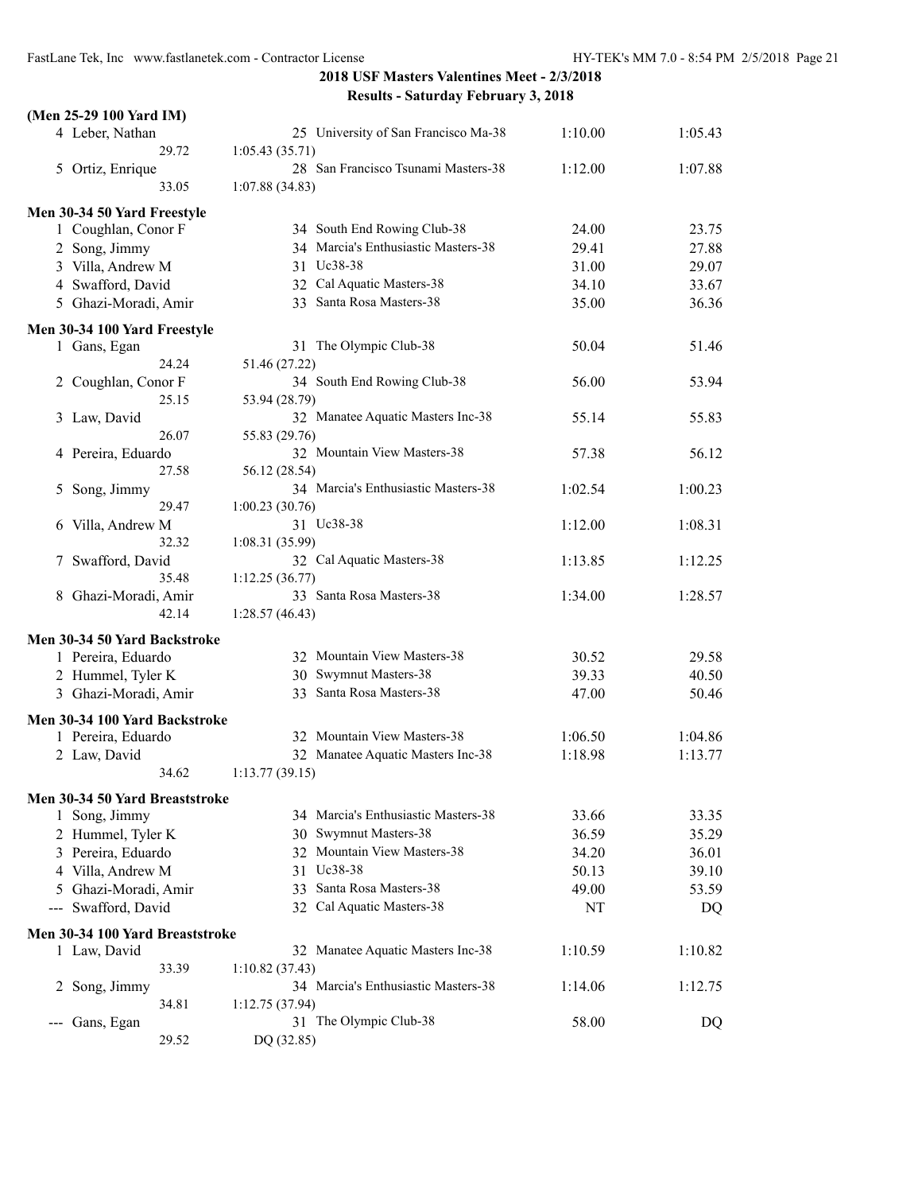**2018 USF Masters Valentines Meet - 2/3/2018**
**Results - Saturday February 3, 2018**

### (Men 25-29 100 Yard IM)

| | Name | Age | Team | Seed Time | Finals Time |
|---|---|---|---|---|---|
| 4 | Leber, Nathan | 25 | University of San Francisco Ma-38 | 1:10.00 | 1:05.43 |
| | 29.72 | 1:05.43 (35.71) | | | |
| 5 | Ortiz, Enrique | 28 | San Francisco Tsunami Masters-38 | 1:12.00 | 1:07.88 |
| | 33.05 | 1:07.88 (34.83) | | | |

### Men 30-34 50 Yard Freestyle

| | Name | Age | Team | Seed Time | Finals Time |
|---|---|---|---|---|---|
| 1 | Coughlan, Conor F | 34 | South End Rowing Club-38 | 24.00 | 23.75 |
| 2 | Song, Jimmy | 34 | Marcia's Enthusiastic Masters-38 | 29.41 | 27.88 |
| 3 | Villa, Andrew M | 31 | Uc38-38 | 31.00 | 29.07 |
| 4 | Swafford, David | 32 | Cal Aquatic Masters-38 | 34.10 | 33.67 |
| 5 | Ghazi-Moradi, Amir | 33 | Santa Rosa Masters-38 | 35.00 | 36.36 |

### Men 30-34 100 Yard Freestyle

| | Name | Age | Team | Seed Time | Finals Time |
|---|---|---|---|---|---|
| 1 | Gans, Egan | 31 | The Olympic Club-38 | 50.04 | 51.46 |
| | 24.24 | 51.46 (27.22) | | | |
| 2 | Coughlan, Conor F | 34 | South End Rowing Club-38 | 56.00 | 53.94 |
| | 25.15 | 53.94 (28.79) | | | |
| 3 | Law, David | 32 | Manatee Aquatic Masters Inc-38 | 55.14 | 55.83 |
| | 26.07 | 55.83 (29.76) | | | |
| 4 | Pereira, Eduardo | 32 | Mountain View Masters-38 | 57.38 | 56.12 |
| | 27.58 | 56.12 (28.54) | | | |
| 5 | Song, Jimmy | 34 | Marcia's Enthusiastic Masters-38 | 1:02.54 | 1:00.23 |
| | 29.47 | 1:00.23 (30.76) | | | |
| 6 | Villa, Andrew M | 31 | Uc38-38 | 1:12.00 | 1:08.31 |
| | 32.32 | 1:08.31 (35.99) | | | |
| 7 | Swafford, David | 32 | Cal Aquatic Masters-38 | 1:13.85 | 1:12.25 |
| | 35.48 | 1:12.25 (36.77) | | | |
| 8 | Ghazi-Moradi, Amir | 33 | Santa Rosa Masters-38 | 1:34.00 | 1:28.57 |
| | 42.14 | 1:28.57 (46.43) | | | |

### Men 30-34 50 Yard Backstroke

| | Name | Age | Team | Seed Time | Finals Time |
|---|---|---|---|---|---|
| 1 | Pereira, Eduardo | 32 | Mountain View Masters-38 | 30.52 | 29.58 |
| 2 | Hummel, Tyler K | 30 | Swymnut Masters-38 | 39.33 | 40.50 |
| 3 | Ghazi-Moradi, Amir | 33 | Santa Rosa Masters-38 | 47.00 | 50.46 |

### Men 30-34 100 Yard Backstroke

| | Name | Age | Team | Seed Time | Finals Time |
|---|---|---|---|---|---|
| 1 | Pereira, Eduardo | 32 | Mountain View Masters-38 | 1:06.50 | 1:04.86 |
| 2 | Law, David | 32 | Manatee Aquatic Masters Inc-38 | 1:18.98 | 1:13.77 |
| | 34.62 | 1:13.77 (39.15) | | | |

### Men 30-34 50 Yard Breaststroke

| | Name | Age | Team | Seed Time | Finals Time |
|---|---|---|---|---|---|
| 1 | Song, Jimmy | 34 | Marcia's Enthusiastic Masters-38 | 33.66 | 33.35 |
| 2 | Hummel, Tyler K | 30 | Swymnut Masters-38 | 36.59 | 35.29 |
| 3 | Pereira, Eduardo | 32 | Mountain View Masters-38 | 34.20 | 36.01 |
| 4 | Villa, Andrew M | 31 | Uc38-38 | 50.13 | 39.10 |
| 5 | Ghazi-Moradi, Amir | 33 | Santa Rosa Masters-38 | 49.00 | 53.59 |
| --- | Swafford, David | 32 | Cal Aquatic Masters-38 | NT | DQ |

### Men 30-34 100 Yard Breaststroke

| | Name | Age | Team | Seed Time | Finals Time |
|---|---|---|---|---|---|
| 1 | Law, David | 32 | Manatee Aquatic Masters Inc-38 | 1:10.59 | 1:10.82 |
| | 33.39 | 1:10.82 (37.43) | | | |
| 2 | Song, Jimmy | 34 | Marcia's Enthusiastic Masters-38 | 1:14.06 | 1:12.75 |
| | 34.81 | 1:12.75 (37.94) | | | |
| --- | Gans, Egan | 31 | The Olympic Club-38 | 58.00 | DQ |
| | 29.52 | DQ (32.85) | | | |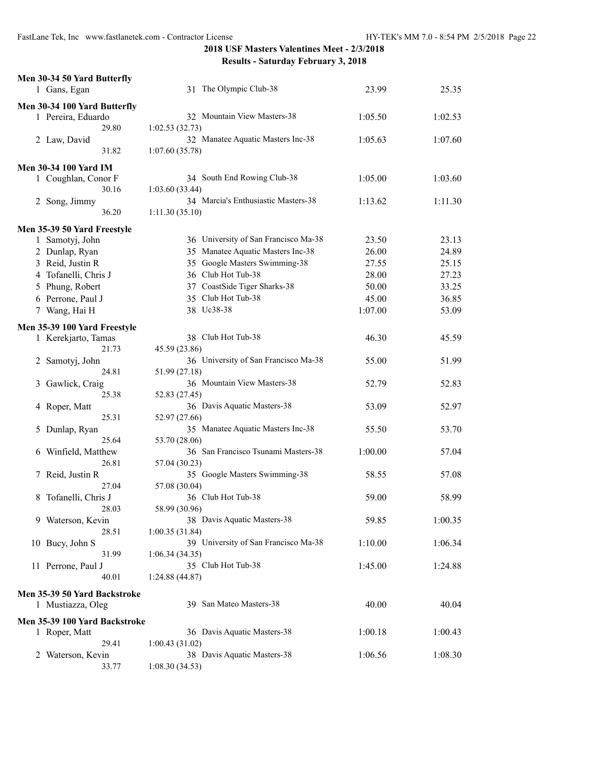## 2018 USF Masters Valentines Meet - 2/3/2018

### Results - Saturday February 3, 2018

**Men 30-34 50 Yard Butterfly**

| | Name | Age | Team | Seed Time | Finals Time |
|---|---|---|---|---|---|
| 1 | Gans, Egan | 31 | The Olympic Club-38 | 23.99 | 25.35 |

**Men 30-34 100 Yard Butterfly**

| | Name | Age | Team | Seed Time | Finals Time |
|---|---|---|---|---|---|
| 1 | Pereira, Eduardo | 32 | Mountain View Masters-38 | 1:05.50 | 1:02.53 |
| | 29.80 | 1:02.53 (32.73) | | | |
| 2 | Law, David | 32 | Manatee Aquatic Masters Inc-38 | 1:05.63 | 1:07.60 |
| | 31.82 | 1:07.60 (35.78) | | | |

**Men 30-34 100 Yard IM**

| | Name | Age | Team | Seed Time | Finals Time |
|---|---|---|---|---|---|
| 1 | Coughlan, Conor F | 34 | South End Rowing Club-38 | 1:05.00 | 1:03.60 |
| | 30.16 | 1:03.60 (33.44) | | | |
| 2 | Song, Jimmy | 34 | Marcia's Enthusiastic Masters-38 | 1:13.62 | 1:11.30 |
| | 36.20 | 1:11.30 (35.10) | | | |

**Men 35-39 50 Yard Freestyle**

| | Name | Age | Team | Seed Time | Finals Time |
|---|---|---|---|---|---|
| 1 | Samotyj, John | 36 | University of San Francisco Ma-38 | 23.50 | 23.13 |
| 2 | Dunlap, Ryan | 35 | Manatee Aquatic Masters Inc-38 | 26.00 | 24.89 |
| 3 | Reid, Justin R | 35 | Google Masters Swimming-38 | 27.55 | 25.15 |
| 4 | Tofanelli, Chris J | 36 | Club Hot Tub-38 | 28.00 | 27.23 |
| 5 | Phung, Robert | 37 | CoastSide Tiger Sharks-38 | 50.00 | 33.25 |
| 6 | Perrone, Paul J | 35 | Club Hot Tub-38 | 45.00 | 36.85 |
| 7 | Wang, Hai H | 38 | Uc38-38 | 1:07.00 | 53.09 |

**Men 35-39 100 Yard Freestyle**

| | Name | Age | Team | Seed Time | Finals Time |
|---|---|---|---|---|---|
| 1 | Kerekjarto, Tamas | 38 | Club Hot Tub-38 | 46.30 | 45.59 |
| | 21.73 | 45.59 (23.86) | | | |
| 2 | Samotyj, John | 36 | University of San Francisco Ma-38 | 55.00 | 51.99 |
| | 24.81 | 51.99 (27.18) | | | |
| 3 | Gawlick, Craig | 36 | Mountain View Masters-38 | 52.79 | 52.83 |
| | 25.38 | 52.83 (27.45) | | | |
| 4 | Roper, Matt | 36 | Davis Aquatic Masters-38 | 53.09 | 52.97 |
| | 25.31 | 52.97 (27.66) | | | |
| 5 | Dunlap, Ryan | 35 | Manatee Aquatic Masters Inc-38 | 55.50 | 53.70 |
| | 25.64 | 53.70 (28.06) | | | |
| 6 | Winfield, Matthew | 36 | San Francisco Tsunami Masters-38 | 1:00.00 | 57.04 |
| | 26.81 | 57.04 (30.23) | | | |
| 7 | Reid, Justin R | 35 | Google Masters Swimming-38 | 58.55 | 57.08 |
| | 27.04 | 57.08 (30.04) | | | |
| 8 | Tofanelli, Chris J | 36 | Club Hot Tub-38 | 59.00 | 58.99 |
| | 28.03 | 58.99 (30.96) | | | |
| 9 | Waterson, Kevin | 38 | Davis Aquatic Masters-38 | 59.85 | 1:00.35 |
| | 28.51 | 1:00.35 (31.84) | | | |
| 10 | Bucy, John S | 39 | University of San Francisco Ma-38 | 1:10.00 | 1:06.34 |
| | 31.99 | 1:06.34 (34.35) | | | |
| 11 | Perrone, Paul J | 35 | Club Hot Tub-38 | 1:45.00 | 1:24.88 |
| | 40.01 | 1:24.88 (44.87) | | | |

**Men 35-39 50 Yard Backstroke**

| | Name | Age | Team | Seed Time | Finals Time |
|---|---|---|---|---|---|
| 1 | Mustiazza, Oleg | 39 | San Mateo Masters-38 | 40.00 | 40.04 |

**Men 35-39 100 Yard Backstroke**

| | Name | Age | Team | Seed Time | Finals Time |
|---|---|---|---|---|---|
| 1 | Roper, Matt | 36 | Davis Aquatic Masters-38 | 1:00.18 | 1:00.43 |
| | 29.41 | 1:00.43 (31.02) | | | |
| 2 | Waterson, Kevin | 38 | Davis Aquatic Masters-38 | 1:06.56 | 1:08.30 |
| | 33.77 | 1:08.30 (34.53) | | | |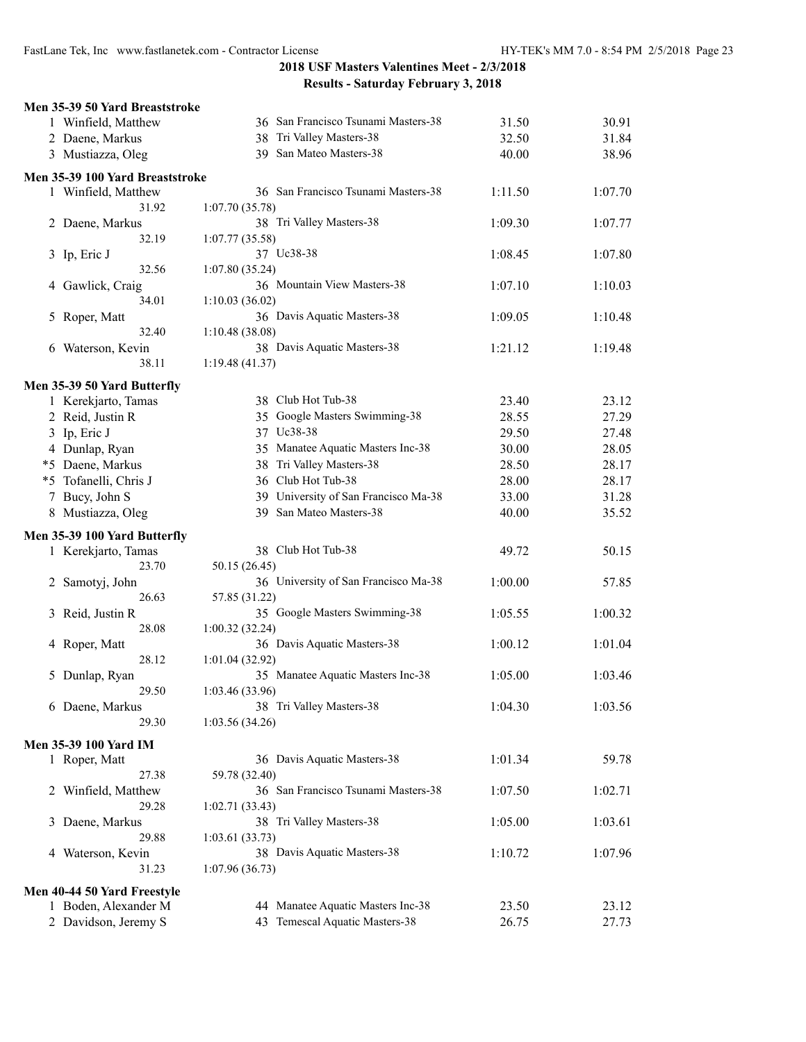**2018 USF Masters Valentines Meet - 2/3/2018**
**Results - Saturday February 3, 2018**

### Men 35-39 50 Yard Breaststroke

| Place | Name | Age | Team | Seed | Finals |
|---|---|---|---|---|---|
| 1 | Winfield, Matthew | 36 | San Francisco Tsunami Masters-38 | 31.50 | 30.91 |
| 2 | Daene, Markus | 38 | Tri Valley Masters-38 | 32.50 | 31.84 |
| 3 | Mustiazza, Oleg | 39 | San Mateo Masters-38 | 40.00 | 38.96 |

### Men 35-39 100 Yard Breaststroke

| Place | Name | Age | Team | Seed | Finals |
|---|---|---|---|---|---|
| 1 | Winfield, Matthew | 36 | San Francisco Tsunami Masters-38 | 1:11.50 | 1:07.70 |
| | 31.92 | 1:07.70 (35.78) | | | |
| 2 | Daene, Markus | 38 | Tri Valley Masters-38 | 1:09.30 | 1:07.77 |
| | 32.19 | 1:07.77 (35.58) | | | |
| 3 | Ip, Eric J | 37 | Uc38-38 | 1:08.45 | 1:07.80 |
| | 32.56 | 1:07.80 (35.24) | | | |
| 4 | Gawlick, Craig | 36 | Mountain View Masters-38 | 1:07.10 | 1:10.03 |
| | 34.01 | 1:10.03 (36.02) | | | |
| 5 | Roper, Matt | 36 | Davis Aquatic Masters-38 | 1:09.05 | 1:10.48 |
| | 32.40 | 1:10.48 (38.08) | | | |
| 6 | Waterson, Kevin | 38 | Davis Aquatic Masters-38 | 1:21.12 | 1:19.48 |
| | 38.11 | 1:19.48 (41.37) | | | |

### Men 35-39 50 Yard Butterfly

| Place | Name | Age | Team | Seed | Finals |
|---|---|---|---|---|---|
| 1 | Kerekjarto, Tamas | 38 | Club Hot Tub-38 | 23.40 | 23.12 |
| 2 | Reid, Justin R | 35 | Google Masters Swimming-38 | 28.55 | 27.29 |
| 3 | Ip, Eric J | 37 | Uc38-38 | 29.50 | 27.48 |
| 4 | Dunlap, Ryan | 35 | Manatee Aquatic Masters Inc-38 | 30.00 | 28.05 |
| *5 | Daene, Markus | 38 | Tri Valley Masters-38 | 28.50 | 28.17 |
| *5 | Tofanelli, Chris J | 36 | Club Hot Tub-38 | 28.00 | 28.17 |
| 7 | Bucy, John S | 39 | University of San Francisco Ma-38 | 33.00 | 31.28 |
| 8 | Mustiazza, Oleg | 39 | San Mateo Masters-38 | 40.00 | 35.52 |

### Men 35-39 100 Yard Butterfly

| Place | Name | Age | Team | Seed | Finals |
|---|---|---|---|---|---|
| 1 | Kerekjarto, Tamas | 38 | Club Hot Tub-38 | 49.72 | 50.15 |
| | 23.70 | 50.15 (26.45) | | | |
| 2 | Samotyj, John | 36 | University of San Francisco Ma-38 | 1:00.00 | 57.85 |
| | 26.63 | 57.85 (31.22) | | | |
| 3 | Reid, Justin R | 35 | Google Masters Swimming-38 | 1:05.55 | 1:00.32 |
| | 28.08 | 1:00.32 (32.24) | | | |
| 4 | Roper, Matt | 36 | Davis Aquatic Masters-38 | 1:00.12 | 1:01.04 |
| | 28.12 | 1:01.04 (32.92) | | | |
| 5 | Dunlap, Ryan | 35 | Manatee Aquatic Masters Inc-38 | 1:05.00 | 1:03.46 |
| | 29.50 | 1:03.46 (33.96) | | | |
| 6 | Daene, Markus | 38 | Tri Valley Masters-38 | 1:04.30 | 1:03.56 |
| | 29.30 | 1:03.56 (34.26) | | | |

### Men 35-39 100 Yard IM

| Place | Name | Age | Team | Seed | Finals |
|---|---|---|---|---|---|
| 1 | Roper, Matt | 36 | Davis Aquatic Masters-38 | 1:01.34 | 59.78 |
| | 27.38 | 59.78 (32.40) | | | |
| 2 | Winfield, Matthew | 36 | San Francisco Tsunami Masters-38 | 1:07.50 | 1:02.71 |
| | 29.28 | 1:02.71 (33.43) | | | |
| 3 | Daene, Markus | 38 | Tri Valley Masters-38 | 1:05.00 | 1:03.61 |
| | 29.88 | 1:03.61 (33.73) | | | |
| 4 | Waterson, Kevin | 38 | Davis Aquatic Masters-38 | 1:10.72 | 1:07.96 |
| | 31.23 | 1:07.96 (36.73) | | | |

### Men 40-44 50 Yard Freestyle

| Place | Name | Age | Team | Seed | Finals |
|---|---|---|---|---|---|
| 1 | Boden, Alexander M | 44 | Manatee Aquatic Masters Inc-38 | 23.50 | 23.12 |
| 2 | Davidson, Jeremy S | 43 | Temescal Aquatic Masters-38 | 26.75 | 27.73 |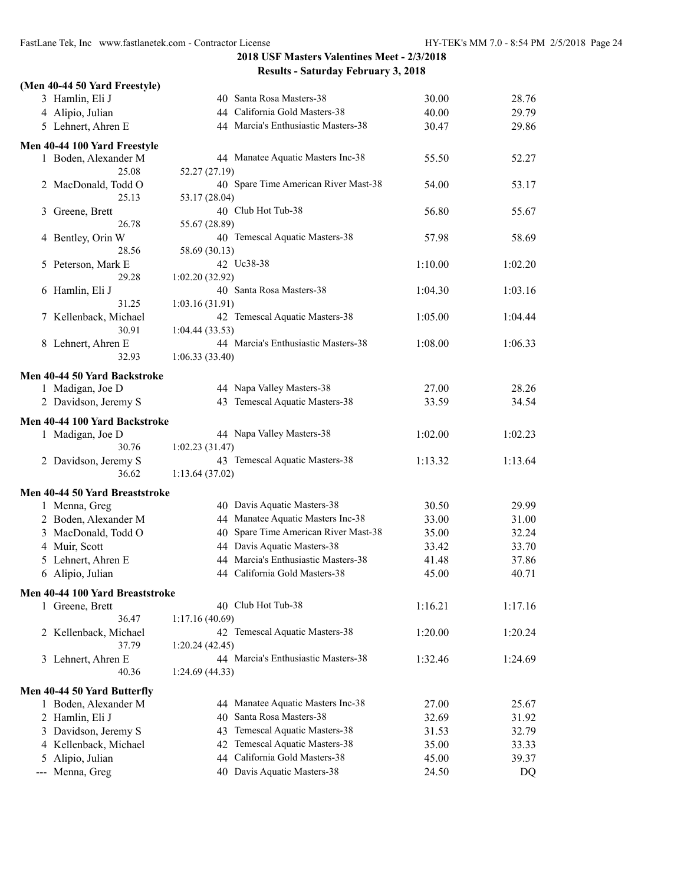## 2018 USF Masters Valentines Meet - 2/3/2018

### Results - Saturday February 3, 2018

**(Men 40-44 50 Yard Freestyle)**

| Place | Name | Age | Team | Seed Time | Finals Time |
|---|---|---|---|---|---|
| 3 | Hamlin, Eli J | 40 | Santa Rosa Masters-38 | 30.00 | 28.76 |
| 4 | Alipio, Julian | 44 | California Gold Masters-38 | 40.00 | 29.79 |
| 5 | Lehnert, Ahren E | 44 | Marcia's Enthusiastic Masters-38 | 30.47 | 29.86 |

**Men 40-44 100 Yard Freestyle**

| Place | Name | Age | Team | Seed Time | Finals Time |
|---|---|---|---|---|---|
| 1 | Boden, Alexander M | 44 | Manatee Aquatic Masters Inc-38 | 55.50 | 52.27 |
| | 25.08 | 52.27 (27.19) | | | |
| 2 | MacDonald, Todd O | 40 | Spare Time American River Mast-38 | 54.00 | 53.17 |
| | 25.13 | 53.17 (28.04) | | | |
| 3 | Greene, Brett | 40 | Club Hot Tub-38 | 56.80 | 55.67 |
| | 26.78 | 55.67 (28.89) | | | |
| 4 | Bentley, Orin W | 40 | Temescal Aquatic Masters-38 | 57.98 | 58.69 |
| | 28.56 | 58.69 (30.13) | | | |
| 5 | Peterson, Mark E | 42 | Uc38-38 | 1:10.00 | 1:02.20 |
| | 29.28 | 1:02.20 (32.92) | | | |
| 6 | Hamlin, Eli J | 40 | Santa Rosa Masters-38 | 1:04.30 | 1:03.16 |
| | 31.25 | 1:03.16 (31.91) | | | |
| 7 | Kellenback, Michael | 42 | Temescal Aquatic Masters-38 | 1:05.00 | 1:04.44 |
| | 30.91 | 1:04.44 (33.53) | | | |
| 8 | Lehnert, Ahren E | 44 | Marcia's Enthusiastic Masters-38 | 1:08.00 | 1:06.33 |
| | 32.93 | 1:06.33 (33.40) | | | |

**Men 40-44 50 Yard Backstroke**

| Place | Name | Age | Team | Seed Time | Finals Time |
|---|---|---|---|---|---|
| 1 | Madigan, Joe D | 44 | Napa Valley Masters-38 | 27.00 | 28.26 |
| 2 | Davidson, Jeremy S | 43 | Temescal Aquatic Masters-38 | 33.59 | 34.54 |

**Men 40-44 100 Yard Backstroke**

| Place | Name | Age | Team | Seed Time | Finals Time |
|---|---|---|---|---|---|
| 1 | Madigan, Joe D | 44 | Napa Valley Masters-38 | 1:02.00 | 1:02.23 |
| | 30.76 | 1:02.23 (31.47) | | | |
| 2 | Davidson, Jeremy S | 43 | Temescal Aquatic Masters-38 | 1:13.32 | 1:13.64 |
| | 36.62 | 1:13.64 (37.02) | | | |

**Men 40-44 50 Yard Breaststroke**

| Place | Name | Age | Team | Seed Time | Finals Time |
|---|---|---|---|---|---|
| 1 | Menna, Greg | 40 | Davis Aquatic Masters-38 | 30.50 | 29.99 |
| 2 | Boden, Alexander M | 44 | Manatee Aquatic Masters Inc-38 | 33.00 | 31.00 |
| 3 | MacDonald, Todd O | 40 | Spare Time American River Mast-38 | 35.00 | 32.24 |
| 4 | Muir, Scott | 44 | Davis Aquatic Masters-38 | 33.42 | 33.70 |
| 5 | Lehnert, Ahren E | 44 | Marcia's Enthusiastic Masters-38 | 41.48 | 37.86 |
| 6 | Alipio, Julian | 44 | California Gold Masters-38 | 45.00 | 40.71 |

**Men 40-44 100 Yard Breaststroke**

| Place | Name | Age | Team | Seed Time | Finals Time |
|---|---|---|---|---|---|
| 1 | Greene, Brett | 40 | Club Hot Tub-38 | 1:16.21 | 1:17.16 |
| | 36.47 | 1:17.16 (40.69) | | | |
| 2 | Kellenback, Michael | 42 | Temescal Aquatic Masters-38 | 1:20.00 | 1:20.24 |
| | 37.79 | 1:20.24 (42.45) | | | |
| 3 | Lehnert, Ahren E | 44 | Marcia's Enthusiastic Masters-38 | 1:32.46 | 1:24.69 |
| | 40.36 | 1:24.69 (44.33) | | | |

**Men 40-44 50 Yard Butterfly**

| Place | Name | Age | Team | Seed Time | Finals Time |
|---|---|---|---|---|---|
| 1 | Boden, Alexander M | 44 | Manatee Aquatic Masters Inc-38 | 27.00 | 25.67 |
| 2 | Hamlin, Eli J | 40 | Santa Rosa Masters-38 | 32.69 | 31.92 |
| 3 | Davidson, Jeremy S | 43 | Temescal Aquatic Masters-38 | 31.53 | 32.79 |
| 4 | Kellenback, Michael | 42 | Temescal Aquatic Masters-38 | 35.00 | 33.33 |
| 5 | Alipio, Julian | 44 | California Gold Masters-38 | 45.00 | 39.37 |
| --- | Menna, Greg | 40 | Davis Aquatic Masters-38 | 24.50 | DQ |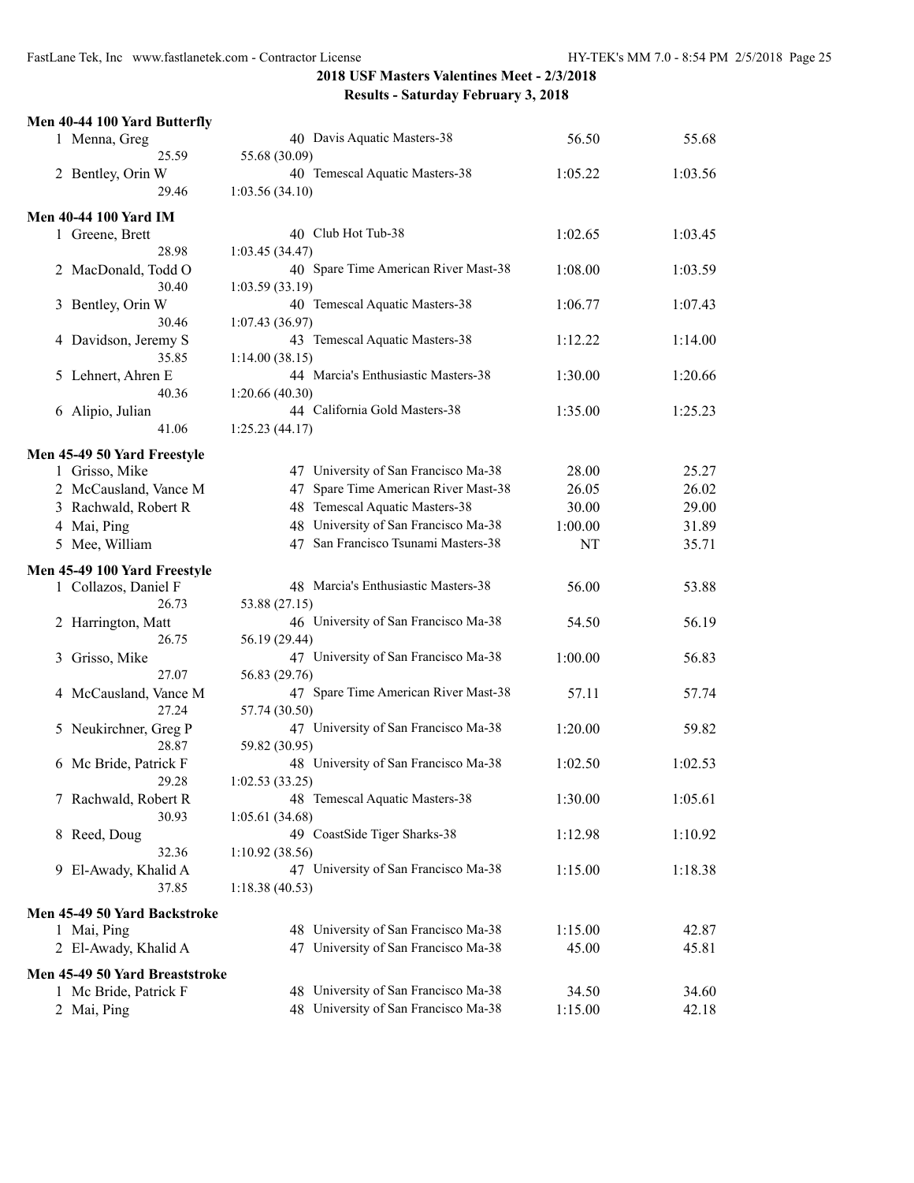**2018 USF Masters Valentines Meet - 2/3/2018**

**Results - Saturday February 3, 2018**

### Men 40-44 100 Yard Butterfly

| Place | Name | Age | Team | Seed Time | Finals Time |
|---|---|---|---|---|---|
| 1 | Menna, Greg | 40 | Davis Aquatic Masters-38 | 56.50 | 55.68 |
| | 25.59 | | 55.68 (30.09) | | |
| 2 | Bentley, Orin W | 40 | Temescal Aquatic Masters-38 | 1:05.22 | 1:03.56 |
| | 29.46 | | 1:03.56 (34.10) | | |

### Men 40-44 100 Yard IM

| Place | Name | Age | Team | Seed Time | Finals Time |
|---|---|---|---|---|---|
| 1 | Greene, Brett | 40 | Club Hot Tub-38 | 1:02.65 | 1:03.45 |
| | 28.98 | | 1:03.45 (34.47) | | |
| 2 | MacDonald, Todd O | 40 | Spare Time American River Mast-38 | 1:08.00 | 1:03.59 |
| | 30.40 | | 1:03.59 (33.19) | | |
| 3 | Bentley, Orin W | 40 | Temescal Aquatic Masters-38 | 1:06.77 | 1:07.43 |
| | 30.46 | | 1:07.43 (36.97) | | |
| 4 | Davidson, Jeremy S | 43 | Temescal Aquatic Masters-38 | 1:12.22 | 1:14.00 |
| | 35.85 | | 1:14.00 (38.15) | | |
| 5 | Lehnert, Ahren E | 44 | Marcia's Enthusiastic Masters-38 | 1:30.00 | 1:20.66 |
| | 40.36 | | 1:20.66 (40.30) | | |
| 6 | Alipio, Julian | 44 | California Gold Masters-38 | 1:35.00 | 1:25.23 |
| | 41.06 | | 1:25.23 (44.17) | | |

### Men 45-49 50 Yard Freestyle

| Place | Name | Age | Team | Seed Time | Finals Time |
|---|---|---|---|---|---|
| 1 | Grisso, Mike | 47 | University of San Francisco Ma-38 | 28.00 | 25.27 |
| 2 | McCausland, Vance M | 47 | Spare Time American River Mast-38 | 26.05 | 26.02 |
| 3 | Rachwald, Robert R | 48 | Temescal Aquatic Masters-38 | 30.00 | 29.00 |
| 4 | Mai, Ping | 48 | University of San Francisco Ma-38 | 1:00.00 | 31.89 |
| 5 | Mee, William | 47 | San Francisco Tsunami Masters-38 | NT | 35.71 |

### Men 45-49 100 Yard Freestyle

| Place | Name | Age | Team | Seed Time | Finals Time |
|---|---|---|---|---|---|
| 1 | Collazos, Daniel F | 48 | Marcia's Enthusiastic Masters-38 | 56.00 | 53.88 |
| | 26.73 | | 53.88 (27.15) | | |
| 2 | Harrington, Matt | 46 | University of San Francisco Ma-38 | 54.50 | 56.19 |
| | 26.75 | | 56.19 (29.44) | | |
| 3 | Grisso, Mike | 47 | University of San Francisco Ma-38 | 1:00.00 | 56.83 |
| | 27.07 | | 56.83 (29.76) | | |
| 4 | McCausland, Vance M | 47 | Spare Time American River Mast-38 | 57.11 | 57.74 |
| | 27.24 | | 57.74 (30.50) | | |
| 5 | Neukirchner, Greg P | 47 | University of San Francisco Ma-38 | 1:20.00 | 59.82 |
| | 28.87 | | 59.82 (30.95) | | |
| 6 | Mc Bride, Patrick F | 48 | University of San Francisco Ma-38 | 1:02.50 | 1:02.53 |
| | 29.28 | | 1:02.53 (33.25) | | |
| 7 | Rachwald, Robert R | 48 | Temescal Aquatic Masters-38 | 1:30.00 | 1:05.61 |
| | 30.93 | | 1:05.61 (34.68) | | |
| 8 | Reed, Doug | 49 | CoastSide Tiger Sharks-38 | 1:12.98 | 1:10.92 |
| | 32.36 | | 1:10.92 (38.56) | | |
| 9 | El-Awady, Khalid A | 47 | University of San Francisco Ma-38 | 1:15.00 | 1:18.38 |
| | 37.85 | | 1:18.38 (40.53) | | |

### Men 45-49 50 Yard Backstroke

| Place | Name | Age | Team | Seed Time | Finals Time |
|---|---|---|---|---|---|
| 1 | Mai, Ping | 48 | University of San Francisco Ma-38 | 1:15.00 | 42.87 |
| 2 | El-Awady, Khalid A | 47 | University of San Francisco Ma-38 | 45.00 | 45.81 |

### Men 45-49 50 Yard Breaststroke

| Place | Name | Age | Team | Seed Time | Finals Time |
|---|---|---|---|---|---|
| 1 | Mc Bride, Patrick F | 48 | University of San Francisco Ma-38 | 34.50 | 34.60 |
| 2 | Mai, Ping | 48 | University of San Francisco Ma-38 | 1:15.00 | 42.18 |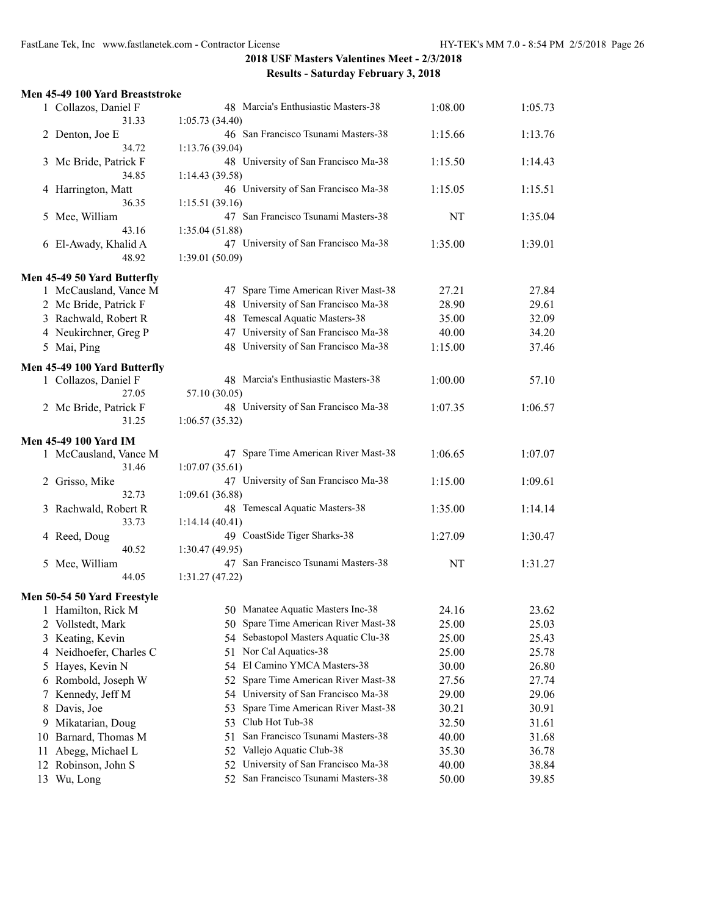## 2018 USF Masters Valentines Meet - 2/3/2018

### Results - Saturday February 3, 2018

#### Men 45-49 100 Yard Breaststroke

| Place | Name | Age | Team | Seed Time | Finals Time |
|---|---|---|---|---|---|
| 1 | Collazos, Daniel F | 48 | Marcia's Enthusiastic Masters-38 | 1:08.00 | 1:05.73 |
| | 31.33 | 1:05.73 (34.40) | | | |
| 2 | Denton, Joe E | 46 | San Francisco Tsunami Masters-38 | 1:15.66 | 1:13.76 |
| | 34.72 | 1:13.76 (39.04) | | | |
| 3 | Mc Bride, Patrick F | 48 | University of San Francisco Ma-38 | 1:15.50 | 1:14.43 |
| | 34.85 | 1:14.43 (39.58) | | | |
| 4 | Harrington, Matt | 46 | University of San Francisco Ma-38 | 1:15.05 | 1:15.51 |
| | 36.35 | 1:15.51 (39.16) | | | |
| 5 | Mee, William | 47 | San Francisco Tsunami Masters-38 | NT | 1:35.04 |
| | 43.16 | 1:35.04 (51.88) | | | |
| 6 | El-Awady, Khalid A | 47 | University of San Francisco Ma-38 | 1:35.00 | 1:39.01 |
| | 48.92 | 1:39.01 (50.09) | | | |

#### Men 45-49 50 Yard Butterfly

| Place | Name | Age | Team | Seed Time | Finals Time |
|---|---|---|---|---|---|
| 1 | McCausland, Vance M | 47 | Spare Time American River Mast-38 | 27.21 | 27.84 |
| 2 | Mc Bride, Patrick F | 48 | University of San Francisco Ma-38 | 28.90 | 29.61 |
| 3 | Rachwald, Robert R | 48 | Temescal Aquatic Masters-38 | 35.00 | 32.09 |
| 4 | Neukirchner, Greg P | 47 | University of San Francisco Ma-38 | 40.00 | 34.20 |
| 5 | Mai, Ping | 48 | University of San Francisco Ma-38 | 1:15.00 | 37.46 |

#### Men 45-49 100 Yard Butterfly

| Place | Name | Age | Team | Seed Time | Finals Time |
|---|---|---|---|---|---|
| 1 | Collazos, Daniel F | 48 | Marcia's Enthusiastic Masters-38 | 1:00.00 | 57.10 |
| | 27.05 | 57.10 (30.05) | | | |
| 2 | Mc Bride, Patrick F | 48 | University of San Francisco Ma-38 | 1:07.35 | 1:06.57 |
| | 31.25 | 1:06.57 (35.32) | | | |

#### Men 45-49 100 Yard IM

| Place | Name | Age | Team | Seed Time | Finals Time |
|---|---|---|---|---|---|
| 1 | McCausland, Vance M | 47 | Spare Time American River Mast-38 | 1:06.65 | 1:07.07 |
| | 31.46 | 1:07.07 (35.61) | | | |
| 2 | Grisso, Mike | 47 | University of San Francisco Ma-38 | 1:15.00 | 1:09.61 |
| | 32.73 | 1:09.61 (36.88) | | | |
| 3 | Rachwald, Robert R | 48 | Temescal Aquatic Masters-38 | 1:35.00 | 1:14.14 |
| | 33.73 | 1:14.14 (40.41) | | | |
| 4 | Reed, Doug | 49 | CoastSide Tiger Sharks-38 | 1:27.09 | 1:30.47 |
| | 40.52 | 1:30.47 (49.95) | | | |
| 5 | Mee, William | 47 | San Francisco Tsunami Masters-38 | NT | 1:31.27 |
| | 44.05 | 1:31.27 (47.22) | | | |

#### Men 50-54 50 Yard Freestyle

| Place | Name | Age | Team | Seed Time | Finals Time |
|---|---|---|---|---|---|
| 1 | Hamilton, Rick M | 50 | Manatee Aquatic Masters Inc-38 | 24.16 | 23.62 |
| 2 | Vollstedt, Mark | 50 | Spare Time American River Mast-38 | 25.00 | 25.03 |
| 3 | Keating, Kevin | 54 | Sebastopol Masters Aquatic Clu-38 | 25.00 | 25.43 |
| 4 | Neidhoefer, Charles C | 51 | Nor Cal Aquatics-38 | 25.00 | 25.78 |
| 5 | Hayes, Kevin N | 54 | El Camino YMCA Masters-38 | 30.00 | 26.80 |
| 6 | Rombold, Joseph W | 52 | Spare Time American River Mast-38 | 27.56 | 27.74 |
| 7 | Kennedy, Jeff M | 54 | University of San Francisco Ma-38 | 29.00 | 29.06 |
| 8 | Davis, Joe | 53 | Spare Time American River Mast-38 | 30.21 | 30.91 |
| 9 | Mikatarian, Doug | 53 | Club Hot Tub-38 | 32.50 | 31.61 |
| 10 | Barnard, Thomas M | 51 | San Francisco Tsunami Masters-38 | 40.00 | 31.68 |
| 11 | Abegg, Michael L | 52 | Vallejo Aquatic Club-38 | 35.30 | 36.78 |
| 12 | Robinson, John S | 52 | University of San Francisco Ma-38 | 40.00 | 38.84 |
| 13 | Wu, Long | 52 | San Francisco Tsunami Masters-38 | 50.00 | 39.85 |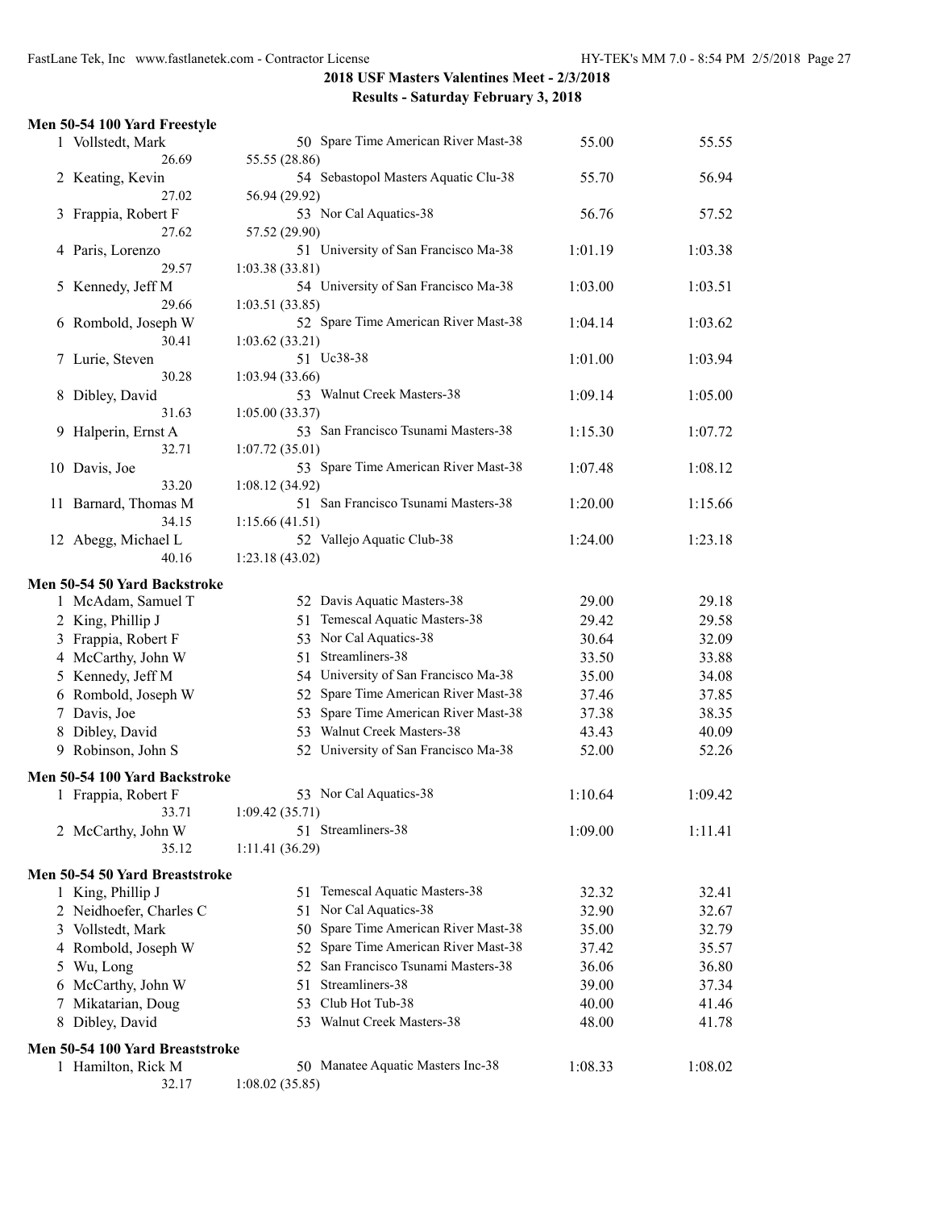## 2018 USF Masters Valentines Meet - 2/3/2018

### Results - Saturday February 3, 2018

**Men 50-54 100 Yard Freestyle**

| Place | Name | Age | Team | Seed Time | Finals Time |
|---|---|---|---|---|---|
| 1 | Vollstedt, Mark | 50 | Spare Time American River Mast-38 | 55.00 | 55.55 |
| | 26.69 | 55.55 (28.86) | | | |
| 2 | Keating, Kevin | 54 | Sebastopol Masters Aquatic Clu-38 | 55.70 | 56.94 |
| | 27.02 | 56.94 (29.92) | | | |
| 3 | Frappia, Robert F | 53 | Nor Cal Aquatics-38 | 56.76 | 57.52 |
| | 27.62 | 57.52 (29.90) | | | |
| 4 | Paris, Lorenzo | 51 | University of San Francisco Ma-38 | 1:01.19 | 1:03.38 |
| | 29.57 | 1:03.38 (33.81) | | | |
| 5 | Kennedy, Jeff M | 54 | University of San Francisco Ma-38 | 1:03.00 | 1:03.51 |
| | 29.66 | 1:03.51 (33.85) | | | |
| 6 | Rombold, Joseph W | 52 | Spare Time American River Mast-38 | 1:04.14 | 1:03.62 |
| | 30.41 | 1:03.62 (33.21) | | | |
| 7 | Lurie, Steven | 51 | Uc38-38 | 1:01.00 | 1:03.94 |
| | 30.28 | 1:03.94 (33.66) | | | |
| 8 | Dibley, David | 53 | Walnut Creek Masters-38 | 1:09.14 | 1:05.00 |
| | 31.63 | 1:05.00 (33.37) | | | |
| 9 | Halperin, Ernst A | 53 | San Francisco Tsunami Masters-38 | 1:15.30 | 1:07.72 |
| | 32.71 | 1:07.72 (35.01) | | | |
| 10 | Davis, Joe | 53 | Spare Time American River Mast-38 | 1:07.48 | 1:08.12 |
| | 33.20 | 1:08.12 (34.92) | | | |
| 11 | Barnard, Thomas M | 51 | San Francisco Tsunami Masters-38 | 1:20.00 | 1:15.66 |
| | 34.15 | 1:15.66 (41.51) | | | |
| 12 | Abegg, Michael L | 52 | Vallejo Aquatic Club-38 | 1:24.00 | 1:23.18 |
| | 40.16 | 1:23.18 (43.02) | | | |

**Men 50-54 50 Yard Backstroke**

| Place | Name | Age | Team | Seed Time | Finals Time |
|---|---|---|---|---|---|
| 1 | McAdam, Samuel T | 52 | Davis Aquatic Masters-38 | 29.00 | 29.18 |
| 2 | King, Phillip J | 51 | Temescal Aquatic Masters-38 | 29.42 | 29.58 |
| 3 | Frappia, Robert F | 53 | Nor Cal Aquatics-38 | 30.64 | 32.09 |
| 4 | McCarthy, John W | 51 | Streamliners-38 | 33.50 | 33.88 |
| 5 | Kennedy, Jeff M | 54 | University of San Francisco Ma-38 | 35.00 | 34.08 |
| 6 | Rombold, Joseph W | 52 | Spare Time American River Mast-38 | 37.46 | 37.85 |
| 7 | Davis, Joe | 53 | Spare Time American River Mast-38 | 37.38 | 38.35 |
| 8 | Dibley, David | 53 | Walnut Creek Masters-38 | 43.43 | 40.09 |
| 9 | Robinson, John S | 52 | University of San Francisco Ma-38 | 52.00 | 52.26 |

**Men 50-54 100 Yard Backstroke**

| Place | Name | Age | Team | Seed Time | Finals Time |
|---|---|---|---|---|---|
| 1 | Frappia, Robert F | 53 | Nor Cal Aquatics-38 | 1:10.64 | 1:09.42 |
| | 33.71 | 1:09.42 (35.71) | | | |
| 2 | McCarthy, John W | 51 | Streamliners-38 | 1:09.00 | 1:11.41 |
| | 35.12 | 1:11.41 (36.29) | | | |

**Men 50-54 50 Yard Breaststroke**

| Place | Name | Age | Team | Seed Time | Finals Time |
|---|---|---|---|---|---|
| 1 | King, Phillip J | 51 | Temescal Aquatic Masters-38 | 32.32 | 32.41 |
| 2 | Neidhoefer, Charles C | 51 | Nor Cal Aquatics-38 | 32.90 | 32.67 |
| 3 | Vollstedt, Mark | 50 | Spare Time American River Mast-38 | 35.00 | 32.79 |
| 4 | Rombold, Joseph W | 52 | Spare Time American River Mast-38 | 37.42 | 35.57 |
| 5 | Wu, Long | 52 | San Francisco Tsunami Masters-38 | 36.06 | 36.80 |
| 6 | McCarthy, John W | 51 | Streamliners-38 | 39.00 | 37.34 |
| 7 | Mikatarian, Doug | 53 | Club Hot Tub-38 | 40.00 | 41.46 |
| 8 | Dibley, David | 53 | Walnut Creek Masters-38 | 48.00 | 41.78 |

**Men 50-54 100 Yard Breaststroke**

| Place | Name | Age | Team | Seed Time | Finals Time |
|---|---|---|---|---|---|
| 1 | Hamilton, Rick M | 50 | Manatee Aquatic Masters Inc-38 | 1:08.33 | 1:08.02 |
| | 32.17 | 1:08.02 (35.85) | | | |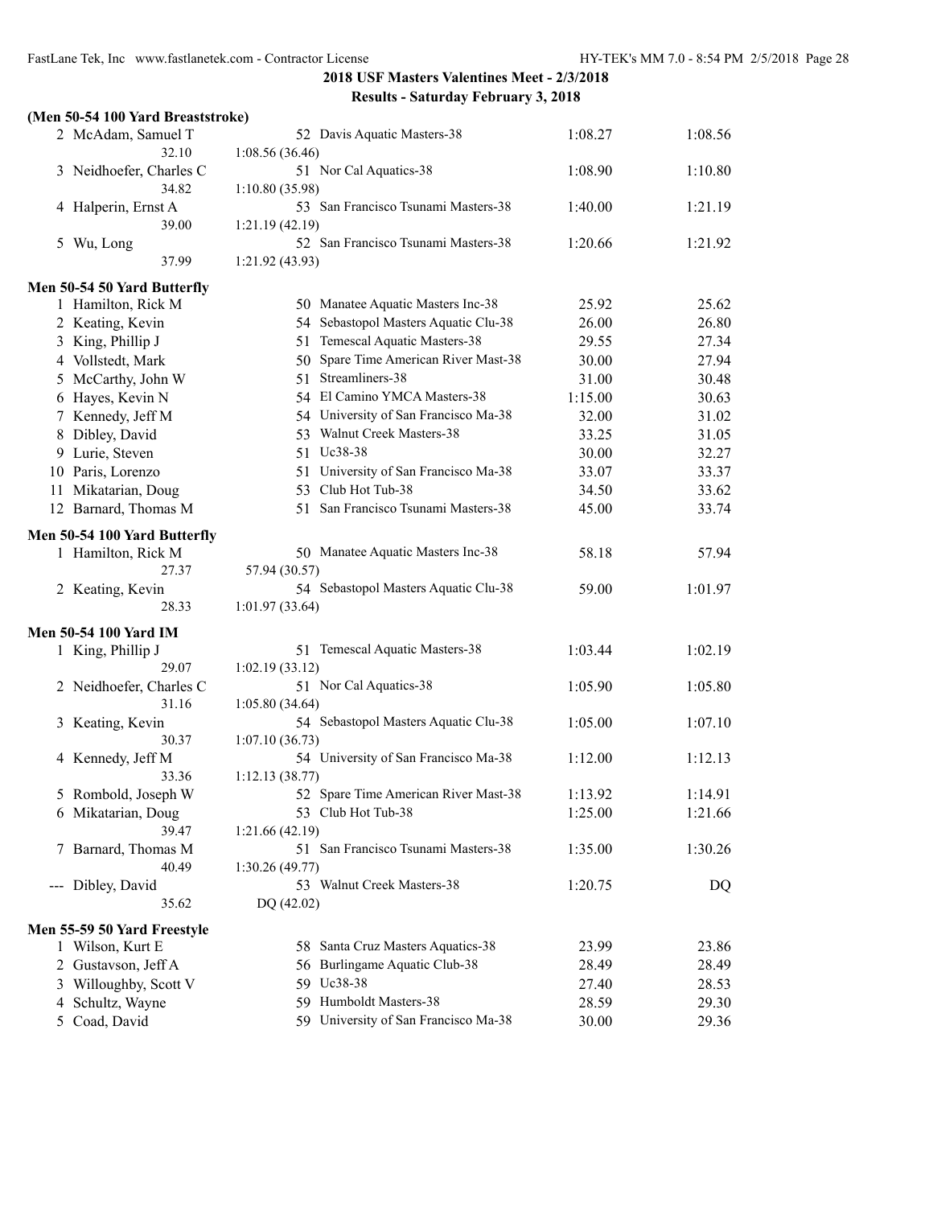**2018 USF Masters Valentines Meet - 2/3/2018**

**Results - Saturday February 3, 2018**

### (Men 50-54 100 Yard Breaststroke)

| Place | Name | Age | Team | Seed Time | Finals Time |
|---|---|---|---|---|---|
| 2 | McAdam, Samuel T | 52 | Davis Aquatic Masters-38 | 1:08.27 | 1:08.56 |
| | 32.10 | 1:08.56 (36.46) | | | |
| 3 | Neidhoefer, Charles C | 51 | Nor Cal Aquatics-38 | 1:08.90 | 1:10.80 |
| | 34.82 | 1:10.80 (35.98) | | | |
| 4 | Halperin, Ernst A | 53 | San Francisco Tsunami Masters-38 | 1:40.00 | 1:21.19 |
| | 39.00 | 1:21.19 (42.19) | | | |
| 5 | Wu, Long | 52 | San Francisco Tsunami Masters-38 | 1:20.66 | 1:21.92 |
| | 37.99 | 1:21.92 (43.93) | | | |

### Men 50-54 50 Yard Butterfly

| Place | Name | Age | Team | Seed Time | Finals Time |
|---|---|---|---|---|---|
| 1 | Hamilton, Rick M | 50 | Manatee Aquatic Masters Inc-38 | 25.92 | 25.62 |
| 2 | Keating, Kevin | 54 | Sebastopol Masters Aquatic Clu-38 | 26.00 | 26.80 |
| 3 | King, Phillip J | 51 | Temescal Aquatic Masters-38 | 29.55 | 27.34 |
| 4 | Vollstedt, Mark | 50 | Spare Time American River Mast-38 | 30.00 | 27.94 |
| 5 | McCarthy, John W | 51 | Streamliners-38 | 31.00 | 30.48 |
| 6 | Hayes, Kevin N | 54 | El Camino YMCA Masters-38 | 1:15.00 | 30.63 |
| 7 | Kennedy, Jeff M | 54 | University of San Francisco Ma-38 | 32.00 | 31.02 |
| 8 | Dibley, David | 53 | Walnut Creek Masters-38 | 33.25 | 31.05 |
| 9 | Lurie, Steven | 51 | Uc38-38 | 30.00 | 32.27 |
| 10 | Paris, Lorenzo | 51 | University of San Francisco Ma-38 | 33.07 | 33.37 |
| 11 | Mikatarian, Doug | 53 | Club Hot Tub-38 | 34.50 | 33.62 |
| 12 | Barnard, Thomas M | 51 | San Francisco Tsunami Masters-38 | 45.00 | 33.74 |

### Men 50-54 100 Yard Butterfly

| Place | Name | Age | Team | Seed Time | Finals Time |
|---|---|---|---|---|---|
| 1 | Hamilton, Rick M | 50 | Manatee Aquatic Masters Inc-38 | 58.18 | 57.94 |
| | 27.37 | 57.94 (30.57) | | | |
| 2 | Keating, Kevin | 54 | Sebastopol Masters Aquatic Clu-38 | 59.00 | 1:01.97 |
| | 28.33 | 1:01.97 (33.64) | | | |

### Men 50-54 100 Yard IM

| Place | Name | Age | Team | Seed Time | Finals Time |
|---|---|---|---|---|---|
| 1 | King, Phillip J | 51 | Temescal Aquatic Masters-38 | 1:03.44 | 1:02.19 |
| | 29.07 | 1:02.19 (33.12) | | | |
| 2 | Neidhoefer, Charles C | 51 | Nor Cal Aquatics-38 | 1:05.90 | 1:05.80 |
| | 31.16 | 1:05.80 (34.64) | | | |
| 3 | Keating, Kevin | 54 | Sebastopol Masters Aquatic Clu-38 | 1:05.00 | 1:07.10 |
| | 30.37 | 1:07.10 (36.73) | | | |
| 4 | Kennedy, Jeff M | 54 | University of San Francisco Ma-38 | 1:12.00 | 1:12.13 |
| | 33.36 | 1:12.13 (38.77) | | | |
| 5 | Rombold, Joseph W | 52 | Spare Time American River Mast-38 | 1:13.92 | 1:14.91 |
| 6 | Mikatarian, Doug | 53 | Club Hot Tub-38 | 1:25.00 | 1:21.66 |
| | 39.47 | 1:21.66 (42.19) | | | |
| 7 | Barnard, Thomas M | 51 | San Francisco Tsunami Masters-38 | 1:35.00 | 1:30.26 |
| | 40.49 | 1:30.26 (49.77) | | | |
| --- | Dibley, David | 53 | Walnut Creek Masters-38 | 1:20.75 | DQ |
| | 35.62 | DQ (42.02) | | | |

### Men 55-59 50 Yard Freestyle

| Place | Name | Age | Team | Seed Time | Finals Time |
|---|---|---|---|---|---|
| 1 | Wilson, Kurt E | 58 | Santa Cruz Masters Aquatics-38 | 23.99 | 23.86 |
| 2 | Gustavson, Jeff A | 56 | Burlingame Aquatic Club-38 | 28.49 | 28.49 |
| 3 | Willoughby, Scott V | 59 | Uc38-38 | 27.40 | 28.53 |
| 4 | Schultz, Wayne | 59 | Humboldt Masters-38 | 28.59 | 29.30 |
| 5 | Coad, David | 59 | University of San Francisco Ma-38 | 30.00 | 29.36 |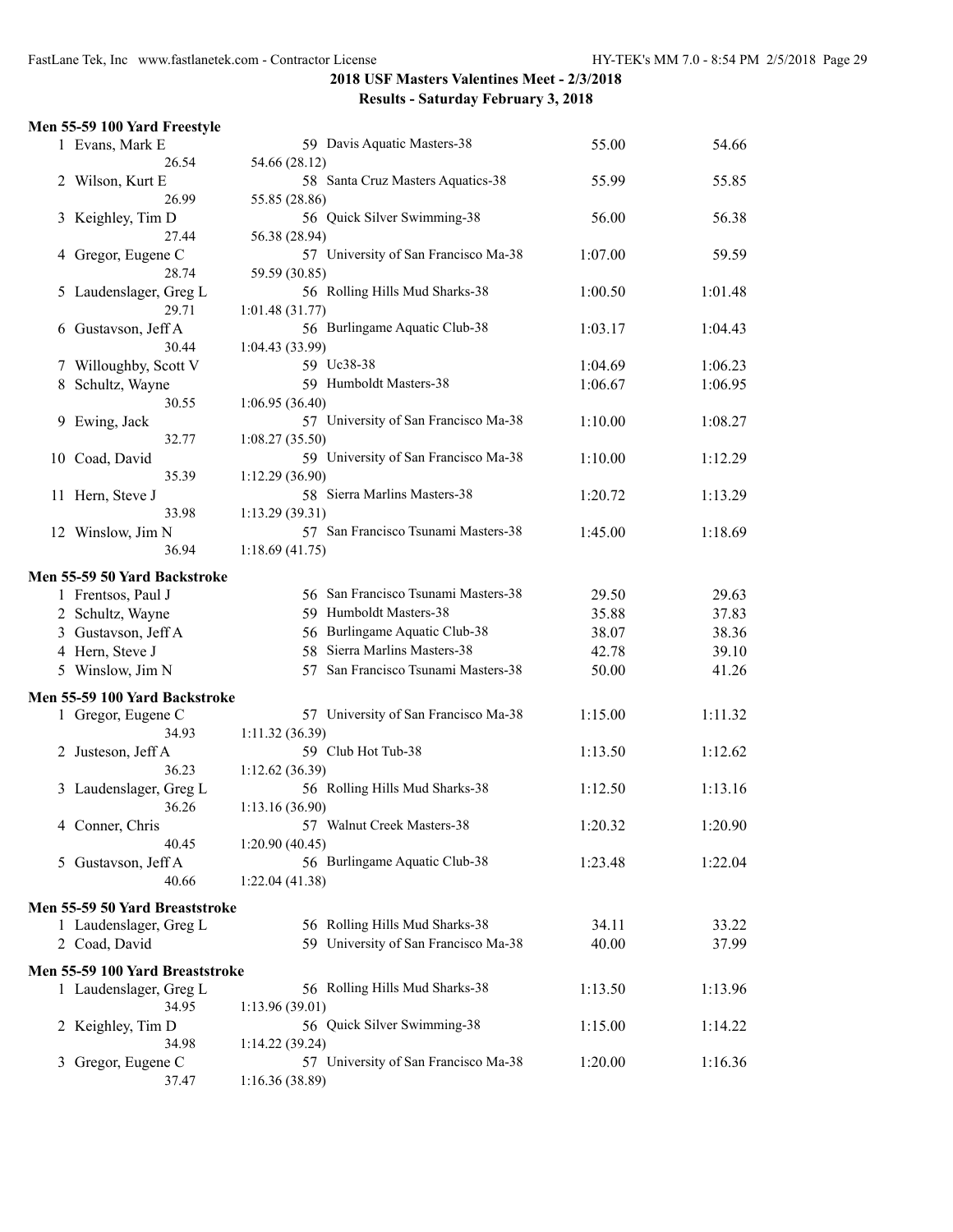**2018 USF Masters Valentines Meet - 2/3/2018**
**Results - Saturday February 3, 2018**

### Men 55-59 100 Yard Freestyle

| | Name | Age | Team | Seed | Finals |
|---|---|---|---|---|---|
| 1 | Evans, Mark E | 59 | Davis Aquatic Masters-38 | 55.00 | 54.66 |
| | 26.54 | 54.66 (28.12) | | | |
| 2 | Wilson, Kurt E | 58 | Santa Cruz Masters Aquatics-38 | 55.99 | 55.85 |
| | 26.99 | 55.85 (28.86) | | | |
| 3 | Keighley, Tim D | 56 | Quick Silver Swimming-38 | 56.00 | 56.38 |
| | 27.44 | 56.38 (28.94) | | | |
| 4 | Gregor, Eugene C | 57 | University of San Francisco Ma-38 | 1:07.00 | 59.59 |
| | 28.74 | 59.59 (30.85) | | | |
| 5 | Laudenslager, Greg L | 56 | Rolling Hills Mud Sharks-38 | 1:00.50 | 1:01.48 |
| | 29.71 | 1:01.48 (31.77) | | | |
| 6 | Gustavson, Jeff A | 56 | Burlingame Aquatic Club-38 | 1:03.17 | 1:04.43 |
| | 30.44 | 1:04.43 (33.99) | | | |
| 7 | Willoughby, Scott V | 59 | Uc38-38 | 1:04.69 | 1:06.23 |
| 8 | Schultz, Wayne | 59 | Humboldt Masters-38 | 1:06.67 | 1:06.95 |
| | 30.55 | 1:06.95 (36.40) | | | |
| 9 | Ewing, Jack | 57 | University of San Francisco Ma-38 | 1:10.00 | 1:08.27 |
| | 32.77 | 1:08.27 (35.50) | | | |
| 10 | Coad, David | 59 | University of San Francisco Ma-38 | 1:10.00 | 1:12.29 |
| | 35.39 | 1:12.29 (36.90) | | | |
| 11 | Hern, Steve J | 58 | Sierra Marlins Masters-38 | 1:20.72 | 1:13.29 |
| | 33.98 | 1:13.29 (39.31) | | | |
| 12 | Winslow, Jim N | 57 | San Francisco Tsunami Masters-38 | 1:45.00 | 1:18.69 |
| | 36.94 | 1:18.69 (41.75) | | | |

### Men 55-59 50 Yard Backstroke

| | Name | Age | Team | Seed | Finals |
|---|---|---|---|---|---|
| 1 | Frentsos, Paul J | 56 | San Francisco Tsunami Masters-38 | 29.50 | 29.63 |
| 2 | Schultz, Wayne | 59 | Humboldt Masters-38 | 35.88 | 37.83 |
| 3 | Gustavson, Jeff A | 56 | Burlingame Aquatic Club-38 | 38.07 | 38.36 |
| 4 | Hern, Steve J | 58 | Sierra Marlins Masters-38 | 42.78 | 39.10 |
| 5 | Winslow, Jim N | 57 | San Francisco Tsunami Masters-38 | 50.00 | 41.26 |

### Men 55-59 100 Yard Backstroke

| | Name | Age | Team | Seed | Finals |
|---|---|---|---|---|---|
| 1 | Gregor, Eugene C | 57 | University of San Francisco Ma-38 | 1:15.00 | 1:11.32 |
| | 34.93 | 1:11.32 (36.39) | | | |
| 2 | Justeson, Jeff A | 59 | Club Hot Tub-38 | 1:13.50 | 1:12.62 |
| | 36.23 | 1:12.62 (36.39) | | | |
| 3 | Laudenslager, Greg L | 56 | Rolling Hills Mud Sharks-38 | 1:12.50 | 1:13.16 |
| | 36.26 | 1:13.16 (36.90) | | | |
| 4 | Conner, Chris | 57 | Walnut Creek Masters-38 | 1:20.32 | 1:20.90 |
| | 40.45 | 1:20.90 (40.45) | | | |
| 5 | Gustavson, Jeff A | 56 | Burlingame Aquatic Club-38 | 1:23.48 | 1:22.04 |
| | 40.66 | 1:22.04 (41.38) | | | |

### Men 55-59 50 Yard Breaststroke

| | Name | Age | Team | Seed | Finals |
|---|---|---|---|---|---|
| 1 | Laudenslager, Greg L | 56 | Rolling Hills Mud Sharks-38 | 34.11 | 33.22 |
| 2 | Coad, David | 59 | University of San Francisco Ma-38 | 40.00 | 37.99 |

### Men 55-59 100 Yard Breaststroke

| | Name | Age | Team | Seed | Finals |
|---|---|---|---|---|---|
| 1 | Laudenslager, Greg L | 56 | Rolling Hills Mud Sharks-38 | 1:13.50 | 1:13.96 |
| | 34.95 | 1:13.96 (39.01) | | | |
| 2 | Keighley, Tim D | 56 | Quick Silver Swimming-38 | 1:15.00 | 1:14.22 |
| | 34.98 | 1:14.22 (39.24) | | | |
| 3 | Gregor, Eugene C | 57 | University of San Francisco Ma-38 | 1:20.00 | 1:16.36 |
| | 37.47 | 1:16.36 (38.89) | | | |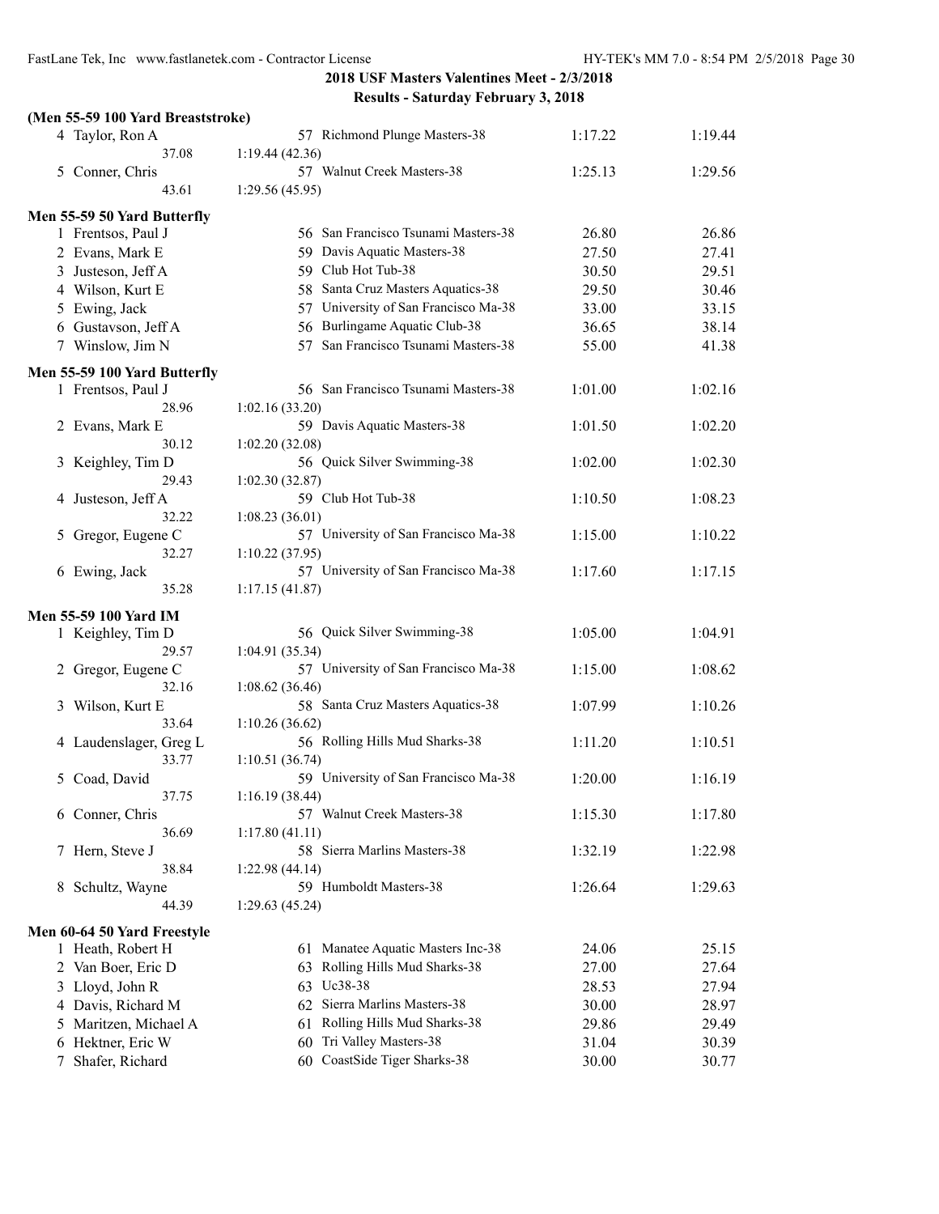**2018 USF Masters Valentines Meet - 2/3/2018**

**Results - Saturday February 3, 2018**

### (Men 55-59 100 Yard Breaststroke)

| Place | Name | Age | Team | Seed Time | Finals Time |
|---|---|---|---|---|---|
| 4 | Taylor, Ron A | 57 | Richmond Plunge Masters-38 | 1:17.22 | 1:19.44 |
| | 37.08 | 1:19.44 (42.36) | | | |
| 5 | Conner, Chris | 57 | Walnut Creek Masters-38 | 1:25.13 | 1:29.56 |
| | 43.61 | 1:29.56 (45.95) | | | |

### Men 55-59 50 Yard Butterfly

| Place | Name | Age | Team | Seed Time | Finals Time |
|---|---|---|---|---|---|
| 1 | Frentsos, Paul J | 56 | San Francisco Tsunami Masters-38 | 26.80 | 26.86 |
| 2 | Evans, Mark E | 59 | Davis Aquatic Masters-38 | 27.50 | 27.41 |
| 3 | Justeson, Jeff A | 59 | Club Hot Tub-38 | 30.50 | 29.51 |
| 4 | Wilson, Kurt E | 58 | Santa Cruz Masters Aquatics-38 | 29.50 | 30.46 |
| 5 | Ewing, Jack | 57 | University of San Francisco Ma-38 | 33.00 | 33.15 |
| 6 | Gustavson, Jeff A | 56 | Burlingame Aquatic Club-38 | 36.65 | 38.14 |
| 7 | Winslow, Jim N | 57 | San Francisco Tsunami Masters-38 | 55.00 | 41.38 |

### Men 55-59 100 Yard Butterfly

| Place | Name | Age | Team | Seed Time | Finals Time |
|---|---|---|---|---|---|
| 1 | Frentsos, Paul J | 56 | San Francisco Tsunami Masters-38 | 1:01.00 | 1:02.16 |
| | 28.96 | 1:02.16 (33.20) | | | |
| 2 | Evans, Mark E | 59 | Davis Aquatic Masters-38 | 1:01.50 | 1:02.20 |
| | 30.12 | 1:02.20 (32.08) | | | |
| 3 | Keighley, Tim D | 56 | Quick Silver Swimming-38 | 1:02.00 | 1:02.30 |
| | 29.43 | 1:02.30 (32.87) | | | |
| 4 | Justeson, Jeff A | 59 | Club Hot Tub-38 | 1:10.50 | 1:08.23 |
| | 32.22 | 1:08.23 (36.01) | | | |
| 5 | Gregor, Eugene C | 57 | University of San Francisco Ma-38 | 1:15.00 | 1:10.22 |
| | 32.27 | 1:10.22 (37.95) | | | |
| 6 | Ewing, Jack | 57 | University of San Francisco Ma-38 | 1:17.60 | 1:17.15 |
| | 35.28 | 1:17.15 (41.87) | | | |

### Men 55-59 100 Yard IM

| Place | Name | Age | Team | Seed Time | Finals Time |
|---|---|---|---|---|---|
| 1 | Keighley, Tim D | 56 | Quick Silver Swimming-38 | 1:05.00 | 1:04.91 |
| | 29.57 | 1:04.91 (35.34) | | | |
| 2 | Gregor, Eugene C | 57 | University of San Francisco Ma-38 | 1:15.00 | 1:08.62 |
| | 32.16 | 1:08.62 (36.46) | | | |
| 3 | Wilson, Kurt E | 58 | Santa Cruz Masters Aquatics-38 | 1:07.99 | 1:10.26 |
| | 33.64 | 1:10.26 (36.62) | | | |
| 4 | Laudenslager, Greg L | 56 | Rolling Hills Mud Sharks-38 | 1:11.20 | 1:10.51 |
| | 33.77 | 1:10.51 (36.74) | | | |
| 5 | Coad, David | 59 | University of San Francisco Ma-38 | 1:20.00 | 1:16.19 |
| | 37.75 | 1:16.19 (38.44) | | | |
| 6 | Conner, Chris | 57 | Walnut Creek Masters-38 | 1:15.30 | 1:17.80 |
| | 36.69 | 1:17.80 (41.11) | | | |
| 7 | Hern, Steve J | 58 | Sierra Marlins Masters-38 | 1:32.19 | 1:22.98 |
| | 38.84 | 1:22.98 (44.14) | | | |
| 8 | Schultz, Wayne | 59 | Humboldt Masters-38 | 1:26.64 | 1:29.63 |
| | 44.39 | 1:29.63 (45.24) | | | |

### Men 60-64 50 Yard Freestyle

| Place | Name | Age | Team | Seed Time | Finals Time |
|---|---|---|---|---|---|
| 1 | Heath, Robert H | 61 | Manatee Aquatic Masters Inc-38 | 24.06 | 25.15 |
| 2 | Van Boer, Eric D | 63 | Rolling Hills Mud Sharks-38 | 27.00 | 27.64 |
| 3 | Lloyd, John R | 63 | Uc38-38 | 28.53 | 27.94 |
| 4 | Davis, Richard M | 62 | Sierra Marlins Masters-38 | 30.00 | 28.97 |
| 5 | Maritzen, Michael A | 61 | Rolling Hills Mud Sharks-38 | 29.86 | 29.49 |
| 6 | Hektner, Eric W | 60 | Tri Valley Masters-38 | 31.04 | 30.39 |
| 7 | Shafer, Richard | 60 | CoastSide Tiger Sharks-38 | 30.00 | 30.77 |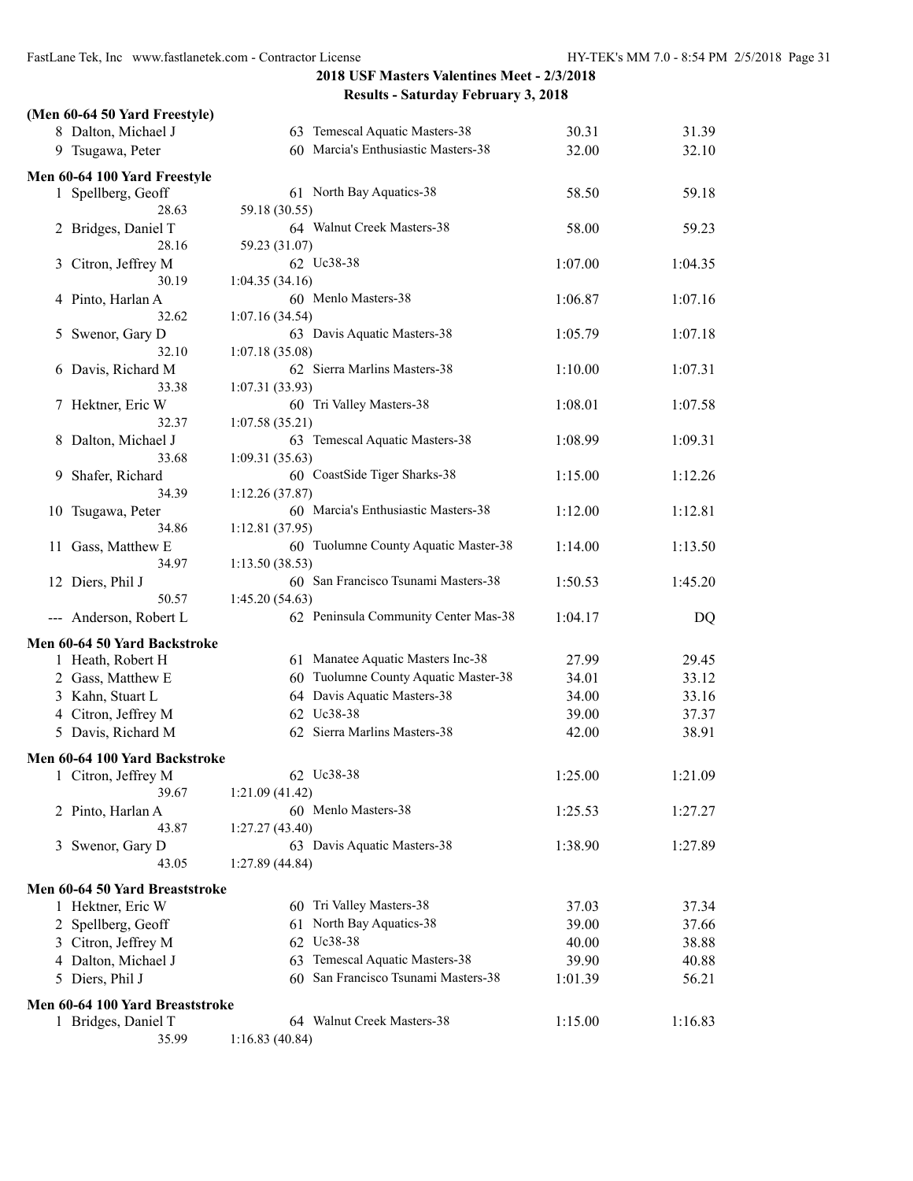## 2018 USF Masters Valentines Meet - 2/3/2018

### Results - Saturday February 3, 2018

**(Men 60-64 50 Yard Freestyle)**

| Place | Name | Age | Team | Seed Time | Finals Time |
|---|---|---|---|---|---|
| 8 | Dalton, Michael J | 63 | Temescal Aquatic Masters-38 | 30.31 | 31.39 |
| 9 | Tsugawa, Peter | 60 | Marcia's Enthusiastic Masters-38 | 32.00 | 32.10 |

**Men 60-64 100 Yard Freestyle**

| Place | Name | Age | Team | Seed Time | Finals Time |
|---|---|---|---|---|---|
| 1 | Spellberg, Geoff | 61 | North Bay Aquatics-38 | 58.50 | 59.18 |
| | 28.63 | 59.18 (30.55) | | | |
| 2 | Bridges, Daniel T | 64 | Walnut Creek Masters-38 | 58.00 | 59.23 |
| | 28.16 | 59.23 (31.07) | | | |
| 3 | Citron, Jeffrey M | 62 | Uc38-38 | 1:07.00 | 1:04.35 |
| | 30.19 | 1:04.35 (34.16) | | | |
| 4 | Pinto, Harlan A | 60 | Menlo Masters-38 | 1:06.87 | 1:07.16 |
| | 32.62 | 1:07.16 (34.54) | | | |
| 5 | Swenor, Gary D | 63 | Davis Aquatic Masters-38 | 1:05.79 | 1:07.18 |
| | 32.10 | 1:07.18 (35.08) | | | |
| 6 | Davis, Richard M | 62 | Sierra Marlins Masters-38 | 1:10.00 | 1:07.31 |
| | 33.38 | 1:07.31 (33.93) | | | |
| 7 | Hektner, Eric W | 60 | Tri Valley Masters-38 | 1:08.01 | 1:07.58 |
| | 32.37 | 1:07.58 (35.21) | | | |
| 8 | Dalton, Michael J | 63 | Temescal Aquatic Masters-38 | 1:08.99 | 1:09.31 |
| | 33.68 | 1:09.31 (35.63) | | | |
| 9 | Shafer, Richard | 60 | CoastSide Tiger Sharks-38 | 1:15.00 | 1:12.26 |
| | 34.39 | 1:12.26 (37.87) | | | |
| 10 | Tsugawa, Peter | 60 | Marcia's Enthusiastic Masters-38 | 1:12.00 | 1:12.81 |
| | 34.86 | 1:12.81 (37.95) | | | |
| 11 | Gass, Matthew E | 60 | Tuolumne County Aquatic Master-38 | 1:14.00 | 1:13.50 |
| | 34.97 | 1:13.50 (38.53) | | | |
| 12 | Diers, Phil J | 60 | San Francisco Tsunami Masters-38 | 1:50.53 | 1:45.20 |
| | 50.57 | 1:45.20 (54.63) | | | |
| --- | Anderson, Robert L | 62 | Peninsula Community Center Mas-38 | 1:04.17 | DQ |

**Men 60-64 50 Yard Backstroke**

| Place | Name | Age | Team | Seed Time | Finals Time |
|---|---|---|---|---|---|
| 1 | Heath, Robert H | 61 | Manatee Aquatic Masters Inc-38 | 27.99 | 29.45 |
| 2 | Gass, Matthew E | 60 | Tuolumne County Aquatic Master-38 | 34.01 | 33.12 |
| 3 | Kahn, Stuart L | 64 | Davis Aquatic Masters-38 | 34.00 | 33.16 |
| 4 | Citron, Jeffrey M | 62 | Uc38-38 | 39.00 | 37.37 |
| 5 | Davis, Richard M | 62 | Sierra Marlins Masters-38 | 42.00 | 38.91 |

**Men 60-64 100 Yard Backstroke**

| Place | Name | Age | Team | Seed Time | Finals Time |
|---|---|---|---|---|---|
| 1 | Citron, Jeffrey M | 62 | Uc38-38 | 1:25.00 | 1:21.09 |
| | 39.67 | 1:21.09 (41.42) | | | |
| 2 | Pinto, Harlan A | 60 | Menlo Masters-38 | 1:25.53 | 1:27.27 |
| | 43.87 | 1:27.27 (43.40) | | | |
| 3 | Swenor, Gary D | 63 | Davis Aquatic Masters-38 | 1:38.90 | 1:27.89 |
| | 43.05 | 1:27.89 (44.84) | | | |

**Men 60-64 50 Yard Breaststroke**

| Place | Name | Age | Team | Seed Time | Finals Time |
|---|---|---|---|---|---|
| 1 | Hektner, Eric W | 60 | Tri Valley Masters-38 | 37.03 | 37.34 |
| 2 | Spellberg, Geoff | 61 | North Bay Aquatics-38 | 39.00 | 37.66 |
| 3 | Citron, Jeffrey M | 62 | Uc38-38 | 40.00 | 38.88 |
| 4 | Dalton, Michael J | 63 | Temescal Aquatic Masters-38 | 39.90 | 40.88 |
| 5 | Diers, Phil J | 60 | San Francisco Tsunami Masters-38 | 1:01.39 | 56.21 |

**Men 60-64 100 Yard Breaststroke**

| Place | Name | Age | Team | Seed Time | Finals Time |
|---|---|---|---|---|---|
| 1 | Bridges, Daniel T | 64 | Walnut Creek Masters-38 | 1:15.00 | 1:16.83 |
| | 35.99 | 1:16.83 (40.84) | | | |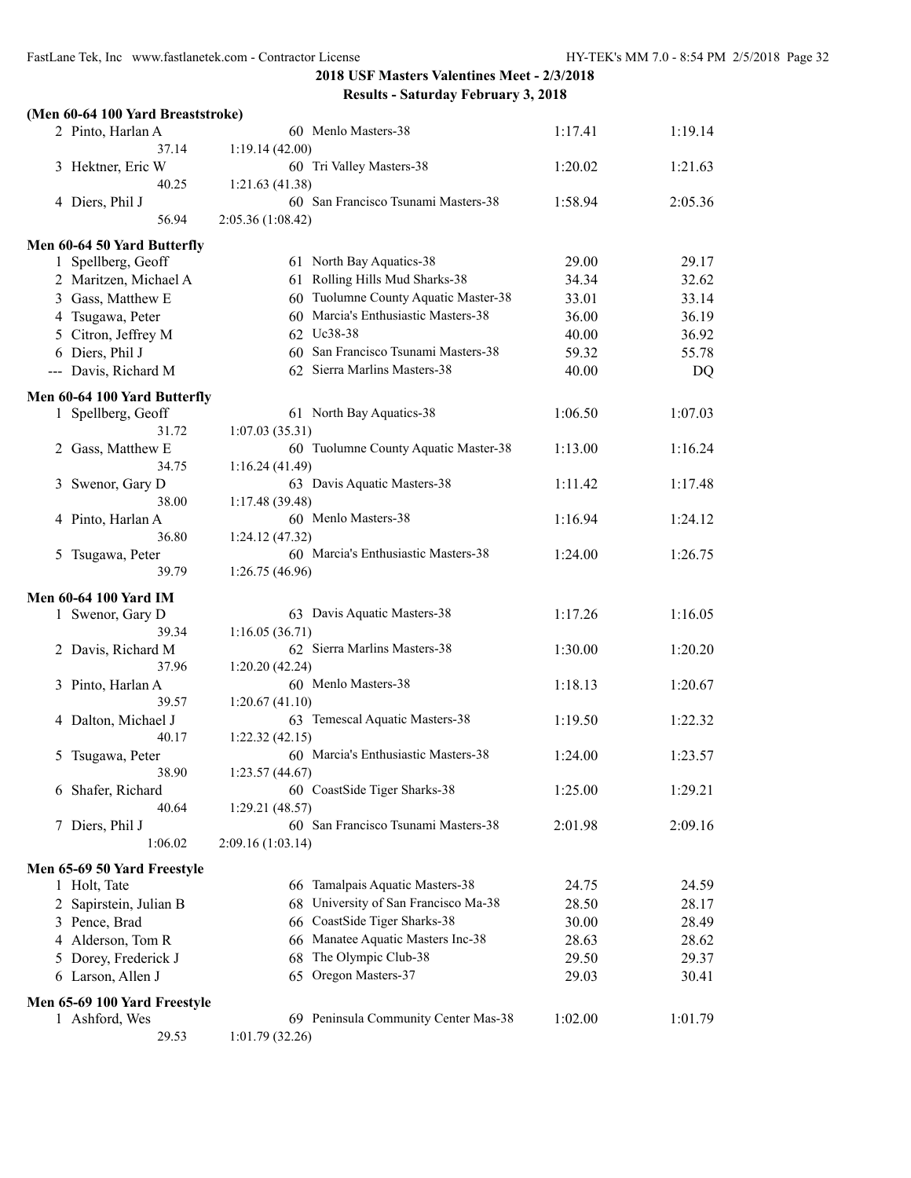**2018 USF Masters Valentines Meet - 2/3/2018**

**Results - Saturday February 3, 2018**

### (Men 60-64 100 Yard Breaststroke)

| | Name | Age | Team | Seed Time | Finals Time |
|---|---|---|---|---|---|
| 2 | Pinto, Harlan A | 60 | Menlo Masters-38 | 1:17.41 | 1:19.14 |
| | 37.14 | 1:19.14 (42.00) | | | |
| 3 | Hektner, Eric W | 60 | Tri Valley Masters-38 | 1:20.02 | 1:21.63 |
| | 40.25 | 1:21.63 (41.38) | | | |
| 4 | Diers, Phil J | 60 | San Francisco Tsunami Masters-38 | 1:58.94 | 2:05.36 |
| | 56.94 | 2:05.36 (1:08.42) | | | |

### Men 60-64 50 Yard Butterfly

| | Name | Age | Team | Seed Time | Finals Time |
|---|---|---|---|---|---|
| 1 | Spellberg, Geoff | 61 | North Bay Aquatics-38 | 29.00 | 29.17 |
| 2 | Maritzen, Michael A | 61 | Rolling Hills Mud Sharks-38 | 34.34 | 32.62 |
| 3 | Gass, Matthew E | 60 | Tuolumne County Aquatic Master-38 | 33.01 | 33.14 |
| 4 | Tsugawa, Peter | 60 | Marcia's Enthusiastic Masters-38 | 36.00 | 36.19 |
| 5 | Citron, Jeffrey M | 62 | Uc38-38 | 40.00 | 36.92 |
| 6 | Diers, Phil J | 60 | San Francisco Tsunami Masters-38 | 59.32 | 55.78 |
| --- | Davis, Richard M | 62 | Sierra Marlins Masters-38 | 40.00 | DQ |

### Men 60-64 100 Yard Butterfly

| | Name | Age | Team | Seed Time | Finals Time |
|---|---|---|---|---|---|
| 1 | Spellberg, Geoff | 61 | North Bay Aquatics-38 | 1:06.50 | 1:07.03 |
| | 31.72 | 1:07.03 (35.31) | | | |
| 2 | Gass, Matthew E | 60 | Tuolumne County Aquatic Master-38 | 1:13.00 | 1:16.24 |
| | 34.75 | 1:16.24 (41.49) | | | |
| 3 | Swenor, Gary D | 63 | Davis Aquatic Masters-38 | 1:11.42 | 1:17.48 |
| | 38.00 | 1:17.48 (39.48) | | | |
| 4 | Pinto, Harlan A | 60 | Menlo Masters-38 | 1:16.94 | 1:24.12 |
| | 36.80 | 1:24.12 (47.32) | | | |
| 5 | Tsugawa, Peter | 60 | Marcia's Enthusiastic Masters-38 | 1:24.00 | 1:26.75 |
| | 39.79 | 1:26.75 (46.96) | | | |

### Men 60-64 100 Yard IM

| | Name | Age | Team | Seed Time | Finals Time |
|---|---|---|---|---|---|
| 1 | Swenor, Gary D | 63 | Davis Aquatic Masters-38 | 1:17.26 | 1:16.05 |
| | 39.34 | 1:16.05 (36.71) | | | |
| 2 | Davis, Richard M | 62 | Sierra Marlins Masters-38 | 1:30.00 | 1:20.20 |
| | 37.96 | 1:20.20 (42.24) | | | |
| 3 | Pinto, Harlan A | 60 | Menlo Masters-38 | 1:18.13 | 1:20.67 |
| | 39.57 | 1:20.67 (41.10) | | | |
| 4 | Dalton, Michael J | 63 | Temescal Aquatic Masters-38 | 1:19.50 | 1:22.32 |
| | 40.17 | 1:22.32 (42.15) | | | |
| 5 | Tsugawa, Peter | 60 | Marcia's Enthusiastic Masters-38 | 1:24.00 | 1:23.57 |
| | 38.90 | 1:23.57 (44.67) | | | |
| 6 | Shafer, Richard | 60 | CoastSide Tiger Sharks-38 | 1:25.00 | 1:29.21 |
| | 40.64 | 1:29.21 (48.57) | | | |
| 7 | Diers, Phil J | 60 | San Francisco Tsunami Masters-38 | 2:01.98 | 2:09.16 |
| | 1:06.02 | 2:09.16 (1:03.14) | | | |

### Men 65-69 50 Yard Freestyle

| | Name | Age | Team | Seed Time | Finals Time |
|---|---|---|---|---|---|
| 1 | Holt, Tate | 66 | Tamalpais Aquatic Masters-38 | 24.75 | 24.59 |
| 2 | Sapirstein, Julian B | 68 | University of San Francisco Ma-38 | 28.50 | 28.17 |
| 3 | Pence, Brad | 66 | CoastSide Tiger Sharks-38 | 30.00 | 28.49 |
| 4 | Alderson, Tom R | 66 | Manatee Aquatic Masters Inc-38 | 28.63 | 28.62 |
| 5 | Dorey, Frederick J | 68 | The Olympic Club-38 | 29.50 | 29.37 |
| 6 | Larson, Allen J | 65 | Oregon Masters-37 | 29.03 | 30.41 |

### Men 65-69 100 Yard Freestyle

| | Name | Age | Team | Seed Time | Finals Time |
|---|---|---|---|---|---|
| 1 | Ashford, Wes | 69 | Peninsula Community Center Mas-38 | 1:02.00 | 1:01.79 |
| | 29.53 | 1:01.79 (32.26) | | | |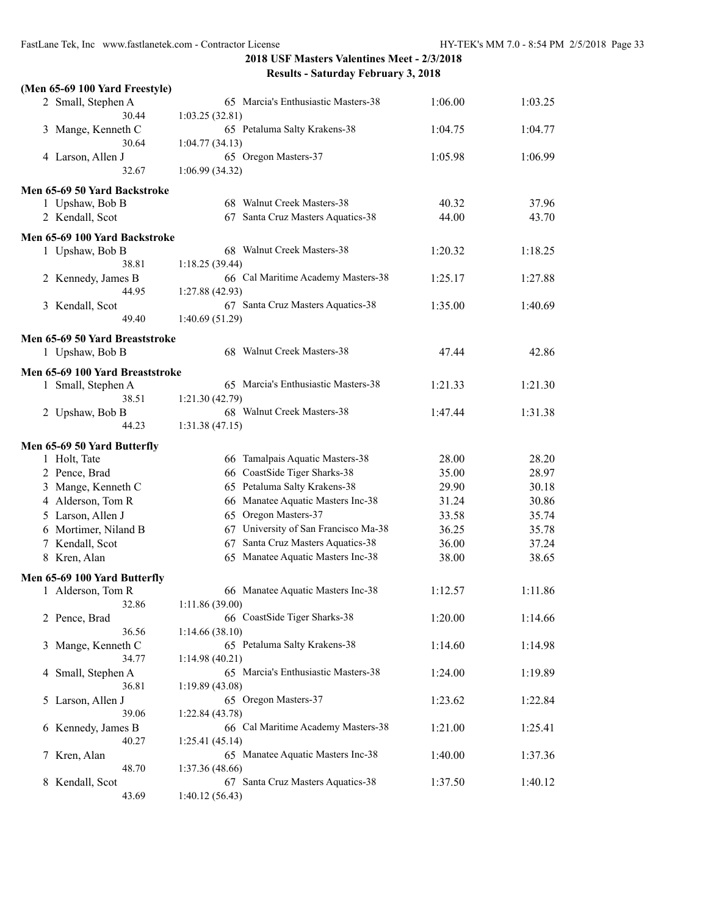## 2018 USF Masters Valentines Meet - 2/3/2018

### Results - Saturday February 3, 2018

**(Men 65-69 100 Yard Freestyle)**

| Place | Name | Age | Team | Seed Time | Finals Time |
|---|---|---|---|---|---|
| 2 | Small, Stephen A | 65 | Marcia's Enthusiastic Masters-38 | 1:06.00 | 1:03.25 |
| | 30.44 | | 1:03.25 (32.81) | | |
| 3 | Mange, Kenneth C | 65 | Petaluma Salty Krakens-38 | 1:04.75 | 1:04.77 |
| | 30.64 | | 1:04.77 (34.13) | | |
| 4 | Larson, Allen J | 65 | Oregon Masters-37 | 1:05.98 | 1:06.99 |
| | 32.67 | | 1:06.99 (34.32) | | |

**Men 65-69 50 Yard Backstroke**

| Place | Name | Age | Team | Seed Time | Finals Time |
|---|---|---|---|---|---|
| 1 | Upshaw, Bob B | 68 | Walnut Creek Masters-38 | 40.32 | 37.96 |
| 2 | Kendall, Scot | 67 | Santa Cruz Masters Aquatics-38 | 44.00 | 43.70 |

**Men 65-69 100 Yard Backstroke**

| Place | Name | Age | Team | Seed Time | Finals Time |
|---|---|---|---|---|---|
| 1 | Upshaw, Bob B | 68 | Walnut Creek Masters-38 | 1:20.32 | 1:18.25 |
| | 38.81 | | 1:18.25 (39.44) | | |
| 2 | Kennedy, James B | 66 | Cal Maritime Academy Masters-38 | 1:25.17 | 1:27.88 |
| | 44.95 | | 1:27.88 (42.93) | | |
| 3 | Kendall, Scot | 67 | Santa Cruz Masters Aquatics-38 | 1:35.00 | 1:40.69 |
| | 49.40 | | 1:40.69 (51.29) | | |

**Men 65-69 50 Yard Breaststroke**

| Place | Name | Age | Team | Seed Time | Finals Time |
|---|---|---|---|---|---|
| 1 | Upshaw, Bob B | 68 | Walnut Creek Masters-38 | 47.44 | 42.86 |

**Men 65-69 100 Yard Breaststroke**

| Place | Name | Age | Team | Seed Time | Finals Time |
|---|---|---|---|---|---|
| 1 | Small, Stephen A | 65 | Marcia's Enthusiastic Masters-38 | 1:21.33 | 1:21.30 |
| | 38.51 | | 1:21.30 (42.79) | | |
| 2 | Upshaw, Bob B | 68 | Walnut Creek Masters-38 | 1:47.44 | 1:31.38 |
| | 44.23 | | 1:31.38 (47.15) | | |

**Men 65-69 50 Yard Butterfly**

| Place | Name | Age | Team | Seed Time | Finals Time |
|---|---|---|---|---|---|
| 1 | Holt, Tate | 66 | Tamalpais Aquatic Masters-38 | 28.00 | 28.20 |
| 2 | Pence, Brad | 66 | CoastSide Tiger Sharks-38 | 35.00 | 28.97 |
| 3 | Mange, Kenneth C | 65 | Petaluma Salty Krakens-38 | 29.90 | 30.18 |
| 4 | Alderson, Tom R | 66 | Manatee Aquatic Masters Inc-38 | 31.24 | 30.86 |
| 5 | Larson, Allen J | 65 | Oregon Masters-37 | 33.58 | 35.74 |
| 6 | Mortimer, Niland B | 67 | University of San Francisco Ma-38 | 36.25 | 35.78 |
| 7 | Kendall, Scot | 67 | Santa Cruz Masters Aquatics-38 | 36.00 | 37.24 |
| 8 | Kren, Alan | 65 | Manatee Aquatic Masters Inc-38 | 38.00 | 38.65 |

**Men 65-69 100 Yard Butterfly**

| Place | Name | Age | Team | Seed Time | Finals Time |
|---|---|---|---|---|---|
| 1 | Alderson, Tom R | 66 | Manatee Aquatic Masters Inc-38 | 1:12.57 | 1:11.86 |
| | 32.86 | | 1:11.86 (39.00) | | |
| 2 | Pence, Brad | 66 | CoastSide Tiger Sharks-38 | 1:20.00 | 1:14.66 |
| | 36.56 | | 1:14.66 (38.10) | | |
| 3 | Mange, Kenneth C | 65 | Petaluma Salty Krakens-38 | 1:14.60 | 1:14.98 |
| | 34.77 | | 1:14.98 (40.21) | | |
| 4 | Small, Stephen A | 65 | Marcia's Enthusiastic Masters-38 | 1:24.00 | 1:19.89 |
| | 36.81 | | 1:19.89 (43.08) | | |
| 5 | Larson, Allen J | 65 | Oregon Masters-37 | 1:23.62 | 1:22.84 |
| | 39.06 | | 1:22.84 (43.78) | | |
| 6 | Kennedy, James B | 66 | Cal Maritime Academy Masters-38 | 1:21.00 | 1:25.41 |
| | 40.27 | | 1:25.41 (45.14) | | |
| 7 | Kren, Alan | 65 | Manatee Aquatic Masters Inc-38 | 1:40.00 | 1:37.36 |
| | 48.70 | | 1:37.36 (48.66) | | |
| 8 | Kendall, Scot | 67 | Santa Cruz Masters Aquatics-38 | 1:37.50 | 1:40.12 |
| | 43.69 | | 1:40.12 (56.43) | | |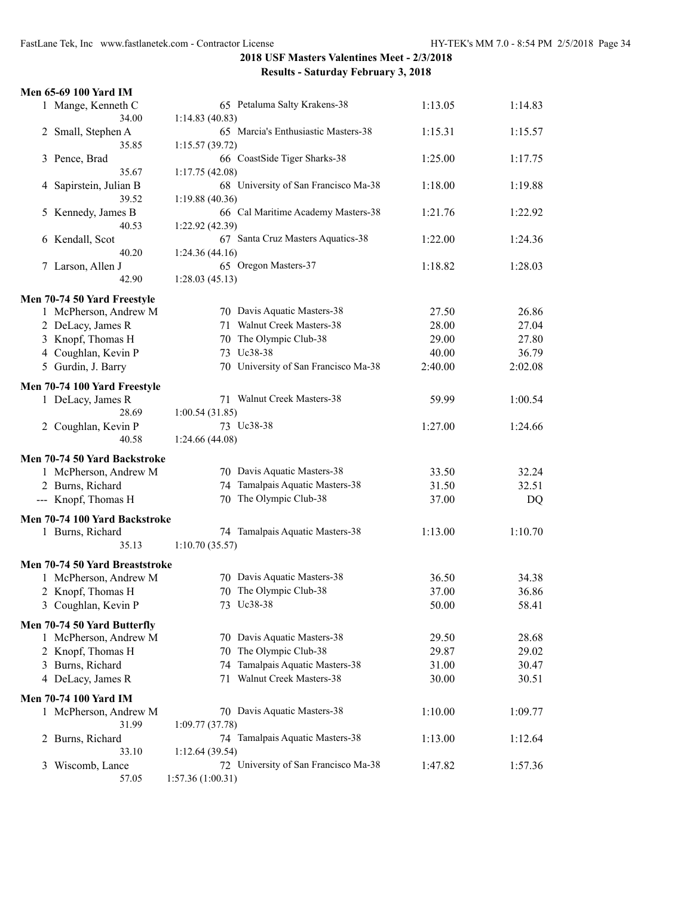**2018 USF Masters Valentines Meet - 2/3/2018**
**Results - Saturday February 3, 2018**

### Men 65-69 100 Yard IM

| Place | Name | Age | Team | Seed Time | Finals Time |
|---|---|---|---|---|---|
| 1 | Mange, Kenneth C | 65 | Petaluma Salty Krakens-38 | 1:13.05 | 1:14.83 |
| | 34.00 | 1:14.83 (40.83) | | | |
| 2 | Small, Stephen A | 65 | Marcia's Enthusiastic Masters-38 | 1:15.31 | 1:15.57 |
| | 35.85 | 1:15.57 (39.72) | | | |
| 3 | Pence, Brad | 66 | CoastSide Tiger Sharks-38 | 1:25.00 | 1:17.75 |
| | 35.67 | 1:17.75 (42.08) | | | |
| 4 | Sapirstein, Julian B | 68 | University of San Francisco Ma-38 | 1:18.00 | 1:19.88 |
| | 39.52 | 1:19.88 (40.36) | | | |
| 5 | Kennedy, James B | 66 | Cal Maritime Academy Masters-38 | 1:21.76 | 1:22.92 |
| | 40.53 | 1:22.92 (42.39) | | | |
| 6 | Kendall, Scot | 67 | Santa Cruz Masters Aquatics-38 | 1:22.00 | 1:24.36 |
| | 40.20 | 1:24.36 (44.16) | | | |
| 7 | Larson, Allen J | 65 | Oregon Masters-37 | 1:18.82 | 1:28.03 |
| | 42.90 | 1:28.03 (45.13) | | | |

### Men 70-74 50 Yard Freestyle

| Place | Name | Age | Team | Seed Time | Finals Time |
|---|---|---|---|---|---|
| 1 | McPherson, Andrew M | 70 | Davis Aquatic Masters-38 | 27.50 | 26.86 |
| 2 | DeLacy, James R | 71 | Walnut Creek Masters-38 | 28.00 | 27.04 |
| 3 | Knopf, Thomas H | 70 | The Olympic Club-38 | 29.00 | 27.80 |
| 4 | Coughlan, Kevin P | 73 | Uc38-38 | 40.00 | 36.79 |
| 5 | Gurdin, J. Barry | 70 | University of San Francisco Ma-38 | 2:40.00 | 2:02.08 |

### Men 70-74 100 Yard Freestyle

| Place | Name | Age | Team | Seed Time | Finals Time |
|---|---|---|---|---|---|
| 1 | DeLacy, James R | 71 | Walnut Creek Masters-38 | 59.99 | 1:00.54 |
| | 28.69 | 1:00.54 (31.85) | | | |
| 2 | Coughlan, Kevin P | 73 | Uc38-38 | 1:27.00 | 1:24.66 |
| | 40.58 | 1:24.66 (44.08) | | | |

### Men 70-74 50 Yard Backstroke

| Place | Name | Age | Team | Seed Time | Finals Time |
|---|---|---|---|---|---|
| 1 | McPherson, Andrew M | 70 | Davis Aquatic Masters-38 | 33.50 | 32.24 |
| 2 | Burns, Richard | 74 | Tamalpais Aquatic Masters-38 | 31.50 | 32.51 |
| --- | Knopf, Thomas H | 70 | The Olympic Club-38 | 37.00 | DQ |

### Men 70-74 100 Yard Backstroke

| Place | Name | Age | Team | Seed Time | Finals Time |
|---|---|---|---|---|---|
| 1 | Burns, Richard | 74 | Tamalpais Aquatic Masters-38 | 1:13.00 | 1:10.70 |
| | 35.13 | 1:10.70 (35.57) | | | |

### Men 70-74 50 Yard Breaststroke

| Place | Name | Age | Team | Seed Time | Finals Time |
|---|---|---|---|---|---|
| 1 | McPherson, Andrew M | 70 | Davis Aquatic Masters-38 | 36.50 | 34.38 |
| 2 | Knopf, Thomas H | 70 | The Olympic Club-38 | 37.00 | 36.86 |
| 3 | Coughlan, Kevin P | 73 | Uc38-38 | 50.00 | 58.41 |

### Men 70-74 50 Yard Butterfly

| Place | Name | Age | Team | Seed Time | Finals Time |
|---|---|---|---|---|---|
| 1 | McPherson, Andrew M | 70 | Davis Aquatic Masters-38 | 29.50 | 28.68 |
| 2 | Knopf, Thomas H | 70 | The Olympic Club-38 | 29.87 | 29.02 |
| 3 | Burns, Richard | 74 | Tamalpais Aquatic Masters-38 | 31.00 | 30.47 |
| 4 | DeLacy, James R | 71 | Walnut Creek Masters-38 | 30.00 | 30.51 |

### Men 70-74 100 Yard IM

| Place | Name | Age | Team | Seed Time | Finals Time |
|---|---|---|---|---|---|
| 1 | McPherson, Andrew M | 70 | Davis Aquatic Masters-38 | 1:10.00 | 1:09.77 |
| | 31.99 | 1:09.77 (37.78) | | | |
| 2 | Burns, Richard | 74 | Tamalpais Aquatic Masters-38 | 1:13.00 | 1:12.64 |
| | 33.10 | 1:12.64 (39.54) | | | |
| 3 | Wiscomb, Lance | 72 | University of San Francisco Ma-38 | 1:47.82 | 1:57.36 |
| | 57.05 | 1:57.36 (1:00.31) | | | |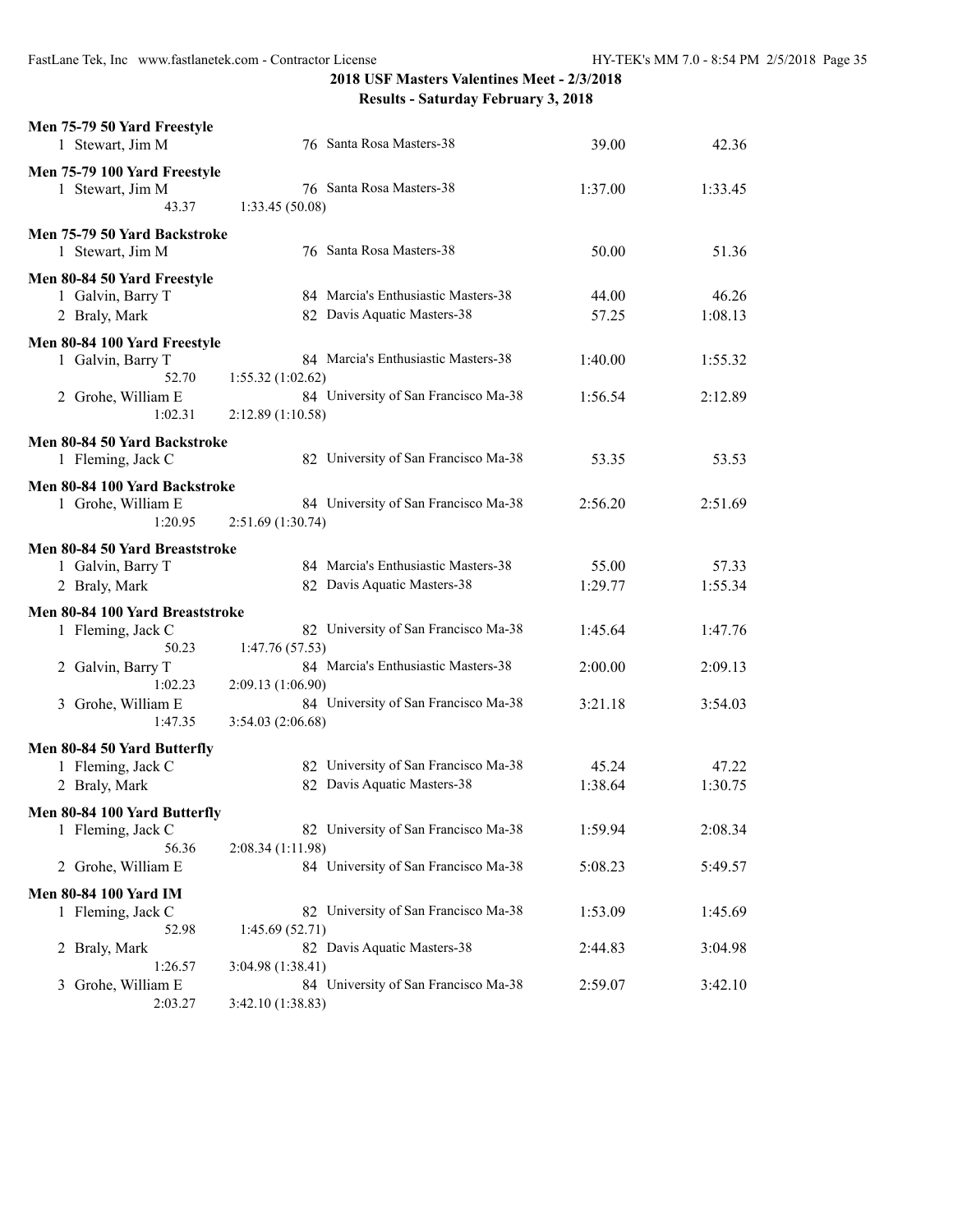**2018 USF Masters Valentines Meet - 2/3/2018**
**Results - Saturday February 3, 2018**

**Men 75-79 50 Yard Freestyle**

| | Name | Age | Team | Seed | Finals |
|---|---|---|---|---|---|
| 1 | Stewart, Jim M | 76 | Santa Rosa Masters-38 | 39.00 | 42.36 |

**Men 75-79 100 Yard Freestyle**

| | Name | Age | Team | Seed | Finals |
|---|---|---|---|---|---|
| 1 | Stewart, Jim M | 76 | Santa Rosa Masters-38 | 1:37.00 | 1:33.45 |
| | 43.37 | 1:33.45 (50.08) | | | |

**Men 75-79 50 Yard Backstroke**

| | Name | Age | Team | Seed | Finals |
|---|---|---|---|---|---|
| 1 | Stewart, Jim M | 76 | Santa Rosa Masters-38 | 50.00 | 51.36 |

**Men 80-84 50 Yard Freestyle**

| | Name | Age | Team | Seed | Finals |
|---|---|---|---|---|---|
| 1 | Galvin, Barry T | 84 | Marcia's Enthusiastic Masters-38 | 44.00 | 46.26 |
| 2 | Braly, Mark | 82 | Davis Aquatic Masters-38 | 57.25 | 1:08.13 |

**Men 80-84 100 Yard Freestyle**

| | Name | Age | Team | Seed | Finals |
|---|---|---|---|---|---|
| 1 | Galvin, Barry T | 84 | Marcia's Enthusiastic Masters-38 | 1:40.00 | 1:55.32 |
| | 52.70 | 1:55.32 (1:02.62) | | | |
| 2 | Grohe, William E | 84 | University of San Francisco Ma-38 | 1:56.54 | 2:12.89 |
| | 1:02.31 | 2:12.89 (1:10.58) | | | |

**Men 80-84 50 Yard Backstroke**

| | Name | Age | Team | Seed | Finals |
|---|---|---|---|---|---|
| 1 | Fleming, Jack C | 82 | University of San Francisco Ma-38 | 53.35 | 53.53 |

**Men 80-84 100 Yard Backstroke**

| | Name | Age | Team | Seed | Finals |
|---|---|---|---|---|---|
| 1 | Grohe, William E | 84 | University of San Francisco Ma-38 | 2:56.20 | 2:51.69 |
| | 1:20.95 | 2:51.69 (1:30.74) | | | |

**Men 80-84 50 Yard Breaststroke**

| | Name | Age | Team | Seed | Finals |
|---|---|---|---|---|---|
| 1 | Galvin, Barry T | 84 | Marcia's Enthusiastic Masters-38 | 55.00 | 57.33 |
| 2 | Braly, Mark | 82 | Davis Aquatic Masters-38 | 1:29.77 | 1:55.34 |

**Men 80-84 100 Yard Breaststroke**

| | Name | Age | Team | Seed | Finals |
|---|---|---|---|---|---|
| 1 | Fleming, Jack C | 82 | University of San Francisco Ma-38 | 1:45.64 | 1:47.76 |
| | 50.23 | 1:47.76 (57.53) | | | |
| 2 | Galvin, Barry T | 84 | Marcia's Enthusiastic Masters-38 | 2:00.00 | 2:09.13 |
| | 1:02.23 | 2:09.13 (1:06.90) | | | |
| 3 | Grohe, William E | 84 | University of San Francisco Ma-38 | 3:21.18 | 3:54.03 |
| | 1:47.35 | 3:54.03 (2:06.68) | | | |

**Men 80-84 50 Yard Butterfly**

| | Name | Age | Team | Seed | Finals |
|---|---|---|---|---|---|
| 1 | Fleming, Jack C | 82 | University of San Francisco Ma-38 | 45.24 | 47.22 |
| 2 | Braly, Mark | 82 | Davis Aquatic Masters-38 | 1:38.64 | 1:30.75 |

**Men 80-84 100 Yard Butterfly**

| | Name | Age | Team | Seed | Finals |
|---|---|---|---|---|---|
| 1 | Fleming, Jack C | 82 | University of San Francisco Ma-38 | 1:59.94 | 2:08.34 |
| | 56.36 | 2:08.34 (1:11.98) | | | |
| 2 | Grohe, William E | 84 | University of San Francisco Ma-38 | 5:08.23 | 5:49.57 |

**Men 80-84 100 Yard IM**

| | Name | Age | Team | Seed | Finals |
|---|---|---|---|---|---|
| 1 | Fleming, Jack C | 82 | University of San Francisco Ma-38 | 1:53.09 | 1:45.69 |
| | 52.98 | 1:45.69 (52.71) | | | |
| 2 | Braly, Mark | 82 | Davis Aquatic Masters-38 | 2:44.83 | 3:04.98 |
| | 1:26.57 | 3:04.98 (1:38.41) | | | |
| 3 | Grohe, William E | 84 | University of San Francisco Ma-38 | 2:59.07 | 3:42.10 |
| | 2:03.27 | 3:42.10 (1:38.83) | | | |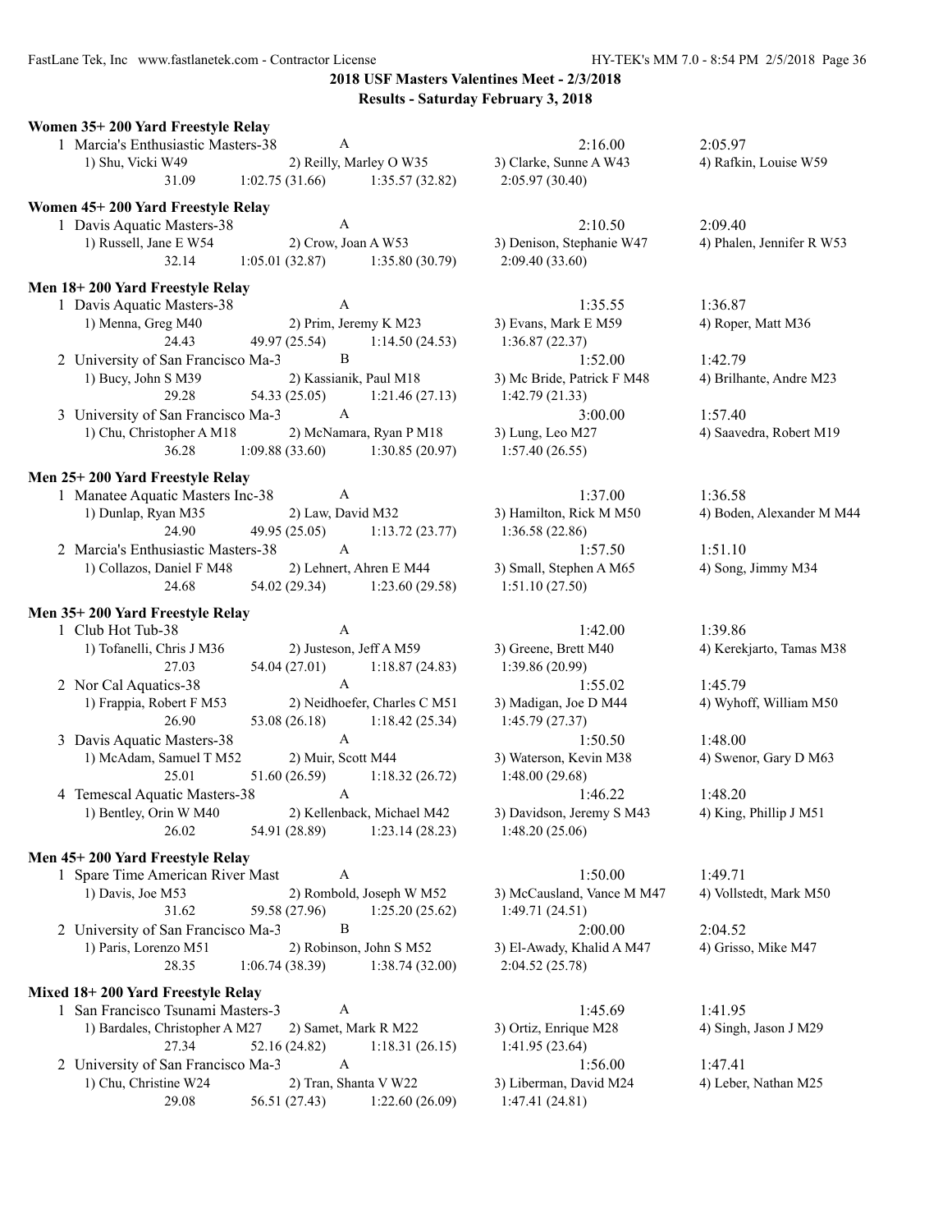## 2018 USF Masters Valentines Meet - 2/3/2018

### Results - Saturday February 3, 2018

**Women 35+ 200 Yard Freestyle Relay**

1 Marcia's Enthusiastic Masters-38 A 2:16.00 2:05.97
1) Shu, Vicki W49 2) Reilly, Marley O W35 3) Clarke, Sunne A W43 4) Rafkin, Louise W59
31.09 1:02.75 (31.66) 1:35.57 (32.82) 2:05.97 (30.40)

**Women 45+ 200 Yard Freestyle Relay**

1 Davis Aquatic Masters-38 A 2:10.50 2:09.40
1) Russell, Jane E W54 2) Crow, Joan A W53 3) Denison, Stephanie W47 4) Phalen, Jennifer R W53
32.14 1:05.01 (32.87) 1:35.80 (30.79) 2:09.40 (33.60)

**Men 18+ 200 Yard Freestyle Relay**

1 Davis Aquatic Masters-38 A 1:35.55 1:36.87
1) Menna, Greg M40 2) Prim, Jeremy K M23 3) Evans, Mark E M59 4) Roper, Matt M36
24.43 49.97 (25.54) 1:14.50 (24.53) 1:36.87 (22.37)

2 University of San Francisco Ma-3 B 1:52.00 1:42.79
1) Bucy, John S M39 2) Kassianik, Paul M18 3) Mc Bride, Patrick F M48 4) Brilhante, Andre M23
29.28 54.33 (25.05) 1:21.46 (27.13) 1:42.79 (21.33)

3 University of San Francisco Ma-3 A 3:00.00 1:57.40
1) Chu, Christopher A M18 2) McNamara, Ryan P M18 3) Lung, Leo M27 4) Saavedra, Robert M19
36.28 1:09.88 (33.60) 1:30.85 (20.97) 1:57.40 (26.55)

**Men 25+ 200 Yard Freestyle Relay**

1 Manatee Aquatic Masters Inc-38 A 1:37.00 1:36.58
1) Dunlap, Ryan M35 2) Law, David M32 3) Hamilton, Rick M M50 4) Boden, Alexander M M44
24.90 49.95 (25.05) 1:13.72 (23.77) 1:36.58 (22.86)

2 Marcia's Enthusiastic Masters-38 A 1:57.50 1:51.10
1) Collazos, Daniel F M48 2) Lehnert, Ahren E M44 3) Small, Stephen A M65 4) Song, Jimmy M34
24.68 54.02 (29.34) 1:23.60 (29.58) 1:51.10 (27.50)

**Men 35+ 200 Yard Freestyle Relay**

1 Club Hot Tub-38 A 1:42.00 1:39.86
1) Tofanelli, Chris J M36 2) Justeson, Jeff A M59 3) Greene, Brett M40 4) Kerekjarto, Tamas M38
27.03 54.04 (27.01) 1:18.87 (24.83) 1:39.86 (20.99)

2 Nor Cal Aquatics-38 A 1:55.02 1:45.79
1) Frappia, Robert F M53 2) Neidhoefer, Charles C M51 3) Madigan, Joe D M44 4) Wyhoff, William M50
26.90 53.08 (26.18) 1:18.42 (25.34) 1:45.79 (27.37)

3 Davis Aquatic Masters-38 A 1:50.50 1:48.00
1) McAdam, Samuel T M52 2) Muir, Scott M44 3) Waterson, Kevin M38 4) Swenor, Gary D M63
25.01 51.60 (26.59) 1:18.32 (26.72) 1:48.00 (29.68)

4 Temescal Aquatic Masters-38 A 1:46.22 1:48.20
1) Bentley, Orin W M40 2) Kellenback, Michael M42 3) Davidson, Jeremy S M43 4) King, Phillip J M51
26.02 54.91 (28.89) 1:23.14 (28.23) 1:48.20 (25.06)

**Men 45+ 200 Yard Freestyle Relay**

1 Spare Time American River Mast A 1:50.00 1:49.71
1) Davis, Joe M53 2) Rombold, Joseph W M52 3) McCausland, Vance M M47 4) Vollstedt, Mark M50
31.62 59.58 (27.96) 1:25.20 (25.62) 1:49.71 (24.51)

2 University of San Francisco Ma-3 B 2:00.00 2:04.52
1) Paris, Lorenzo M51 2) Robinson, John S M52 3) El-Awady, Khalid A M47 4) Grisso, Mike M47
28.35 1:06.74 (38.39) 1:38.74 (32.00) 2:04.52 (25.78)

**Mixed 18+ 200 Yard Freestyle Relay**

1 San Francisco Tsunami Masters-3 A 1:45.69 1:41.95
1) Bardales, Christopher A M27 2) Samet, Mark R M22 3) Ortiz, Enrique M28 4) Singh, Jason J M29
27.34 52.16 (24.82) 1:18.31 (26.15) 1:41.95 (23.64)

2 University of San Francisco Ma-3 A 1:56.00 1:47.41
1) Chu, Christine W24 2) Tran, Shanta V W22 3) Liberman, David M24 4) Leber, Nathan M25
29.08 56.51 (27.43) 1:22.60 (26.09) 1:47.41 (24.81)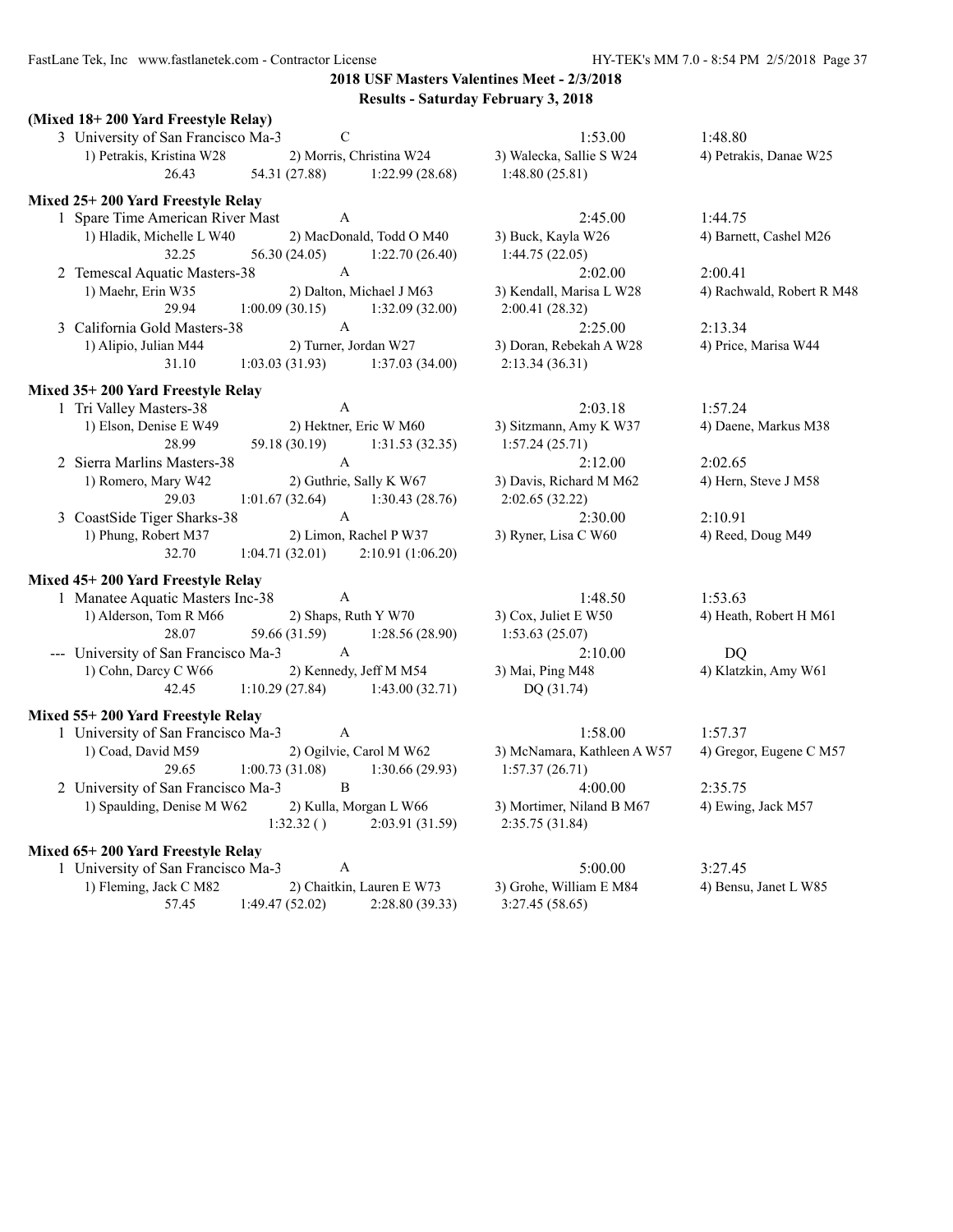## 2018 USF Masters Valentines Meet - 2/3/2018

### Results - Saturday February 3, 2018

**(Mixed 18+ 200 Yard Freestyle Relay)**

| | | | | |
|---|---|---|---|---|
| 3 University of San Francisco Ma-3 | C | | 1:53.00 | 1:48.80 |
| 1) Petrakis, Kristina W28 | 2) Morris, Christina W24 | | 3) Walecka, Sallie S W24 | 4) Petrakis, Danae W25 |
| 26.43 | 54.31 (27.88) | 1:22.99 (28.68) | 1:48.80 (25.81) | |

**Mixed 25+ 200 Yard Freestyle Relay**

| | | | | |
|---|---|---|---|---|
| 1 Spare Time American River Mast | A | | 2:45.00 | 1:44.75 |
| 1) Hladik, Michelle L W40 | 2) MacDonald, Todd O M40 | | 3) Buck, Kayla W26 | 4) Barnett, Cashel M26 |
| 32.25 | 56.30 (24.05) | 1:22.70 (26.40) | 1:44.75 (22.05) | |
| 2 Temescal Aquatic Masters-38 | A | | 2:02.00 | 2:00.41 |
| 1) Maehr, Erin W35 | 2) Dalton, Michael J M63 | | 3) Kendall, Marisa L W28 | 4) Rachwald, Robert R M48 |
| 29.94 | 1:00.09 (30.15) | 1:32.09 (32.00) | 2:00.41 (28.32) | |
| 3 California Gold Masters-38 | A | | 2:25.00 | 2:13.34 |
| 1) Alipio, Julian M44 | 2) Turner, Jordan W27 | | 3) Doran, Rebekah A W28 | 4) Price, Marisa W44 |
| 31.10 | 1:03.03 (31.93) | 1:37.03 (34.00) | 2:13.34 (36.31) | |

**Mixed 35+ 200 Yard Freestyle Relay**

| | | | | |
|---|---|---|---|---|
| 1 Tri Valley Masters-38 | A | | 2:03.18 | 1:57.24 |
| 1) Elson, Denise E W49 | 2) Hektner, Eric W M60 | | 3) Sitzmann, Amy K W37 | 4) Daene, Markus M38 |
| 28.99 | 59.18 (30.19) | 1:31.53 (32.35) | 1:57.24 (25.71) | |
| 2 Sierra Marlins Masters-38 | A | | 2:12.00 | 2:02.65 |
| 1) Romero, Mary W42 | 2) Guthrie, Sally K W67 | | 3) Davis, Richard M M62 | 4) Hern, Steve J M58 |
| 29.03 | 1:01.67 (32.64) | 1:30.43 (28.76) | 2:02.65 (32.22) | |
| 3 CoastSide Tiger Sharks-38 | A | | 2:30.00 | 2:10.91 |
| 1) Phung, Robert M37 | 2) Limon, Rachel P W37 | | 3) Ryner, Lisa C W60 | 4) Reed, Doug M49 |
| 32.70 | 1:04.71 (32.01) | 2:10.91 (1:06.20) | | |

**Mixed 45+ 200 Yard Freestyle Relay**

| | | | | |
|---|---|---|---|---|
| 1 Manatee Aquatic Masters Inc-38 | A | | 1:48.50 | 1:53.63 |
| 1) Alderson, Tom R M66 | 2) Shaps, Ruth Y W70 | | 3) Cox, Juliet E W50 | 4) Heath, Robert H M61 |
| 28.07 | 59.66 (31.59) | 1:28.56 (28.90) | 1:53.63 (25.07) | |
| --- University of San Francisco Ma-3 | A | | 2:10.00 | DQ |
| 1) Cohn, Darcy C W66 | 2) Kennedy, Jeff M M54 | | 3) Mai, Ping M48 | 4) Klatzkin, Amy W61 |
| 42.45 | 1:10.29 (27.84) | 1:43.00 (32.71) | DQ (31.74) | |

**Mixed 55+ 200 Yard Freestyle Relay**

| | | | | |
|---|---|---|---|---|
| 1 University of San Francisco Ma-3 | A | | 1:58.00 | 1:57.37 |
| 1) Coad, David M59 | 2) Ogilvie, Carol M W62 | | 3) McNamara, Kathleen A W57 | 4) Gregor, Eugene C M57 |
| 29.65 | 1:00.73 (31.08) | 1:30.66 (29.93) | 1:57.37 (26.71) | |
| 2 University of San Francisco Ma-3 | B | | 4:00.00 | 2:35.75 |
| 1) Spaulding, Denise M W62 | 2) Kulla, Morgan L W66 | | 3) Mortimer, Niland B M67 | 4) Ewing, Jack M57 |
| | 1:32.32 ( ) | 2:03.91 (31.59) | 2:35.75 (31.84) | |

**Mixed 65+ 200 Yard Freestyle Relay**

| | | | | |
|---|---|---|---|---|
| 1 University of San Francisco Ma-3 | A | | 5:00.00 | 3:27.45 |
| 1) Fleming, Jack C M82 | 2) Chaitkin, Lauren E W73 | | 3) Grohe, William E M84 | 4) Bensu, Janet L W85 |
| 57.45 | 1:49.47 (52.02) | 2:28.80 (39.33) | 3:27.45 (58.65) | |